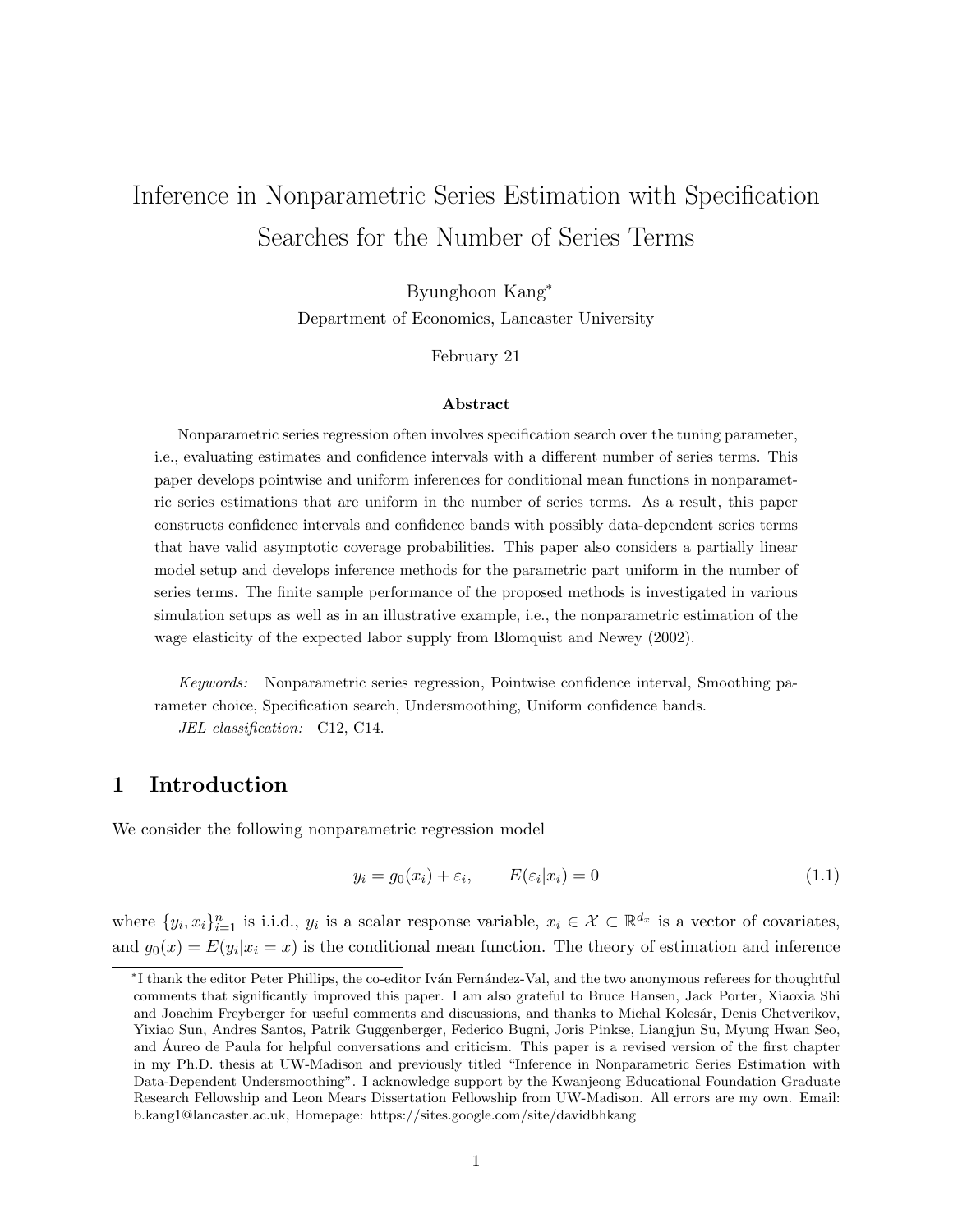# Inference in Nonparametric Series Estimation with Specification Searches for the Number of Series Terms

Byunghoon Kang*

Department of Economics, Lancaster University

February 21

### Abstract

Nonparametric series regression often involves specification search over the tuning parameter, i.e., evaluating estimates and confidence intervals with a different number of series terms. This paper develops pointwise and uniform inferences for conditional mean functions in nonparametric series estimations that are uniform in the number of series terms. As a result, this paper constructs confidence intervals and confidence bands with possibly data-dependent series terms that have valid asymptotic coverage probabilities. This paper also considers a partially linear model setup and develops inference methods for the parametric part uniform in the number of series terms. The finite sample performance of the proposed methods is investigated in various simulation setups as well as in an illustrative example, i.e., the nonparametric estimation of the wage elasticity of the expected labor supply from Blomquist and Newey (2002).

*Keywords:* Nonparametric series regression, Pointwise confidence interval, Smoothing parameter choice, Specification search, Undersmoothing, Uniform confidence bands.

*JEL classification:* C12, C14.

## 1 Introduction

We consider the following nonparametric regression model

$$y_i = g_0(x_i) + \varepsilon_i, \qquad E(\varepsilon_i|x_i) = 0 \tag{1.1}$$

where $\{y_i, x_i\}_{i=1}^n$ is i.i.d., $y_i$ is a scalar response variable, $x_i \in \mathcal{X} \subset \mathbb{R}^{d_x}$ is a vector of covariates, and $g_0(x) = E(y_i|x_i = x)$ is the conditional mean function. The theory of estimation and inference

---

*I thank the editor Peter Phillips, the co-editor Iván Fernández-Val, and the two anonymous referees for thoughtful comments that significantly improved this paper. I am also grateful to Bruce Hansen, Jack Porter, Xiaoxia Shi and Joachim Freyberger for useful comments and discussions, and thanks to Michal Kolesár, Denis Chetverikov, Yixiao Sun, Andres Santos, Patrik Guggenberger, Federico Bugni, Joris Pinkse, Liangjun Su, Myung Hwan Seo, and Áureo de Paula for helpful conversations and criticism. This paper is a revised version of the first chapter in my Ph.D. thesis at UW-Madison and previously titled "Inference in Nonparametric Series Estimation with Data-Dependent Undersmoothing". I acknowledge support by the Kwanjeong Educational Foundation Graduate Research Fellowship and Leon Mears Dissertation Fellowship from UW-Madison. All errors are my own. Email: b.kang1@lancaster.ac.uk, Homepage: https://sites.google.com/site/davidbhkang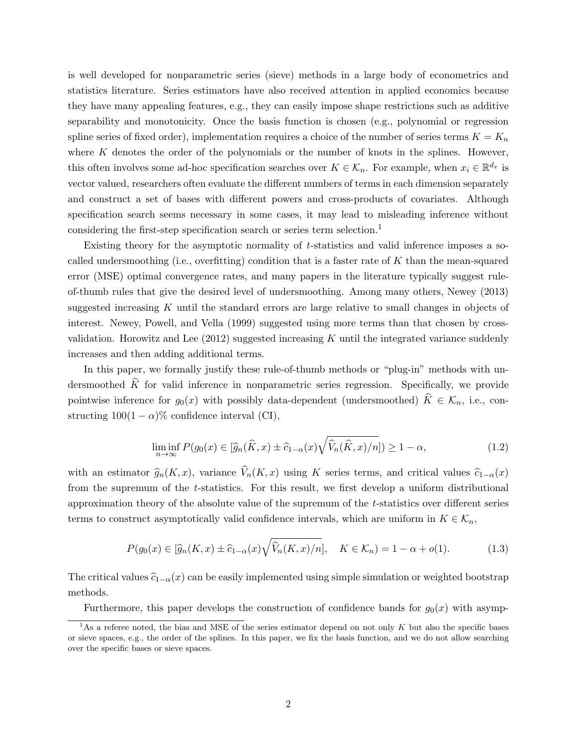is well developed for nonparametric series (sieve) methods in a large body of econometrics and statistics literature. Series estimators have also received attention in applied economics because they have many appealing features, e.g., they can easily impose shape restrictions such as additive separability and monotonicity. Once the basis function is chosen (e.g., polynomial or regression spline series of fixed order), implementation requires a choice of the number of series terms $K = K_n$ where $K$ denotes the order of the polynomials or the number of knots in the splines. However, this often involves some ad-hoc specification searches over $K \in \mathcal{K}_n$. For example, when $x_i \in \mathbb{R}^{d_x}$ is vector valued, researchers often evaluate the different numbers of terms in each dimension separately and construct a set of bases with different powers and cross-products of covariates. Although specification search seems necessary in some cases, it may lead to misleading inference without considering the first-step specification search or series term selection.[1]

Existing theory for the asymptotic normality of $t$-statistics and valid inference imposes a so-called undersmoothing (i.e., overfitting) condition that is a faster rate of $K$ than the mean-squared error (MSE) optimal convergence rates, and many papers in the literature typically suggest rule-of-thumb rules that give the desired level of undersmoothing. Among many others, Newey (2013) suggested increasing $K$ until the standard errors are large relative to small changes in objects of interest. Newey, Powell, and Vella (1999) suggested using more terms than that chosen by cross-validation. Horowitz and Lee (2012) suggested increasing $K$ until the integrated variance suddenly increases and then adding additional terms.

In this paper, we formally justify these rule-of-thumb methods or "plug-in" methods with undersmoothed $\widehat{K}$ for valid inference in nonparametric series regression. Specifically, we provide pointwise inference for $g_0(x)$ with possibly data-dependent (undersmoothed) $\widehat{K} \in \mathcal{K}_n$, i.e., constructing $100(1-\alpha)\%$ confidence interval (CI),

$$\liminf_{n\to\infty} P(g_0(x) \in [\widehat{g}_n(\widehat{K}, x) \pm \widehat{c}_{1-\alpha}(x)\sqrt{\widehat{V}_n(\widehat{K}, x)/n}]) \geq 1-\alpha, \tag{1.2}$$

with an estimator $\widehat{g}_n(K, x)$, variance $\widehat{V}_n(K, x)$ using $K$ series terms, and critical values $\widehat{c}_{1-\alpha}(x)$ from the supremum of the $t$-statistics. For this result, we first develop a uniform distributional approximation theory of the absolute value of the supremum of the $t$-statistics over different series terms to construct asymptotically valid confidence intervals, which are uniform in $K \in \mathcal{K}_n$,

$$P(g_0(x) \in [\widehat{g}_n(K, x) \pm \widehat{c}_{1-\alpha}(x)\sqrt{\widehat{V}_n(K, x)/n}], \quad K \in \mathcal{K}_n) = 1-\alpha + o(1). \tag{1.3}$$

The critical values $\widehat{c}_{1-\alpha}(x)$ can be easily implemented using simple simulation or weighted bootstrap methods.

Furthermore, this paper develops the construction of confidence bands for $g_0(x)$ with asymp-

[1] As a referee noted, the bias and MSE of the series estimator depend on not only $K$ but also the specific bases or sieve spaces, e.g., the order of the splines. In this paper, we fix the basis function, and we do not allow searching over the specific bases or sieve spaces.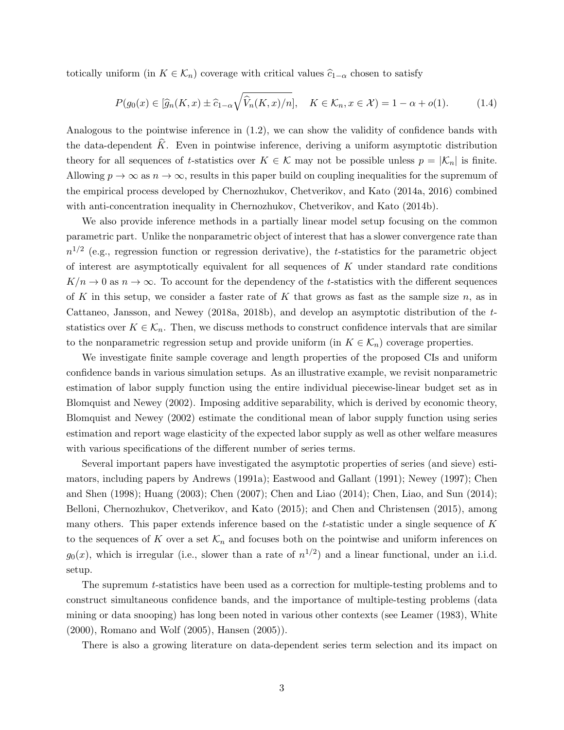totically uniform (in $K \in \mathcal{K}_n$) coverage with critical values $\widehat{c}_{1-\alpha}$ chosen to satisfy

$$P(g_0(x) \in [\widehat{g}_n(K,x) \pm \widehat{c}_{1-\alpha}\sqrt{\widehat{V}_n(K,x)/n}], \quad K \in \mathcal{K}_n, x \in \mathcal{X}) = 1 - \alpha + o(1). \tag{1.4}$$

Analogous to the pointwise inference in (1.2), we can show the validity of confidence bands with the data-dependent $\widehat{K}$. Even in pointwise inference, deriving a uniform asymptotic distribution theory for all sequences of $t$-statistics over $K \in \mathcal{K}$ may not be possible unless $p = |\mathcal{K}_n|$ is finite. Allowing $p \to \infty$ as $n \to \infty$, results in this paper build on coupling inequalities for the supremum of the empirical process developed by Chernozhukov, Chetverikov, and Kato (2014a, 2016) combined with anti-concentration inequality in Chernozhukov, Chetverikov, and Kato (2014b).

We also provide inference methods in a partially linear model setup focusing on the common parametric part. Unlike the nonparametric object of interest that has a slower convergence rate than $n^{1/2}$ (e.g., regression function or regression derivative), the $t$-statistics for the parametric object of interest are asymptotically equivalent for all sequences of $K$ under standard rate conditions $K/n \to 0$ as $n \to \infty$. To account for the dependency of the $t$-statistics with the different sequences of $K$ in this setup, we consider a faster rate of $K$ that grows as fast as the sample size $n$, as in Cattaneo, Jansson, and Newey (2018a, 2018b), and develop an asymptotic distribution of the $t$-statistics over $K \in \mathcal{K}_n$. Then, we discuss methods to construct confidence intervals that are similar to the nonparametric regression setup and provide uniform (in $K \in \mathcal{K}_n$) coverage properties.

We investigate finite sample coverage and length properties of the proposed CIs and uniform confidence bands in various simulation setups. As an illustrative example, we revisit nonparametric estimation of labor supply function using the entire individual piecewise-linear budget set as in Blomquist and Newey (2002). Imposing additive separability, which is derived by economic theory, Blomquist and Newey (2002) estimate the conditional mean of labor supply function using series estimation and report wage elasticity of the expected labor supply as well as other welfare measures with various specifications of the different number of series terms.

Several important papers have investigated the asymptotic properties of series (and sieve) estimators, including papers by Andrews (1991a); Eastwood and Gallant (1991); Newey (1997); Chen and Shen (1998); Huang (2003); Chen (2007); Chen and Liao (2014); Chen, Liao, and Sun (2014); Belloni, Chernozhukov, Chetverikov, and Kato (2015); and Chen and Christensen (2015), among many others. This paper extends inference based on the $t$-statistic under a single sequence of $K$ to the sequences of $K$ over a set $\mathcal{K}_n$ and focuses both on the pointwise and uniform inferences on $g_0(x)$, which is irregular (i.e., slower than a rate of $n^{1/2}$) and a linear functional, under an i.i.d. setup.

The supremum $t$-statistics have been used as a correction for multiple-testing problems and to construct simultaneous confidence bands, and the importance of multiple-testing problems (data mining or data snooping) has long been noted in various other contexts (see Leamer (1983), White (2000), Romano and Wolf (2005), Hansen (2005)).

There is also a growing literature on data-dependent series term selection and its impact on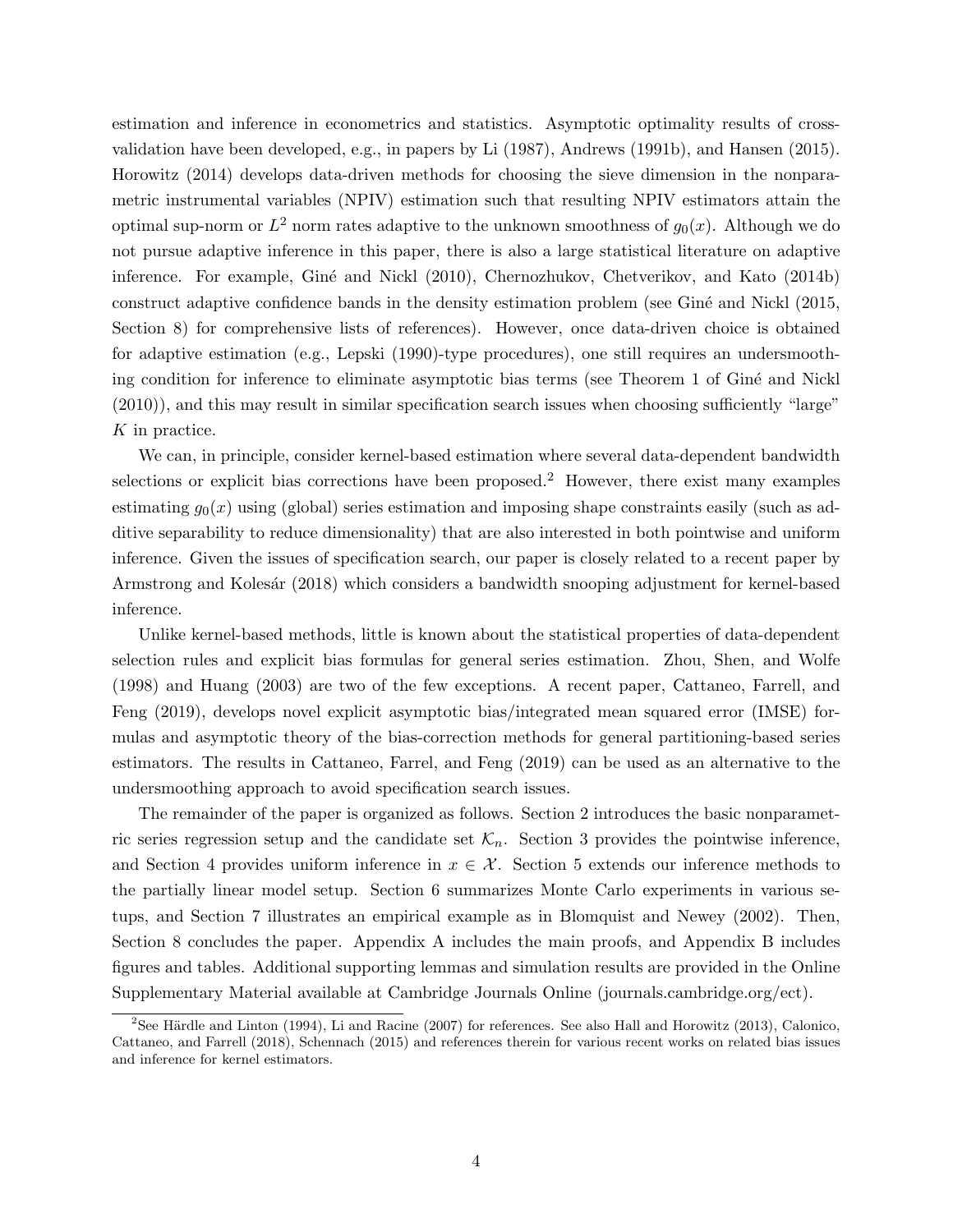estimation and inference in econometrics and statistics. Asymptotic optimality results of cross-validation have been developed, e.g., in papers by Li (1987), Andrews (1991b), and Hansen (2015). Horowitz (2014) develops data-driven methods for choosing the sieve dimension in the nonparametric instrumental variables (NPIV) estimation such that resulting NPIV estimators attain the optimal sup-norm or $L^2$ norm rates adaptive to the unknown smoothness of $g_0(x)$. Although we do not pursue adaptive inference in this paper, there is also a large statistical literature on adaptive inference. For example, Giné and Nickl (2010), Chernozhukov, Chetverikov, and Kato (2014b) construct adaptive confidence bands in the density estimation problem (see Giné and Nickl (2015, Section 8) for comprehensive lists of references). However, once data-driven choice is obtained for adaptive estimation (e.g., Lepski (1990)-type procedures), one still requires an undersmoothing condition for inference to eliminate asymptotic bias terms (see Theorem 1 of Giné and Nickl (2010)), and this may result in similar specification search issues when choosing sufficiently "large" $K$ in practice.

We can, in principle, consider kernel-based estimation where several data-dependent bandwidth selections or explicit bias corrections have been proposed.[2] However, there exist many examples estimating $g_0(x)$ using (global) series estimation and imposing shape constraints easily (such as additive separability to reduce dimensionality) that are also interested in both pointwise and uniform inference. Given the issues of specification search, our paper is closely related to a recent paper by Armstrong and Kolesár (2018) which considers a bandwidth snooping adjustment for kernel-based inference.

Unlike kernel-based methods, little is known about the statistical properties of data-dependent selection rules and explicit bias formulas for general series estimation. Zhou, Shen, and Wolfe (1998) and Huang (2003) are two of the few exceptions. A recent paper, Cattaneo, Farrell, and Feng (2019), develops novel explicit asymptotic bias/integrated mean squared error (IMSE) formulas and asymptotic theory of the bias-correction methods for general partitioning-based series estimators. The results in Cattaneo, Farrel, and Feng (2019) can be used as an alternative to the undersmoothing approach to avoid specification search issues.

The remainder of the paper is organized as follows. Section 2 introduces the basic nonparametric series regression setup and the candidate set $\mathcal{K}_n$. Section 3 provides the pointwise inference, and Section 4 provides uniform inference in $x \in \mathcal{X}$. Section 5 extends our inference methods to the partially linear model setup. Section 6 summarizes Monte Carlo experiments in various setups, and Section 7 illustrates an empirical example as in Blomquist and Newey (2002). Then, Section 8 concludes the paper. Appendix A includes the main proofs, and Appendix B includes figures and tables. Additional supporting lemmas and simulation results are provided in the Online Supplementary Material available at Cambridge Journals Online (journals.cambridge.org/ect).

[2]See Härdle and Linton (1994), Li and Racine (2007) for references. See also Hall and Horowitz (2013), Calonico, Cattaneo, and Farrell (2018), Schennach (2015) and references therein for various recent works on related bias issues and inference for kernel estimators.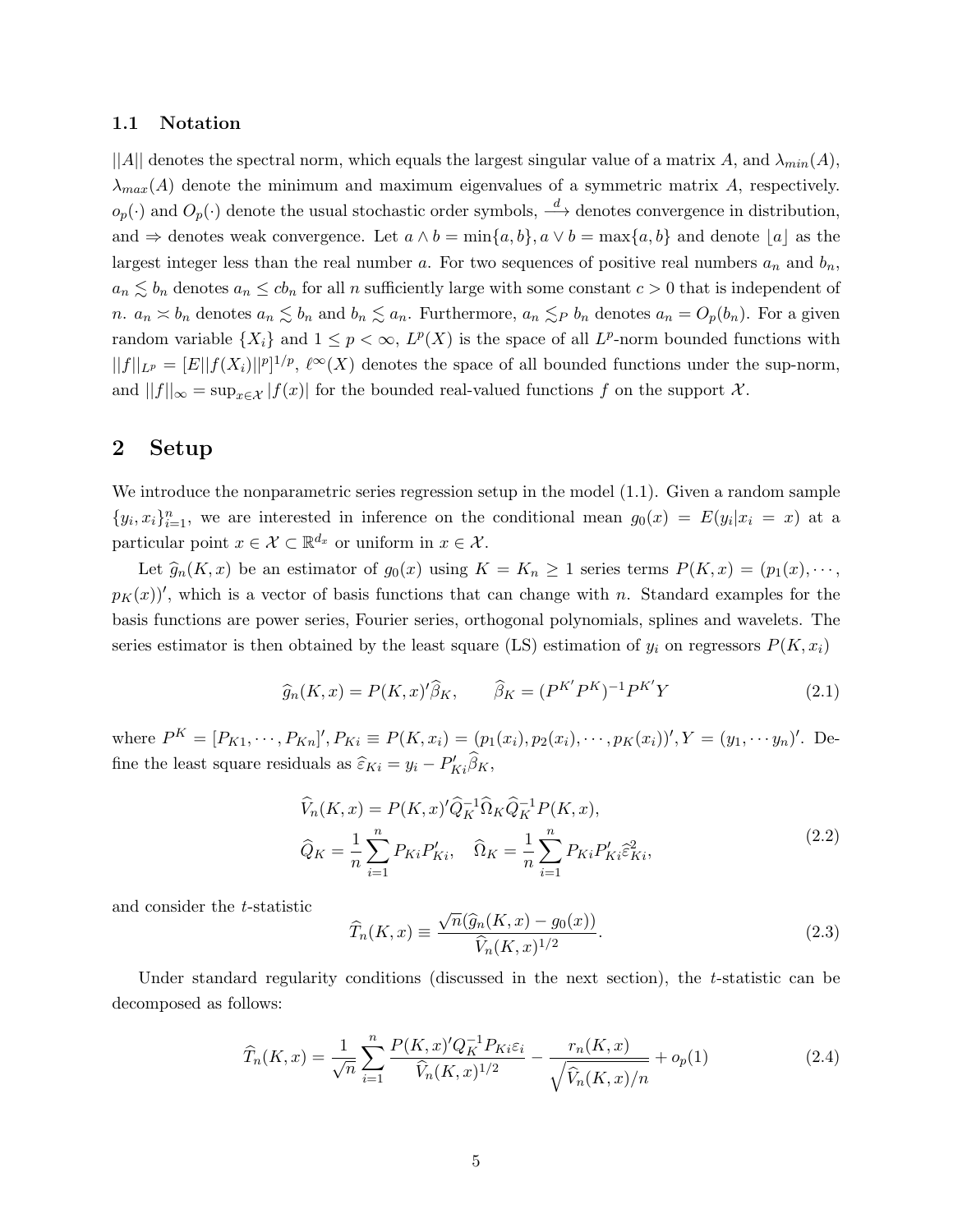### 1.1 Notation

$||A||$ denotes the spectral norm, which equals the largest singular value of a matrix $A$, and $\lambda_{min}(A)$, $\lambda_{max}(A)$ denote the minimum and maximum eigenvalues of a symmetric matrix $A$, respectively. $o_p(\cdot)$ and $O_p(\cdot)$ denote the usual stochastic order symbols, $\xrightarrow{d}$ denotes convergence in distribution, and $\Rightarrow$ denotes weak convergence. Let $a \wedge b = \min\{a, b\}, a \vee b = \max\{a, b\}$ and denote $\lfloor a \rfloor$ as the largest integer less than the real number $a$. For two sequences of positive real numbers $a_n$ and $b_n$, $a_n \lesssim b_n$ denotes $a_n \leq cb_n$ for all $n$ sufficiently large with some constant $c > 0$ that is independent of $n$. $a_n \asymp b_n$ denotes $a_n \lesssim b_n$ and $b_n \lesssim a_n$. Furthermore, $a_n \lesssim_P b_n$ denotes $a_n = O_p(b_n)$. For a given random variable $\{X_i\}$ and $1 \leq p < \infty$, $L^p(X)$ is the space of all $L^p$-norm bounded functions with $||f||_{L^p} = [E||f(X_i)||^p]^{1/p}$, $\ell^\infty(X)$ denotes the space of all bounded functions under the sup-norm, and $||f||_\infty = \sup_{x \in \mathcal{X}} |f(x)|$ for the bounded real-valued functions $f$ on the support $\mathcal{X}$.

## 2 Setup

We introduce the nonparametric series regression setup in the model (1.1). Given a random sample $\{y_i, x_i\}_{i=1}^n$, we are interested in inference on the conditional mean $g_0(x) = E(y_i|x_i = x)$ at a particular point $x \in \mathcal{X} \subset \mathbb{R}^{d_x}$ or uniform in $x \in \mathcal{X}$.

Let $\widehat{g}_n(K, x)$ be an estimator of $g_0(x)$ using $K = K_n \geq 1$ series terms $P(K, x) = (p_1(x), \cdots, p_K(x))'$, which is a vector of basis functions that can change with $n$. Standard examples for the basis functions are power series, Fourier series, orthogonal polynomials, splines and wavelets. The series estimator is then obtained by the least square (LS) estimation of $y_i$ on regressors $P(K, x_i)$

$$\widehat{g}_n(K, x) = P(K, x)'\widehat{\beta}_K, \qquad \widehat{\beta}_K = (P^{K'}P^K)^{-1}P^{K'}Y \tag{2.1}$$

where $P^K = [P_{K1}, \cdots, P_{Kn}]', P_{Ki} \equiv P(K, x_i) = (p_1(x_i), p_2(x_i), \cdots, p_K(x_i))', Y = (y_1, \cdots y_n)'$. Define the least square residuals as $\widehat{\varepsilon}_{Ki} = y_i - P_{Ki}'\widehat{\beta}_K$,

$$\begin{aligned} \widehat{V}_n(K, x) &= P(K, x)'\widehat{Q}_K^{-1}\widehat{\Omega}_K\widehat{Q}_K^{-1}P(K, x), \\ \widehat{Q}_K &= \frac{1}{n}\sum_{i=1}^n P_{Ki}P_{Ki}', \quad \widehat{\Omega}_K = \frac{1}{n}\sum_{i=1}^n P_{Ki}P_{Ki}'\widehat{\varepsilon}_{Ki}^2, \end{aligned} \tag{2.2}$$

and consider the $t$-statistic

$$\widehat{T}_n(K, x) \equiv \frac{\sqrt{n}(\widehat{g}_n(K, x) - g_0(x))}{\widehat{V}_n(K, x)^{1/2}}. \tag{2.3}$$

Under standard regularity conditions (discussed in the next section), the $t$-statistic can be decomposed as follows:

$$\widehat{T}_n(K, x) = \frac{1}{\sqrt{n}}\sum_{i=1}^n \frac{P(K, x)'Q_K^{-1}P_{Ki}\varepsilon_i}{\widehat{V}_n(K, x)^{1/2}} - \frac{r_n(K, x)}{\sqrt{\widehat{V}_n(K, x)/n}} + o_p(1) \tag{2.4}$$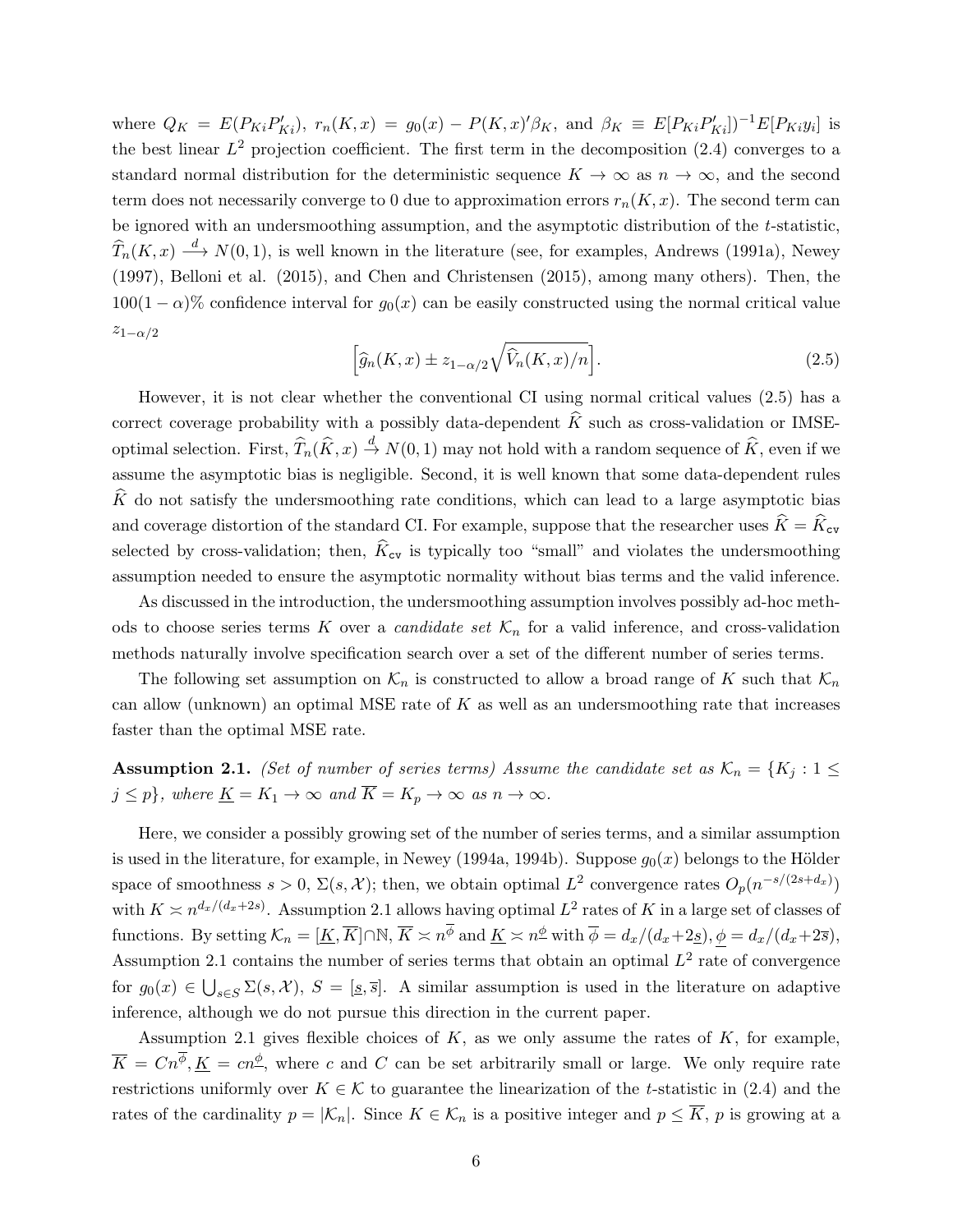where $Q_K = E(P_{Ki}P_{Ki}')$, $r_n(K,x) = g_0(x) - P(K,x)'\beta_K$, and $\beta_K \equiv E[P_{Ki}P_{Ki}'])^{-1}E[P_{Ki}y_i]$ is the best linear $L^2$ projection coefficient. The first term in the decomposition (2.4) converges to a standard normal distribution for the deterministic sequence $K \to \infty$ as $n \to \infty$, and the second term does not necessarily converge to 0 due to approximation errors $r_n(K,x)$. The second term can be ignored with an undersmoothing assumption, and the asymptotic distribution of the $t$-statistic, $\widehat{T}_n(K,x) \xrightarrow{d} N(0,1)$, is well known in the literature (see, for examples, Andrews (1991a), Newey (1997), Belloni et al. (2015), and Chen and Christensen (2015), among many others). Then, the $100(1-\alpha)\%$ confidence interval for $g_0(x)$ can be easily constructed using the normal critical value $z_{1-\alpha/2}$

$$\left[\widehat{g}_n(K,x) \pm z_{1-\alpha/2}\sqrt{\widehat{V}_n(K,x)/n}\right]. \tag{2.5}$$

However, it is not clear whether the conventional CI using normal critical values (2.5) has a correct coverage probability with a possibly data-dependent $\widehat{K}$ such as cross-validation or IMSE-optimal selection. First, $\widehat{T}_n(\widehat{K},x) \xrightarrow{d} N(0,1)$ may not hold with a random sequence of $\widehat{K}$, even if we assume the asymptotic bias is negligible. Second, it is well known that some data-dependent rules $\widehat{K}$ do not satisfy the undersmoothing rate conditions, which can lead to a large asymptotic bias and coverage distortion of the standard CI. For example, suppose that the researcher uses $\widehat{K} = \widehat{K}_{\texttt{cv}}$ selected by cross-validation; then, $\widehat{K}_{\texttt{cv}}$ is typically too "small" and violates the undersmoothing assumption needed to ensure the asymptotic normality without bias terms and the valid inference.

As discussed in the introduction, the undersmoothing assumption involves possibly ad-hoc methods to choose series terms $K$ over a *candidate set* $\mathcal{K}_n$ for a valid inference, and cross-validation methods naturally involve specification search over a set of the different number of series terms.

The following set assumption on $\mathcal{K}_n$ is constructed to allow a broad range of $K$ such that $\mathcal{K}_n$ can allow (unknown) an optimal MSE rate of $K$ as well as an undersmoothing rate that increases faster than the optimal MSE rate.

**Assumption 2.1.** *(Set of number of series terms) Assume the candidate set as $\mathcal{K}_n = \{K_j : 1 \leq j \leq p\}$, where $\underline{K} = K_1 \to \infty$ and $\overline{K} = K_p \to \infty$ as $n \to \infty$.*

Here, we consider a possibly growing set of the number of series terms, and a similar assumption is used in the literature, for example, in Newey (1994a, 1994b). Suppose $g_0(x)$ belongs to the Hölder space of smoothness $s > 0$, $\Sigma(s,\mathcal{X})$; then, we obtain optimal $L^2$ convergence rates $O_p(n^{-s/(2s+d_x)})$ with $K \asymp n^{d_x/(d_x+2s)}$. Assumption 2.1 allows having optimal $L^2$ rates of $K$ in a large set of classes of functions. By setting $\mathcal{K}_n = [\underline{K}, \overline{K}] \cap \mathbb{N}$, $\overline{K} \asymp n^{\overline{\phi}}$ and $\underline{K} \asymp n^{\underline{\phi}}$ with $\overline{\phi} = d_x/(d_x+2\underline{s})$, $\underline{\phi} = d_x/(d_x+2\overline{s})$, Assumption 2.1 contains the number of series terms that obtain an optimal $L^2$ rate of convergence for $g_0(x) \in \bigcup_{s\in S}\Sigma(s,\mathcal{X})$, $S = [\underline{s}, \overline{s}]$. A similar assumption is used in the literature on adaptive inference, although we do not pursue this direction in the current paper.

Assumption 2.1 gives flexible choices of $K$, as we only assume the rates of $K$, for example, $\overline{K} = Cn^{\overline{\phi}}, \underline{K} = cn^{\underline{\phi}}$, where $c$ and $C$ can be set arbitrarily small or large. We only require rate restrictions uniformly over $K \in \mathcal{K}$ to guarantee the linearization of the $t$-statistic in (2.4) and the rates of the cardinality $p = |\mathcal{K}_n|$. Since $K \in \mathcal{K}_n$ is a positive integer and $p \leq \overline{K}$, $p$ is growing at a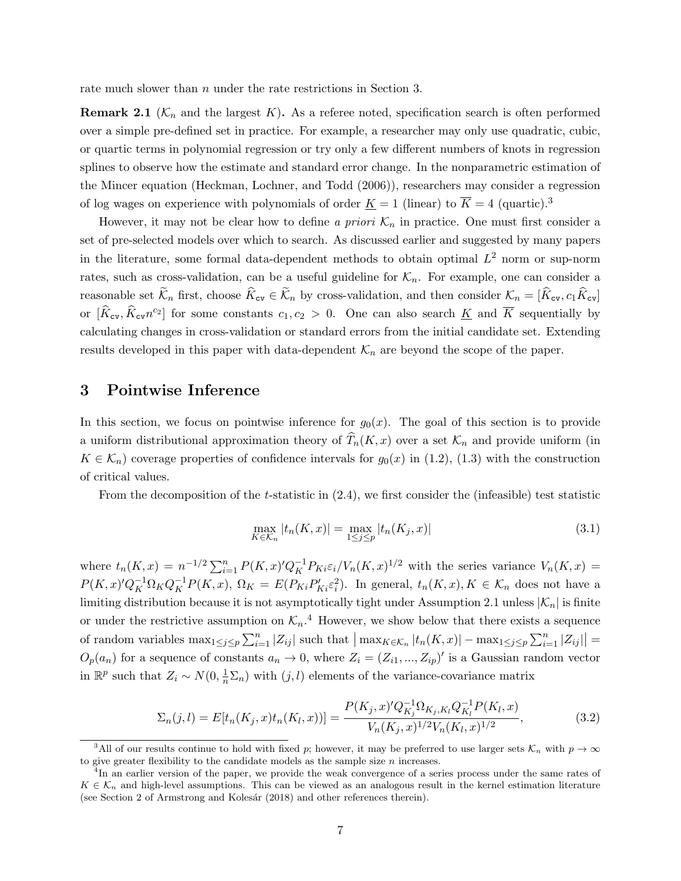rate much slower than $n$ under the rate restrictions in Section 3.

**Remark 2.1** ($\mathcal{K}_n$ **and the largest** $K$)**.** As a referee noted, specification search is often performed over a simple pre-defined set in practice. For example, a researcher may only use quadratic, cubic, or quartic terms in polynomial regression or try only a few different numbers of knots in regression splines to observe how the estimate and standard error change. In the nonparametric estimation of the Mincer equation (Heckman, Lochner, and Todd (2006)), researchers may consider a regression of log wages on experience with polynomials of order $\underline{K} = 1$ (linear) to $\overline{K} = 4$ (quartic).[3]

However, it may not be clear how to define *a priori* $\mathcal{K}_n$ in practice. One must first consider a set of pre-selected models over which to search. As discussed earlier and suggested by many papers in the literature, some formal data-dependent methods to obtain optimal $L^2$ norm or sup-norm rates, such as cross-validation, can be a useful guideline for $\mathcal{K}_n$. For example, one can consider a reasonable set $\widetilde{\mathcal{K}}_n$ first, choose $\widehat{K}_{\texttt{cv}} \in \widetilde{\mathcal{K}}_n$ by cross-validation, and then consider $\mathcal{K}_n = [\widehat{K}_{\texttt{cv}}, c_1\widehat{K}_{\texttt{cv}}]$ or $[\widehat{K}_{\texttt{cv}}, \widehat{K}_{\texttt{cv}}n^{c_2}]$ for some constants $c_1, c_2 > 0$. One can also search $\underline{K}$ and $\overline{K}$ sequentially by calculating changes in cross-validation or standard errors from the initial candidate set. Extending results developed in this paper with data-dependent $\mathcal{K}_n$ are beyond the scope of the paper.

## 3 Pointwise Inference

In this section, we focus on pointwise inference for $g_0(x)$. The goal of this section is to provide a uniform distributional approximation theory of $\widehat{T}_n(K, x)$ over a set $\mathcal{K}_n$ and provide uniform (in $K \in \mathcal{K}_n$) coverage properties of confidence intervals for $g_0(x)$ in (1.2), (1.3) with the construction of critical values.

From the decomposition of the $t$-statistic in (2.4), we first consider the (infeasible) test statistic

$$\max_{K \in \mathcal{K}_n} |t_n(K, x)| = \max_{1 \leq j \leq p} |t_n(K_j, x)| \tag{3.1}$$

where $t_n(K, x) = n^{-1/2} \sum_{i=1}^n P(K, x)' Q_K^{-1} P_{Ki} \varepsilon_i / V_n(K, x)^{1/2}$ with the series variance $V_n(K, x) = P(K, x)' Q_K^{-1} \Omega_K Q_K^{-1} P(K, x)$, $\Omega_K = E(P_{Ki} P_{Ki}' \varepsilon_i^2)$. In general, $t_n(K, x), K \in \mathcal{K}_n$ does not have a limiting distribution because it is not asymptotically tight under Assumption 2.1 unless $|\mathcal{K}_n|$ is finite or under the restrictive assumption on $\mathcal{K}_n$.[4] However, we show below that there exists a sequence of random variables $\max_{1 \leq j \leq p} \sum_{i=1}^n |Z_{ij}|$ such that $\left| \max_{K \in \mathcal{K}_n} |t_n(K, x)| - \max_{1 \leq j \leq p} \sum_{i=1}^n |Z_{ij}| \right| = O_p(a_n)$ for a sequence of constants $a_n \to 0$, where $Z_i = (Z_{i1}, ..., Z_{ip})'$ is a Gaussian random vector in $\mathbb{R}^p$ such that $Z_i \sim N(0, \frac{1}{n}\Sigma_n)$ with $(j, l)$ elements of the variance-covariance matrix

$$\Sigma_n(j, l) = E[t_n(K_j, x) t_n(K_l, x))] = \frac{P(K_j, x)' Q_{K_j}^{-1} \Omega_{K_j, K_l} Q_{K_l}^{-1} P(K_l, x)}{V_n(K_j, x)^{1/2} V_n(K_l, x)^{1/2}}, \tag{3.2}$$

[3] All of our results continue to hold with fixed $p$; however, it may be preferred to use larger sets $\mathcal{K}_n$ with $p \to \infty$ to give greater flexibility to the candidate models as the sample size $n$ increases.

[4] In an earlier version of the paper, we provide the weak convergence of a series process under the same rates of $K \in \mathcal{K}_n$ and high-level assumptions. This can be viewed as an analogous result in the kernel estimation literature (see Section 2 of Armstrong and Kolesár (2018) and other references therein).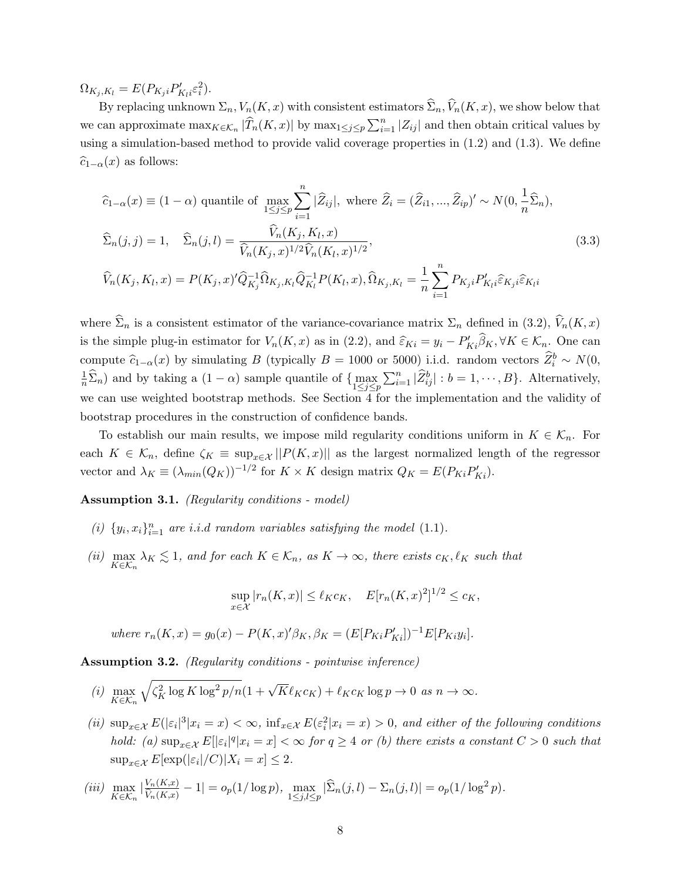$\Omega_{K_j,K_l} = E(P_{K_j i} P'_{K_l i} \varepsilon_i^2)$.

By replacing unknown $\Sigma_n, V_n(K,x)$ with consistent estimators $\widehat{\Sigma}_n, \widehat{V}_n(K,x)$, we show below that we can approximate $\max_{K \in \mathcal{K}_n} |\widehat{T}_n(K,x)|$ by $\max_{1 \le j \le p} \sum_{i=1}^n |Z_{ij}|$ and then obtain critical values by using a simulation-based method to provide valid coverage properties in (1.2) and (1.3). We define $\widehat{c}_{1-\alpha}(x)$ as follows:

$$
\begin{aligned}
&\widehat{c}_{1-\alpha}(x) \equiv (1-\alpha) \text{ quantile of } \max_{1 \le j \le p} \sum_{i=1}^n |\widehat{Z}_{ij}|, \text{ where } \widehat{Z}_i = (\widehat{Z}_{i1}, ..., \widehat{Z}_{ip})' \sim N(0, \frac{1}{n}\widehat{\Sigma}_n), \\
&\widehat{\Sigma}_n(j,j) = 1, \quad \widehat{\Sigma}_n(j,l) = \frac{\widehat{V}_n(K_j, K_l, x)}{\widehat{V}_n(K_j, x)^{1/2} \widehat{V}_n(K_l, x)^{1/2}}, \\
&\widehat{V}_n(K_j, K_l, x) = P(K_j, x)' \widehat{Q}_{K_j}^{-1} \widehat{\Omega}_{K_j, K_l} \widehat{Q}_{K_l}^{-1} P(K_l, x), \widehat{\Omega}_{K_j,K_l} = \frac{1}{n} \sum_{i=1}^n P_{K_j i} P'_{K_l i} \widehat{\varepsilon}_{K_j i} \widehat{\varepsilon}_{K_l i}
\end{aligned}
\tag{3.3}
$$

where $\widehat{\Sigma}_n$ is a consistent estimator of the variance-covariance matrix $\Sigma_n$ defined in (3.2), $\widehat{V}_n(K,x)$ is the simple plug-in estimator for $V_n(K,x)$ as in (2.2), and $\widehat{\varepsilon}_{Ki} = y_i - P'_{Ki}\widehat{\beta}_K, \forall K \in \mathcal{K}_n$. One can compute $\widehat{c}_{1-\alpha}(x)$ by simulating $B$ (typically $B = 1000$ or $5000$) i.i.d. random vectors $\widehat{Z}_i^b \sim N(0, \frac{1}{n}\widehat{\Sigma}_n)$ and by taking a $(1-\alpha)$ sample quantile of $\{\max_{1 \le j \le p} \sum_{i=1}^n |\widehat{Z}_{ij}^b| : b = 1, \cdots, B\}$. Alternatively, we can use weighted bootstrap methods. See Section 4 for the implementation and the validity of bootstrap procedures in the construction of confidence bands.

To establish our main results, we impose mild regularity conditions uniform in $K \in \mathcal{K}_n$. For each $K \in \mathcal{K}_n$, define $\zeta_K \equiv \sup_{x \in \mathcal{X}} ||P(K,x)||$ as the largest normalized length of the regressor vector and $\lambda_K \equiv (\lambda_{min}(Q_K))^{-1/2}$ for $K \times K$ design matrix $Q_K = E(P_{Ki}P'_{Ki})$.

**Assumption 3.1.** *(Regularity conditions - model)*

*(i)* $\{y_i, x_i\}_{i=1}^n$ *are i.i.d random variables satisfying the model* (1.1).

*(ii)* $\max_{K \in \mathcal{K}_n} \lambda_K \lesssim 1$, *and for each* $K \in \mathcal{K}_n$, *as* $K \to \infty$, *there exists* $c_K, \ell_K$ *such that*

$$
\sup_{x \in \mathcal{X}} |r_n(K,x)| \le \ell_K c_K, \quad E[r_n(K,x)^2]^{1/2} \le c_K,
$$

*where* $r_n(K,x) = g_0(x) - P(K,x)'\beta_K, \beta_K = (E[P_{Ki}P'_{Ki}])^{-1}E[P_{Ki}y_i]$.

**Assumption 3.2.** *(Regularity conditions - pointwise inference)*

*(i)* $\max_{K \in \mathcal{K}_n} \sqrt{\zeta_K^2 \log K \log^2 p / n}(1 + \sqrt{K}\ell_K c_K) + \ell_K c_K \log p \to 0$ *as* $n \to \infty$.

*(ii)* $\sup_{x \in \mathcal{X}} E(|\varepsilon_i|^3 | x_i = x) < \infty$, $\inf_{x \in \mathcal{X}} E(\varepsilon_i^2 | x_i = x) > 0$, *and either of the following conditions hold: (a)* $\sup_{x \in \mathcal{X}} E[|\varepsilon_i|^q | x_i = x] < \infty$ *for* $q \ge 4$ *or (b) there exists a constant* $C > 0$ *such that* $\sup_{x \in \mathcal{X}} E[\exp(|\varepsilon_i|/C) | X_i = x] \le 2$.

*(iii)* $\max_{K \in \mathcal{K}_n} |\frac{V_n(K,x)}{\widehat{V}_n(K,x)} - 1| = o_p(1/\log p)$, $\max_{1 \le j,l \le p} |\widehat{\Sigma}_n(j,l) - \Sigma_n(j,l)| = o_p(1/\log^2 p)$.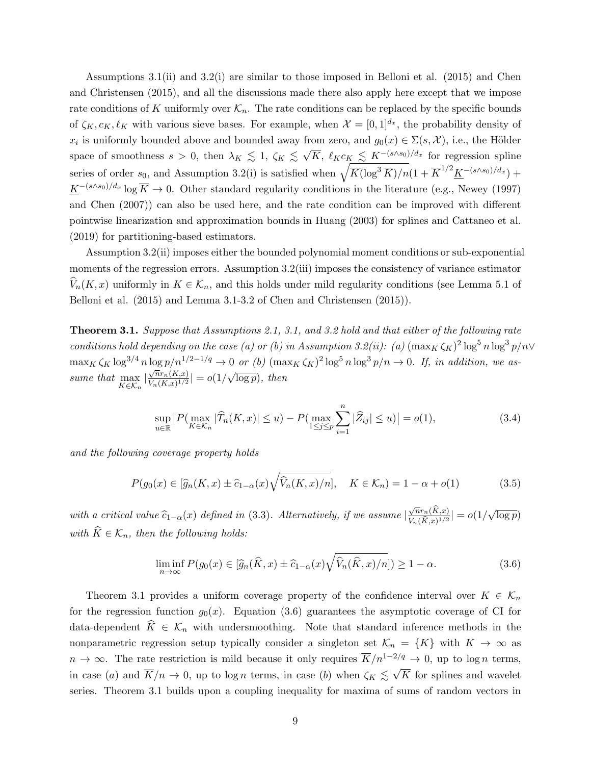Assumptions 3.1(ii) and 3.2(i) are similar to those imposed in Belloni et al. (2015) and Chen and Christensen (2015), and all the discussions made there also apply here except that we impose rate conditions of $K$ uniformly over $\mathcal{K}_n$. The rate conditions can be replaced by the specific bounds of $\zeta_K, c_K, \ell_K$ with various sieve bases. For example, when $\mathcal{X} = [0,1]^{d_x}$, the probability density of $x_i$ is uniformly bounded above and bounded away from zero, and $g_0(x) \in \Sigma(s, \mathcal{X})$, i.e., the Hölder space of smoothness $s > 0$, then $\lambda_K \lesssim 1$, $\zeta_K \lesssim \sqrt{K}$, $\ell_K c_K \lesssim K^{-(s\wedge s_0)/d_x}$ for regression spline series of order $s_0$, and Assumption 3.2(i) is satisfied when $\sqrt{\overline{K}(\log^3 \overline{K})/n}(1 + \overline{K}^{1/2}\underline{K}^{-(s\wedge s_0)/d_x}) + \underline{K}^{-(s\wedge s_0)/d_x}\log \overline{K} \to 0$. Other standard regularity conditions in the literature (e.g., Newey (1997) and Chen (2007)) can also be used here, and the rate condition can be improved with different pointwise linearization and approximation bounds in Huang (2003) for splines and Cattaneo et al. (2019) for partitioning-based estimators.

Assumption 3.2(ii) imposes either the bounded polynomial moment conditions or sub-exponential moments of the regression errors. Assumption 3.2(iii) imposes the consistency of variance estimator $\widehat{V}_n(K,x)$ uniformly in $K \in \mathcal{K}_n$, and this holds under mild regularity conditions (see Lemma 5.1 of Belloni et al. (2015) and Lemma 3.1-3.2 of Chen and Christensen (2015)).

**Theorem 3.1.** *Suppose that Assumptions 2.1, 3.1, and 3.2 hold and that either of the following rate conditions hold depending on the case (a) or (b) in Assumption 3.2(ii): (a)* $(\max_K \zeta_K)^2 \log^5 n \log^3 p/n \vee \max_K \zeta_K \log^{3/4} n \log p/n^{1/2-1/q} \to 0$ *or (b)* $(\max_K \zeta_K)^2 \log^5 n \log^3 p/n \to 0$. *If, in addition, we assume that* $\max_{K\in\mathcal{K}_n} |\frac{\sqrt{n}r_n(K,x)}{V_n(K,x)^{1/2}}| = o(1/\sqrt{\log p})$, *then*

$$\sup_{u\in\mathbb{R}} \big| P(\max_{K\in\mathcal{K}_n} |\widehat{T}_n(K,x)| \le u) - P(\max_{1\le j\le p} \sum_{i=1}^n |\widehat{Z}_{ij}| \le u) \big| = o(1), \tag{3.4}$$

*and the following coverage property holds*

$$P(g_0(x) \in [\widehat{g}_n(K,x) \pm \widehat{c}_{1-\alpha}(x)\sqrt{\widehat{V}_n(K,x)/n}], \quad K \in \mathcal{K}_n) = 1 - \alpha + o(1) \tag{3.5}$$

*with a critical value* $\widehat{c}_{1-\alpha}(x)$ *defined in (3.3). Alternatively, if we assume* $|\frac{\sqrt{n}r_n(\widehat{K},x)}{V_n(\widehat{K},x)^{1/2}}| = o(1/\sqrt{\log p})$ *with* $\widehat{K} \in \mathcal{K}_n$, *then the following holds:*

$$\liminf_{n\to\infty} P(g_0(x) \in [\widehat{g}_n(\widehat{K},x) \pm \widehat{c}_{1-\alpha}(x)\sqrt{\widehat{V}_n(\widehat{K},x)/n}]) \ge 1 - \alpha. \tag{3.6}$$

Theorem 3.1 provides a uniform coverage property of the confidence interval over $K \in \mathcal{K}_n$ for the regression function $g_0(x)$. Equation (3.6) guarantees the asymptotic coverage of CI for data-dependent $\widehat{K} \in \mathcal{K}_n$ with undersmoothing. Note that standard inference methods in the nonparametric regression setup typically consider a singleton set $\mathcal{K}_n = \{K\}$ with $K \to \infty$ as $n \to \infty$. The rate restriction is mild because it only requires $\overline{K}/n^{1-2/q} \to 0$, up to $\log n$ terms, in case $(a)$ and $\overline{K}/n \to 0$, up to $\log n$ terms, in case $(b)$ when $\zeta_K \lesssim \sqrt{K}$ for splines and wavelet series. Theorem 3.1 builds upon a coupling inequality for maxima of sums of random vectors in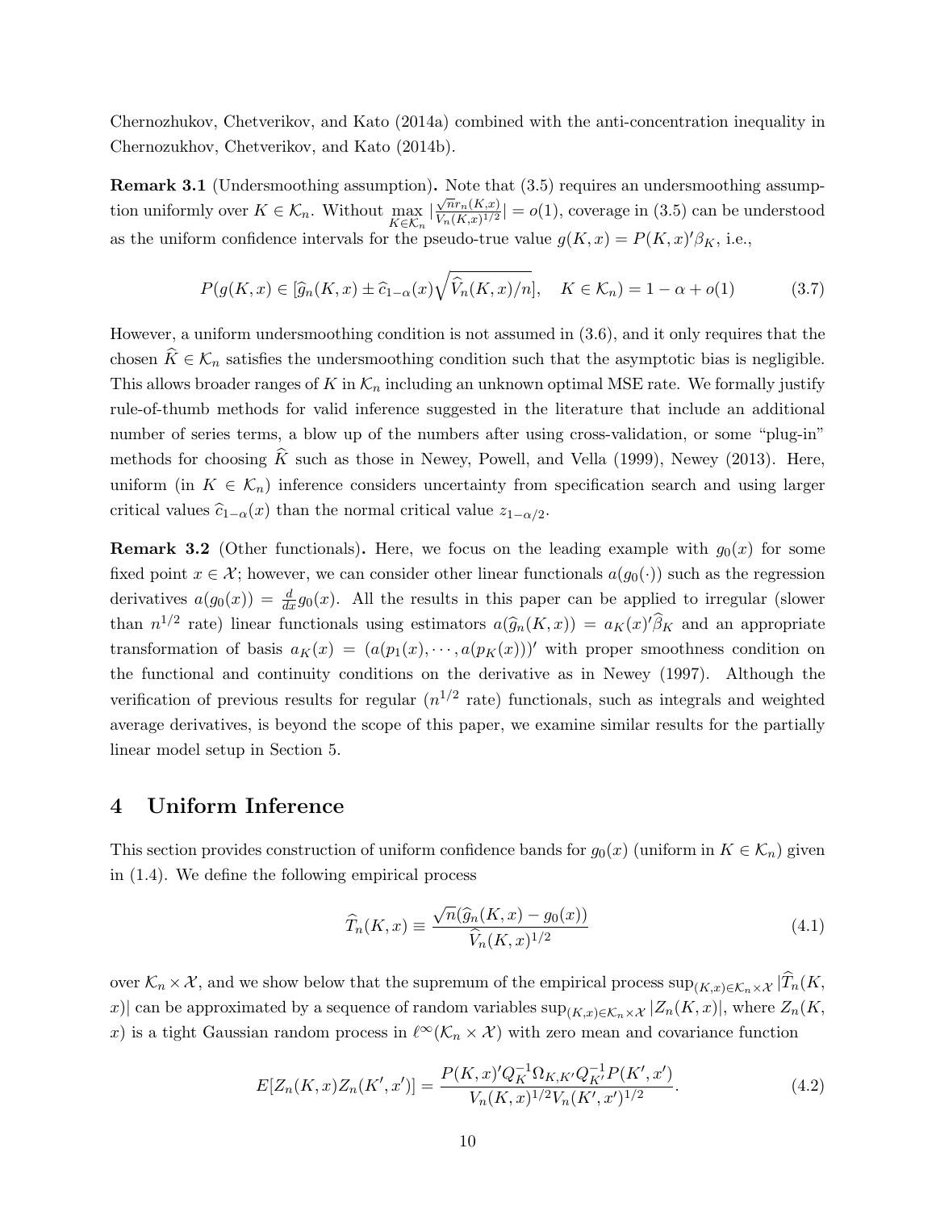Chernozhukov, Chetverikov, and Kato (2014a) combined with the anti-concentration inequality in Chernozukhov, Chetverikov, and Kato (2014b).

**Remark 3.1** (Undersmoothing assumption)**.** Note that (3.5) requires an undersmoothing assumption uniformly over $K \in \mathcal{K}_n$. Without $\max_{K \in \mathcal{K}_n} |\frac{\sqrt{n} r_n(K,x)}{V_n(K,x)^{1/2}}| = o(1)$, coverage in (3.5) can be understood as the uniform confidence intervals for the pseudo-true value $g(K,x) = P(K,x)'\beta_K$, i.e.,

$$P(g(K,x) \in [\widehat{g}_n(K,x) \pm \widehat{c}_{1-\alpha}(x)\sqrt{\widehat{V}_n(K,x)/n}], \quad K \in \mathcal{K}_n) = 1 - \alpha + o(1) \tag{3.7}$$

However, a uniform undersmoothing condition is not assumed in (3.6), and it only requires that the chosen $\widehat{K} \in \mathcal{K}_n$ satisfies the undersmoothing condition such that the asymptotic bias is negligible. This allows broader ranges of $K$ in $\mathcal{K}_n$ including an unknown optimal MSE rate. We formally justify rule-of-thumb methods for valid inference suggested in the literature that include an additional number of series terms, a blow up of the numbers after using cross-validation, or some "plug-in" methods for choosing $\widehat{K}$ such as those in Newey, Powell, and Vella (1999), Newey (2013). Here, uniform (in $K \in \mathcal{K}_n$) inference considers uncertainty from specification search and using larger critical values $\widehat{c}_{1-\alpha}(x)$ than the normal critical value $z_{1-\alpha/2}$.

**Remark 3.2** (Other functionals)**.** Here, we focus on the leading example with $g_0(x)$ for some fixed point $x \in \mathcal{X}$; however, we can consider other linear functionals $a(g_0(\cdot))$ such as the regression derivatives $a(g_0(x)) = \frac{d}{dx} g_0(x)$. All the results in this paper can be applied to irregular (slower than $n^{1/2}$ rate) linear functionals using estimators $a(\widehat{g}_n(K,x)) = a_K(x)'\widehat{\beta}_K$ and an appropriate transformation of basis $a_K(x) = (a(p_1(x), \cdots, a(p_K(x)))'$ with proper smoothness condition on the functional and continuity conditions on the derivative as in Newey (1997). Although the verification of previous results for regular ($n^{1/2}$ rate) functionals, such as integrals and weighted average derivatives, is beyond the scope of this paper, we examine similar results for the partially linear model setup in Section 5.

# 4 Uniform Inference

This section provides construction of uniform confidence bands for $g_0(x)$ (uniform in $K \in \mathcal{K}_n$) given in (1.4). We define the following empirical process

$$\widehat{T}_n(K,x) \equiv \frac{\sqrt{n}(\widehat{g}_n(K,x) - g_0(x))}{\widehat{V}_n(K,x)^{1/2}} \tag{4.1}$$

over $\mathcal{K}_n \times \mathcal{X}$, and we show below that the supremum of the empirical process $\sup_{(K,x) \in \mathcal{K}_n \times \mathcal{X}} |\widehat{T}_n(K, x)|$ can be approximated by a sequence of random variables $\sup_{(K,x) \in \mathcal{K}_n \times \mathcal{X}} |Z_n(K,x)|$, where $Z_n(K, x)$ is a tight Gaussian random process in $\ell^\infty(\mathcal{K}_n \times \mathcal{X})$ with zero mean and covariance function

$$E[Z_n(K,x)Z_n(K',x')] = \frac{P(K,x)'Q_K^{-1}\Omega_{K,K'}Q_{K'}^{-1}P(K',x')}{V_n(K,x)^{1/2}V_n(K',x')^{1/2}}. \tag{4.2}$$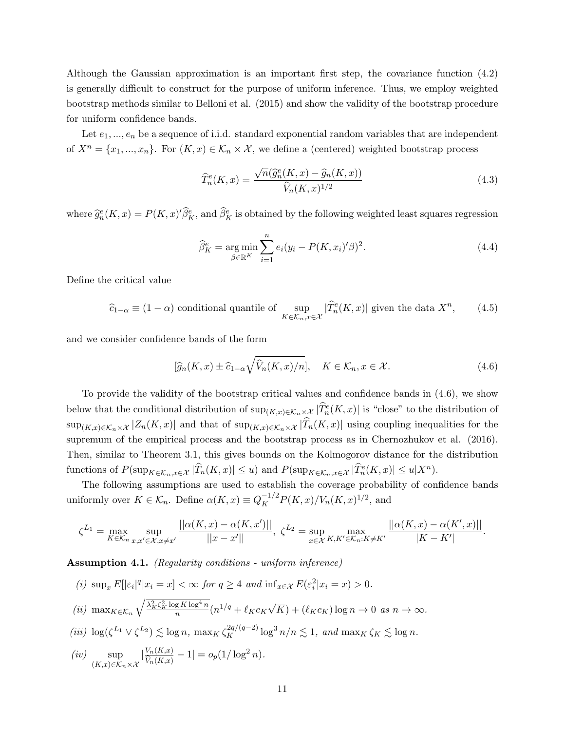Although the Gaussian approximation is an important first step, the covariance function (4.2) is generally difficult to construct for the purpose of uniform inference. Thus, we employ weighted bootstrap methods similar to Belloni et al. (2015) and show the validity of the bootstrap procedure for uniform confidence bands.

Let $e_1, ..., e_n$ be a sequence of i.i.d. standard exponential random variables that are independent of $X^n = \{x_1, ..., x_n\}$. For $(K, x) \in \mathcal{K}_n \times \mathcal{X}$, we define a (centered) weighted bootstrap process

$$\widehat{T}_n^e(K,x) = \frac{\sqrt{n}(\widehat{g}_n^e(K,x) - \widehat{g}_n(K,x))}{\widehat{V}_n(K,x)^{1/2}} \tag{4.3}$$

where $\widehat{g}_n^e(K,x) = P(K,x)'\widehat{\beta}_K^e$, and $\widehat{\beta}_K^e$ is obtained by the following weighted least squares regression

$$\widehat{\beta}_K^e = \underset{\beta \in \mathbb{R}^K}{\arg\min} \sum_{i=1}^n e_i (y_i - P(K, x_i)'\beta)^2. \tag{4.4}$$

Define the critical value

$$\widehat{c}_{1-\alpha} \equiv (1-\alpha) \text{ conditional quantile of } \sup_{K \in \mathcal{K}_n, x \in \mathcal{X}} |\widehat{T}_n^e(K,x)| \text{ given the data } X^n, \tag{4.5}$$

and we consider confidence bands of the form

$$[\widehat{g}_n(K,x) \pm \widehat{c}_{1-\alpha}\sqrt{\widehat{V}_n(K,x)/n}], \quad K \in \mathcal{K}_n, x \in \mathcal{X}. \tag{4.6}$$

To provide the validity of the bootstrap critical values and confidence bands in (4.6), we show below that the conditional distribution of $\sup_{(K,x)\in\mathcal{K}_n\times\mathcal{X}} |\widehat{T}_n^e(K,x)|$ is "close" to the distribution of $\sup_{(K,x)\in\mathcal{K}_n\times\mathcal{X}} |Z_n(K,x)|$ and that of $\sup_{(K,x)\in\mathcal{K}_n\times\mathcal{X}} |\widehat{T}_n(K,x)|$ using coupling inequalities for the supremum of the empirical process and the bootstrap process as in Chernozhukov et al. (2016). Then, similar to Theorem 3.1, this gives bounds on the Kolmogorov distance for the distribution functions of $P(\sup_{K\in\mathcal{K}_n, x\in\mathcal{X}} |\widehat{T}_n(K,x)| \leq u)$ and $P(\sup_{K\in\mathcal{K}_n, x\in\mathcal{X}} |\widehat{T}_n^e(K,x)| \leq u | X^n)$.

The following assumptions are used to establish the coverage probability of confidence bands uniformly over $K \in \mathcal{K}_n$. Define $\alpha(K,x) \equiv Q_K^{-1/2} P(K,x)/V_n(K,x)^{1/2}$, and

$$\zeta^{L_1} = \max_{K\in\mathcal{K}_n} \sup_{x,x'\in\mathcal{X}, x\neq x'} \frac{||\alpha(K,x) - \alpha(K,x')||}{||x - x'||}, \; \zeta^{L_2} = \sup_{x\in\mathcal{X}} \max_{K,K'\in\mathcal{K}_n : K\neq K'} \frac{||\alpha(K,x) - \alpha(K',x)||}{|K - K'|}.$$

**Assumption 4.1.** *(Regularity conditions - uniform inference)*

*(i)* $\sup_x E[|\varepsilon_i|^q | x_i = x] < \infty$ *for* $q \geq 4$ *and* $\inf_{x\in\mathcal{X}} E(\varepsilon_i^2 | x_i = x) > 0$.

*(ii)* $\max_{K\in\mathcal{K}_n} \sqrt{\frac{\lambda_K^2 \zeta_K^2 \log K \log^4 n}{n}} (n^{1/q} + \ell_K c_K \sqrt{K}) + (\ell_K c_K) \log n \to 0$ *as* $n \to \infty$.

*(iii)* $\log(\zeta^{L_1} \vee \zeta^{L_2}) \lesssim \log n$, $\max_K \zeta_K^{2q/(q-2)} \log^3 n/n \lesssim 1$, *and* $\max_K \zeta_K \lesssim \log n$.

*(iv)* $\sup_{(K,x)\in\mathcal{K}_n\times\mathcal{X}} |\frac{V_n(K,x)}{\widehat{V}_n(K,x)} - 1| = o_p(1/\log^2 n)$.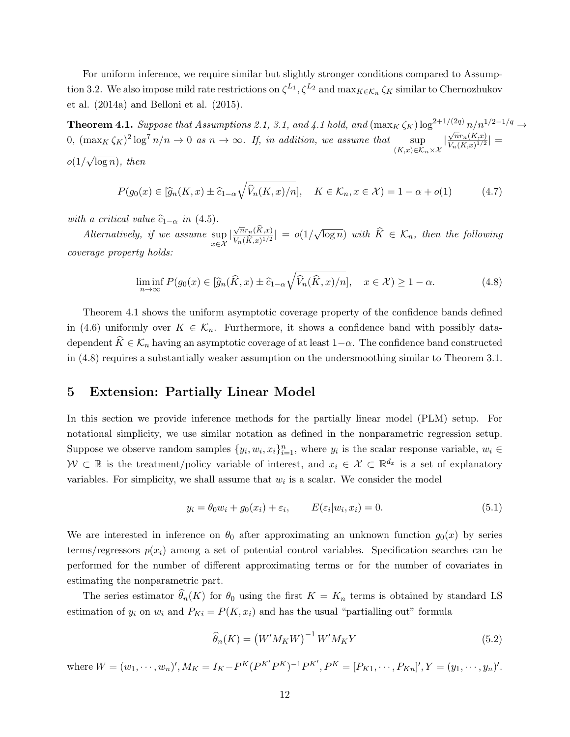For uniform inference, we require similar but slightly stronger conditions compared to Assumption 3.2. We also impose mild rate restrictions on $\zeta^{L_1}, \zeta^{L_2}$ and $\max_{K \in \mathcal{K}_n} \zeta_K$ similar to Chernozhukov et al. (2014a) and Belloni et al. (2015).

**Theorem 4.1.** *Suppose that Assumptions 2.1, 3.1, and 4.1 hold, and* $(\max_K \zeta_K) \log^{2+1/(2q)} n / n^{1/2-1/q} \to 0$, $(\max_K \zeta_K)^2 \log^7 n / n \to 0$ *as* $n \to \infty$. *If, in addition, we assume that* $\sup_{(K,x) \in \mathcal{K}_n \times \mathcal{X}} |\frac{\sqrt{n} r_n(K,x)}{V_n(K,x)^{1/2}}| = o(1/\sqrt{\log n})$*, then*

$$
P(g_0(x) \in [\widehat{g}_n(K,x) \pm \widehat{c}_{1-\alpha} \sqrt{\widehat{V}_n(K,x)/n}], \quad K \in \mathcal{K}_n, x \in \mathcal{X}) = 1 - \alpha + o(1) \tag{4.7}
$$

*with a critical value* $\widehat{c}_{1-\alpha}$ *in* (4.5).

*Alternatively, if we assume* $\sup_{x \in \mathcal{X}} |\frac{\sqrt{n} r_n(\widehat{K},x)}{V_n(\widehat{K},x)^{1/2}}| = o(1/\sqrt{\log n})$ *with* $\widehat{K} \in \mathcal{K}_n$*, then the following coverage property holds:*

$$
\liminf_{n \to \infty} P(g_0(x) \in [\widehat{g}_n(\widehat{K},x) \pm \widehat{c}_{1-\alpha} \sqrt{\widehat{V}_n(\widehat{K},x)/n}], \quad x \in \mathcal{X}) \geq 1 - \alpha. \tag{4.8}
$$

Theorem 4.1 shows the uniform asymptotic coverage property of the confidence bands defined in (4.6) uniformly over $K \in \mathcal{K}_n$. Furthermore, it shows a confidence band with possibly data-dependent $\widehat{K} \in \mathcal{K}_n$ having an asymptotic coverage of at least $1-\alpha$. The confidence band constructed in (4.8) requires a substantially weaker assumption on the undersmoothing similar to Theorem 3.1.

# 5 Extension: Partially Linear Model

In this section we provide inference methods for the partially linear model (PLM) setup. For notational simplicity, we use similar notation as defined in the nonparametric regression setup. Suppose we observe random samples $\{y_i, w_i, x_i\}_{i=1}^n$, where $y_i$ is the scalar response variable, $w_i \in \mathcal{W} \subset \mathbb{R}$ is the treatment/policy variable of interest, and $x_i \in \mathcal{X} \subset \mathbb{R}^{d_x}$ is a set of explanatory variables. For simplicity, we shall assume that $w_i$ is a scalar. We consider the model

$$
y_i = \theta_0 w_i + g_0(x_i) + \varepsilon_i, \qquad E(\varepsilon_i | w_i, x_i) = 0. \tag{5.1}
$$

We are interested in inference on $\theta_0$ after approximating an unknown function $g_0(x)$ by series terms/regressors $p(x_i)$ among a set of potential control variables. Specification searches can be performed for the number of different approximating terms or for the number of covariates in estimating the nonparametric part.

The series estimator $\widehat{\theta}_n(K)$ for $\theta_0$ using the first $K = K_n$ terms is obtained by standard LS estimation of $y_i$ on $w_i$ and $P_{Ki} = P(K, x_i)$ and has the usual "partialling out" formula

$$
\widehat{\theta}_n(K) = \left(W' M_K W\right)^{-1} W' M_K Y \tag{5.2}
$$

where $W = (w_1, \cdots, w_n)'$, $M_K = I_K - P^K(P^{K'} P^K)^{-1} P^{K'}$, $P^K = [P_{K1}, \cdots, P_{Kn}]'$, $Y = (y_1, \cdots, y_n)'$.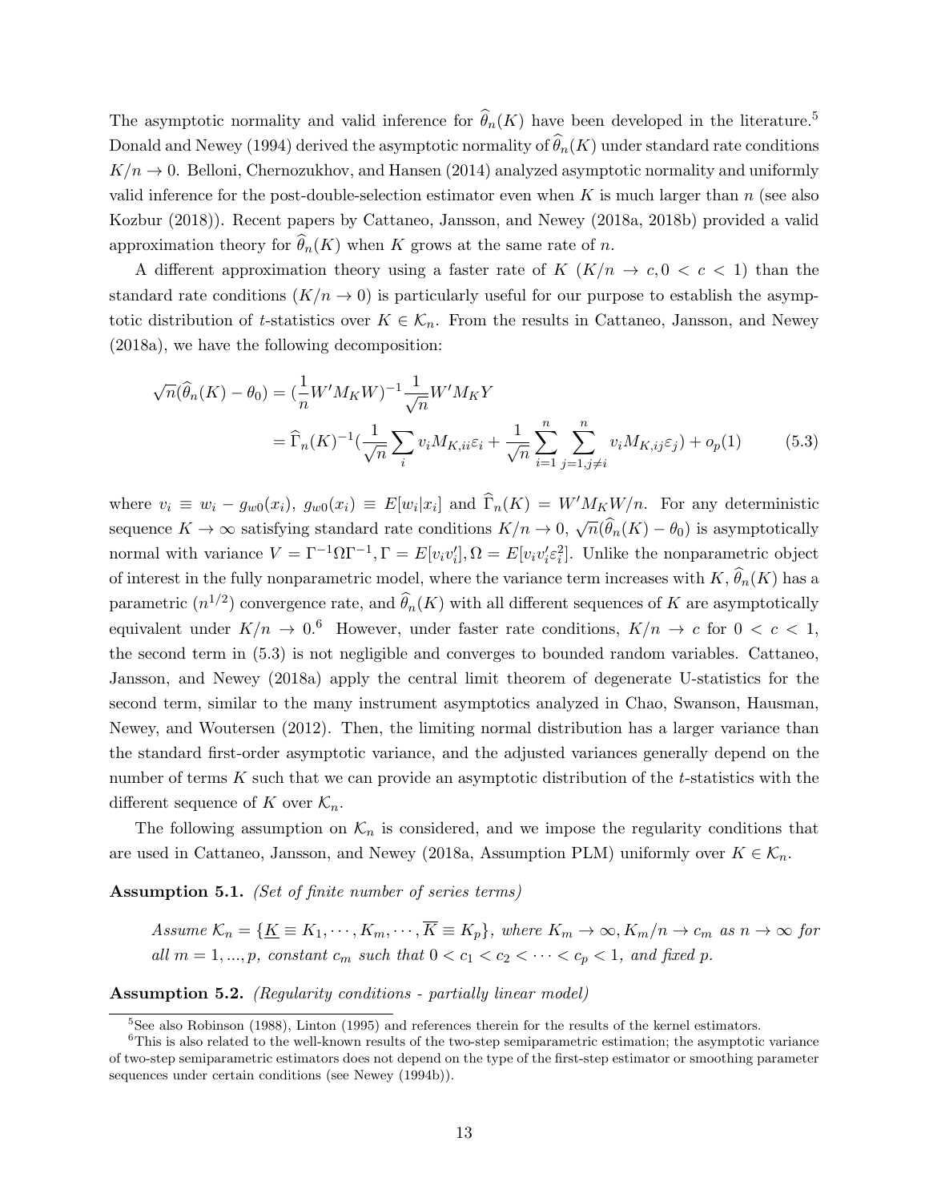The asymptotic normality and valid inference for $\widehat{\theta}_n(K)$ have been developed in the literature.[5] Donald and Newey (1994) derived the asymptotic normality of $\widehat{\theta}_n(K)$ under standard rate conditions $K/n \to 0$. Belloni, Chernozukhov, and Hansen (2014) analyzed asymptotic normality and uniformly valid inference for the post-double-selection estimator even when $K$ is much larger than $n$ (see also Kozbur (2018)). Recent papers by Cattaneo, Jansson, and Newey (2018a, 2018b) provided a valid approximation theory for $\widehat{\theta}_n(K)$ when $K$ grows at the same rate of $n$.

A different approximation theory using a faster rate of $K$ ($K/n \to c, 0 < c < 1$) than the standard rate conditions ($K/n \to 0$) is particularly useful for our purpose to establish the asymptotic distribution of $t$-statistics over $K \in \mathcal{K}_n$. From the results in Cattaneo, Jansson, and Newey (2018a), we have the following decomposition:

$$
\begin{aligned}
\sqrt{n}(\widehat{\theta}_n(K) - \theta_0) &= (\frac{1}{n}W'M_K W)^{-1}\frac{1}{\sqrt{n}}W'M_K Y \\
&= \widehat{\Gamma}_n(K)^{-1}(\frac{1}{\sqrt{n}}\sum_i v_i M_{K,ii}\varepsilon_i + \frac{1}{\sqrt{n}}\sum_{i=1}^{n}\sum_{j=1,j\neq i}^{n} v_i M_{K,ij}\varepsilon_j) + o_p(1) \qquad (5.3)
\end{aligned}
$$

where $v_i \equiv w_i - g_{w0}(x_i)$, $g_{w0}(x_i) \equiv E[w_i|x_i]$ and $\widehat{\Gamma}_n(K) = W'M_K W/n$. For any deterministic sequence $K \to \infty$ satisfying standard rate conditions $K/n \to 0$, $\sqrt{n}(\widehat{\theta}_n(K) - \theta_0)$ is asymptotically normal with variance $V = \Gamma^{-1}\Omega\Gamma^{-1}, \Gamma = E[v_i v_i'], \Omega = E[v_i v_i' \varepsilon_i^2]$. Unlike the nonparametric object of interest in the fully nonparametric model, where the variance term increases with $K$, $\widehat{\theta}_n(K)$ has a parametric ($n^{1/2}$) convergence rate, and $\widehat{\theta}_n(K)$ with all different sequences of $K$ are asymptotically equivalent under $K/n \to 0$.[6] However, under faster rate conditions, $K/n \to c$ for $0 < c < 1$, the second term in (5.3) is not negligible and converges to bounded random variables. Cattaneo, Jansson, and Newey (2018a) apply the central limit theorem of degenerate U-statistics for the second term, similar to the many instrument asymptotics analyzed in Chao, Swanson, Hausman, Newey, and Woutersen (2012). Then, the limiting normal distribution has a larger variance than the standard first-order asymptotic variance, and the adjusted variances generally depend on the number of terms $K$ such that we can provide an asymptotic distribution of the $t$-statistics with the different sequence of $K$ over $\mathcal{K}_n$.

The following assumption on $\mathcal{K}_n$ is considered, and we impose the regularity conditions that are used in Cattaneo, Jansson, and Newey (2018a, Assumption PLM) uniformly over $K \in \mathcal{K}_n$.

**Assumption 5.1.** *(Set of finite number of series terms)*

*Assume $\mathcal{K}_n = \{\underline{K} \equiv K_1, \cdots, K_m, \cdots, \overline{K} \equiv K_p\}$, where $K_m \to \infty, K_m/n \to c_m$ as $n \to \infty$ for all $m = 1, ..., p$, constant $c_m$ such that $0 < c_1 < c_2 < \cdots < c_p < 1$, and fixed $p$.*

**Assumption 5.2.** *(Regularity conditions - partially linear model)*

[5] See also Robinson (1988), Linton (1995) and references therein for the results of the kernel estimators.

[6] This is also related to the well-known results of the two-step semiparametric estimation; the asymptotic variance of two-step semiparametric estimators does not depend on the type of the first-step estimator or smoothing parameter sequences under certain conditions (see Newey (1994b)).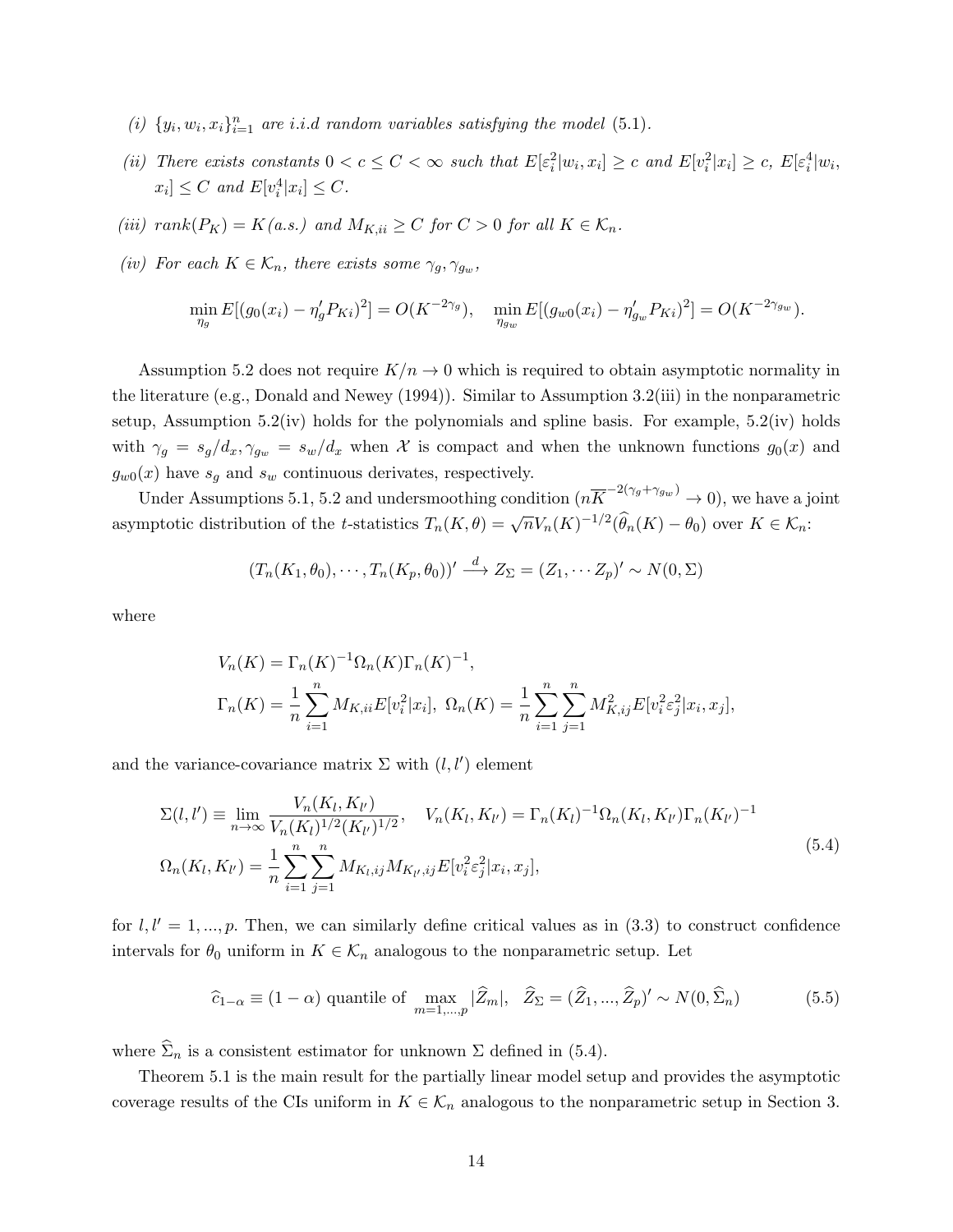*(i)* $\{y_i, w_i, x_i\}_{i=1}^n$ *are i.i.d random variables satisfying the model* (5.1).

*(ii)* *There exists constants* $0 < c \leq C < \infty$ *such that* $E[\varepsilon_i^2|w_i, x_i] \geq c$ *and* $E[v_i^2|x_i] \geq c$, $E[\varepsilon_i^4|w_i, x_i] \leq C$ *and* $E[v_i^4|x_i] \leq C$.

*(iii)* $rank(P_K) = K$ *(a.s.) and* $M_{K,ii} \geq C$ *for* $C > 0$ *for all* $K \in \mathcal{K}_n$.

*(iv)* *For each* $K \in \mathcal{K}_n$, *there exists some* $\gamma_g, \gamma_{g_w}$,

$$\min_{\eta_g} E[(g_0(x_i) - \eta_g' P_{Ki})^2] = O(K^{-2\gamma_g}), \quad \min_{\eta_{g_w}} E[(g_{w0}(x_i) - \eta_{g_w}' P_{Ki})^2] = O(K^{-2\gamma_{g_w}}).$$

Assumption 5.2 does not require $K/n \to 0$ which is required to obtain asymptotic normality in the literature (e.g., Donald and Newey (1994)). Similar to Assumption 3.2(iii) in the nonparametric setup, Assumption 5.2(iv) holds for the polynomials and spline basis. For example, 5.2(iv) holds with $\gamma_g = s_g/d_x, \gamma_{g_w} = s_w/d_x$ when $\mathcal{X}$ is compact and when the unknown functions $g_0(x)$ and $g_{w0}(x)$ have $s_g$ and $s_w$ continuous derivates, respectively.

Under Assumptions 5.1, 5.2 and undersmoothing condition ($n\overline{K}^{-2(\gamma_g+\gamma_{gw})} \to 0$), we have a joint asymptotic distribution of the $t$-statistics $T_n(K, \theta) = \sqrt{n}V_n(K)^{-1/2}(\widehat{\theta}_n(K) - \theta_0)$ over $K \in \mathcal{K}_n$:

$$(T_n(K_1, \theta_0), \cdots, T_n(K_p, \theta_0))' \xrightarrow{d} Z_\Sigma = (Z_1, \cdots Z_p)' \sim N(0, \Sigma)$$

where

$$\begin{aligned}
&V_n(K) = \Gamma_n(K)^{-1}\Omega_n(K)\Gamma_n(K)^{-1}, \\
&\Gamma_n(K) = \frac{1}{n}\sum_{i=1}^n M_{K,ii}E[v_i^2|x_i], \ \Omega_n(K) = \frac{1}{n}\sum_{i=1}^n\sum_{j=1}^n M_{K,ij}^2 E[v_i^2\varepsilon_j^2|x_i, x_j],
\end{aligned}$$

and the variance-covariance matrix $\Sigma$ with $(l, l')$ element

$$\begin{aligned}
&\Sigma(l, l') \equiv \lim_{n\to\infty} \frac{V_n(K_l, K_{l'})}{V_n(K_l)^{1/2}(K_{l'})^{1/2}}, \quad V_n(K_l, K_{l'}) = \Gamma_n(K_l)^{-1}\Omega_n(K_l, K_{l'})\Gamma_n(K_{l'})^{-1} \\
&\Omega_n(K_l, K_{l'}) = \frac{1}{n}\sum_{i=1}^n\sum_{j=1}^n M_{K_l,ij}M_{K_{l'},ij}E[v_i^2\varepsilon_j^2|x_i, x_j],
\end{aligned} \tag{5.4}$$

for $l, l' = 1, ..., p$. Then, we can similarly define critical values as in (3.3) to construct confidence intervals for $\theta_0$ uniform in $K \in \mathcal{K}_n$ analogous to the nonparametric setup. Let

$$\widehat{c}_{1-\alpha} \equiv (1-\alpha) \text{ quantile of } \max_{m=1,\ldots,p} |\widehat{Z}_m|, \quad \widehat{Z}_\Sigma = (\widehat{Z}_1, ..., \widehat{Z}_p)' \sim N(0, \widehat{\Sigma}_n) \tag{5.5}$$

where $\widehat{\Sigma}_n$ is a consistent estimator for unknown $\Sigma$ defined in (5.4).

Theorem 5.1 is the main result for the partially linear model setup and provides the asymptotic coverage results of the CIs uniform in $K \in \mathcal{K}_n$ analogous to the nonparametric setup in Section 3.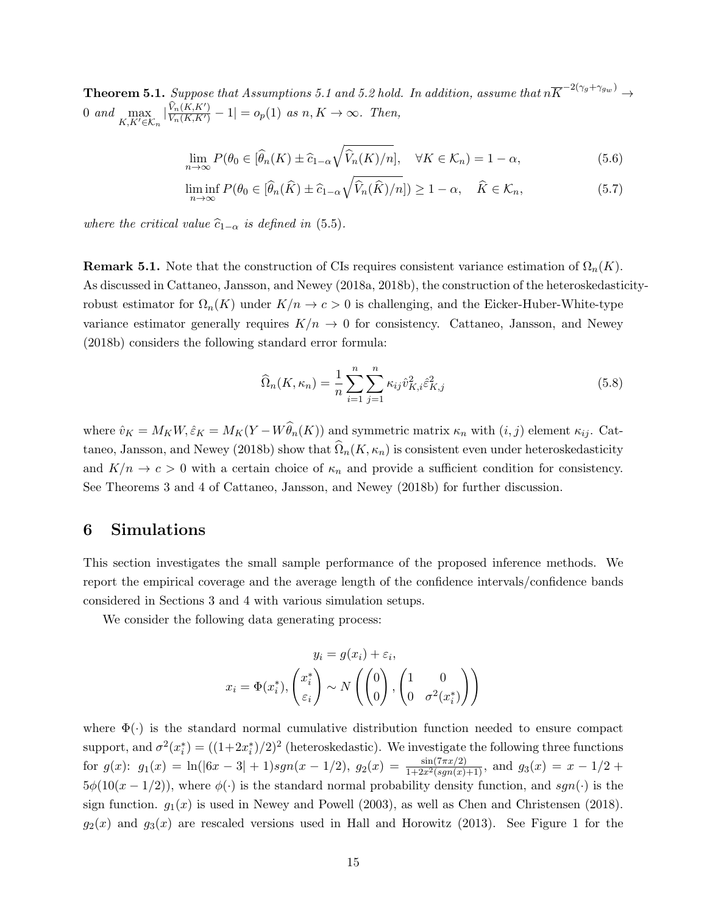**Theorem 5.1.** *Suppose that Assumptions 5.1 and 5.2 hold. In addition, assume that* $n\overline{K}^{-2(\gamma_g+\gamma_{gw})} \to 0$ *and* $\max_{K,K' \in \mathcal{K}_n} |\frac{\widehat{V}_n(K,K')}{V_n(K,K')} - 1| = o_p(1)$ *as* $n, K \to \infty$*. Then,*

$$\lim_{n\to\infty} P(\theta_0 \in [\widehat{\theta}_n(K) \pm \widehat{c}_{1-\alpha}\sqrt{\widehat{V}_n(K)/n}], \quad \forall K \in \mathcal{K}_n) = 1 - \alpha, \tag{5.6}$$

$$\liminf_{n\to\infty} P(\theta_0 \in [\widehat{\theta}_n(\widehat{K}) \pm \widehat{c}_{1-\alpha}\sqrt{\widehat{V}_n(\widehat{K})/n}]) \geq 1 - \alpha, \quad \widehat{K} \in \mathcal{K}_n, \tag{5.7}$$

*where the critical value* $\widehat{c}_{1-\alpha}$ *is defined in* (5.5).

**Remark 5.1.** Note that the construction of CIs requires consistent variance estimation of $\Omega_n(K)$. As discussed in Cattaneo, Jansson, and Newey (2018a, 2018b), the construction of the heteroskedasticity-robust estimator for $\Omega_n(K)$ under $K/n \to c > 0$ is challenging, and the Eicker-Huber-White-type variance estimator generally requires $K/n \to 0$ for consistency. Cattaneo, Jansson, and Newey (2018b) considers the following standard error formula:

$$\widehat{\Omega}_n(K, \kappa_n) = \frac{1}{n}\sum_{i=1}^{n}\sum_{j=1}^{n} \kappa_{ij}\hat{v}_{K,i}^2\hat{\varepsilon}_{K,j}^2 \tag{5.8}$$

where $\hat{v}_K = M_K W, \hat{\varepsilon}_K = M_K(Y - W\widehat{\theta}_n(K))$ and symmetric matrix $\kappa_n$ with $(i,j)$ element $\kappa_{ij}$. Cattaneo, Jansson, and Newey (2018b) show that $\widehat{\Omega}_n(K, \kappa_n)$ is consistent even under heteroskedasticity and $K/n \to c > 0$ with a certain choice of $\kappa_n$ and provide a sufficient condition for consistency. See Theorems 3 and 4 of Cattaneo, Jansson, and Newey (2018b) for further discussion.

## 6 Simulations

This section investigates the small sample performance of the proposed inference methods. We report the empirical coverage and the average length of the confidence intervals/confidence bands considered in Sections 3 and 4 with various simulation setups.

We consider the following data generating process:

$$y_i = g(x_i) + \varepsilon_i,$$
$$x_i = \Phi(x_i^*), \begin{pmatrix} x_i^* \\ \varepsilon_i \end{pmatrix} \sim N\left(\begin{pmatrix} 0 \\ 0 \end{pmatrix}, \begin{pmatrix} 1 & 0 \\ 0 & \sigma^2(x_i^*) \end{pmatrix}\right)$$

where $\Phi(\cdot)$ is the standard normal cumulative distribution function needed to ensure compact support, and $\sigma^2(x_i^*) = ((1+2x_i^*)/2)^2$ (heteroskedastic). We investigate the following three functions for $g(x)$: $g_1(x) = \ln(|6x - 3| + 1)sgn(x - 1/2)$, $g_2(x) = \frac{\sin(7\pi x/2)}{1+2x^2(sgn(x)+1)}$, and $g_3(x) = x - 1/2 + 5\phi(10(x - 1/2))$, where $\phi(\cdot)$ is the standard normal probability density function, and $sgn(\cdot)$ is the sign function. $g_1(x)$ is used in Newey and Powell (2003), as well as Chen and Christensen (2018). $g_2(x)$ and $g_3(x)$ are rescaled versions used in Hall and Horowitz (2013). See Figure 1 for the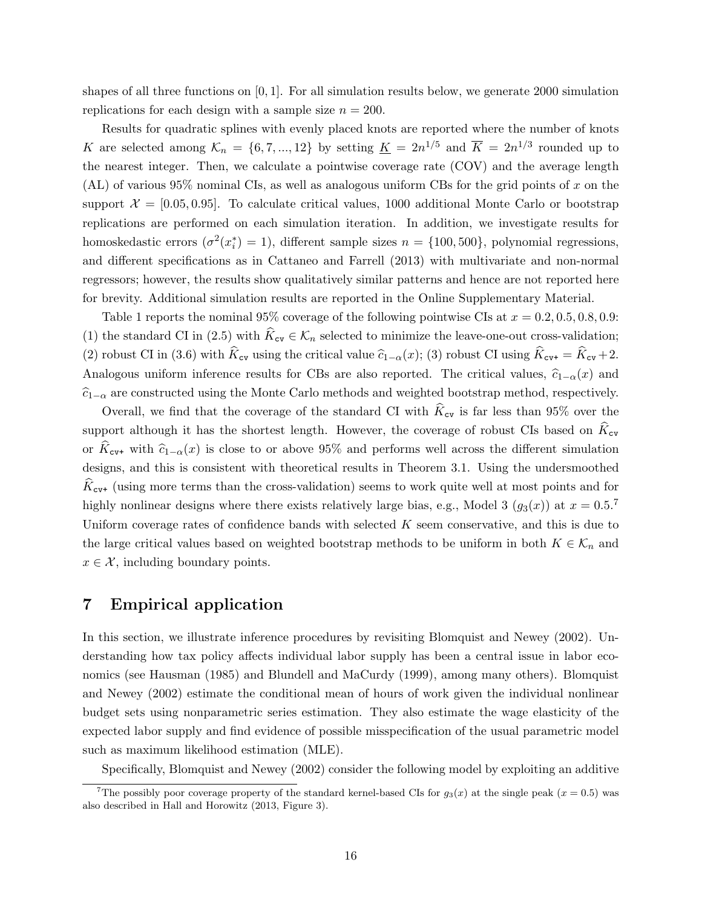shapes of all three functions on $[0, 1]$. For all simulation results below, we generate 2000 simulation replications for each design with a sample size $n = 200$.

Results for quadratic splines with evenly placed knots are reported where the number of knots $K$ are selected among $\mathcal{K}_n = \{6, 7, ..., 12\}$ by setting $\underline{K} = 2n^{1/5}$ and $\overline{K} = 2n^{1/3}$ rounded up to the nearest integer. Then, we calculate a pointwise coverage rate (COV) and the average length (AL) of various 95% nominal CIs, as well as analogous uniform CBs for the grid points of $x$ on the support $\mathcal{X} = [0.05, 0.95]$. To calculate critical values, 1000 additional Monte Carlo or bootstrap replications are performed on each simulation iteration. In addition, we investigate results for homoskedastic errors ($\sigma^2(x_i^*) = 1$), different sample sizes $n = \{100, 500\}$, polynomial regressions, and different specifications as in Cattaneo and Farrell (2013) with multivariate and non-normal regressors; however, the results show qualitatively similar patterns and hence are not reported here for brevity. Additional simulation results are reported in the Online Supplementary Material.

Table 1 reports the nominal 95% coverage of the following pointwise CIs at $x = 0.2, 0.5, 0.8, 0.9$: (1) the standard CI in (2.5) with $\widehat{K}_{\texttt{cv}} \in \mathcal{K}_n$ selected to minimize the leave-one-out cross-validation; (2) robust CI in (3.6) with $\widehat{K}_{\texttt{cv}}$ using the critical value $\widehat{c}_{1-\alpha}(x)$; (3) robust CI using $\widehat{K}_{\texttt{cv+}} = \widehat{K}_{\texttt{cv}} + 2$. Analogous uniform inference results for CBs are also reported. The critical values, $\widehat{c}_{1-\alpha}(x)$ and $\widehat{c}_{1-\alpha}$ are constructed using the Monte Carlo methods and weighted bootstrap method, respectively.

Overall, we find that the coverage of the standard CI with $\widehat{K}_{\texttt{cv}}$ is far less than 95% over the support although it has the shortest length. However, the coverage of robust CIs based on $\widehat{K}_{\texttt{cv}}$ or $\widehat{K}_{\texttt{cv+}}$ with $\widehat{c}_{1-\alpha}(x)$ is close to or above 95% and performs well across the different simulation designs, and this is consistent with theoretical results in Theorem 3.1. Using the undersmoothed $\widehat{K}_{\texttt{cv+}}$ (using more terms than the cross-validation) seems to work quite well at most points and for highly nonlinear designs where there exists relatively large bias, e.g., Model 3 ($g_3(x)$) at $x = 0.5$.[7] Uniform coverage rates of confidence bands with selected $K$ seem conservative, and this is due to the large critical values based on weighted bootstrap methods to be uniform in both $K \in \mathcal{K}_n$ and $x \in \mathcal{X}$, including boundary points.

# 7 Empirical application

In this section, we illustrate inference procedures by revisiting Blomquist and Newey (2002). Understanding how tax policy affects individual labor supply has been a central issue in labor economics (see Hausman (1985) and Blundell and MaCurdy (1999), among many others). Blomquist and Newey (2002) estimate the conditional mean of hours of work given the individual nonlinear budget sets using nonparametric series estimation. They also estimate the wage elasticity of the expected labor supply and find evidence of possible misspecification of the usual parametric model such as maximum likelihood estimation (MLE).

Specifically, Blomquist and Newey (2002) consider the following model by exploiting an additive

[7] The possibly poor coverage property of the standard kernel-based CIs for $g_3(x)$ at the single peak ($x = 0.5$) was also described in Hall and Horowitz (2013, Figure 3).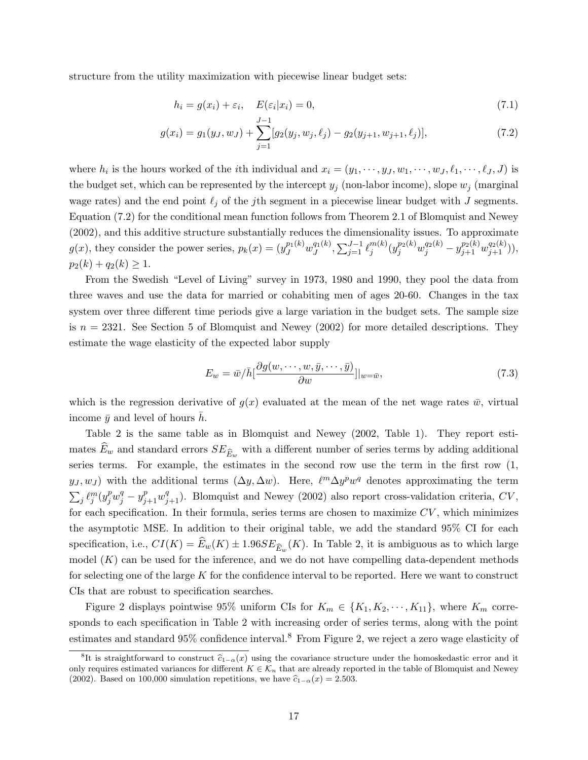structure from the utility maximization with piecewise linear budget sets:

$$h_i = g(x_i) + \varepsilon_i, \quad E(\varepsilon_i | x_i) = 0, \tag{7.1}$$

$$g(x_i) = g_1(y_J, w_J) + \sum_{j=1}^{J-1} [g_2(y_j, w_j, \ell_j) - g_2(y_{j+1}, w_{j+1}, \ell_j)], \tag{7.2}$$

where $h_i$ is the hours worked of the $i$th individual and $x_i = (y_1, \cdots, y_J, w_1, \cdots, w_J, \ell_1, \cdots, \ell_J, J)$ is the budget set, which can be represented by the intercept $y_j$ (non-labor income), slope $w_j$ (marginal wage rates) and the end point $\ell_j$ of the $j$th segment in a piecewise linear budget with $J$ segments. Equation (7.2) for the conditional mean function follows from Theorem 2.1 of Blomquist and Newey (2002), and this additive structure substantially reduces the dimensionality issues. To approximate $g(x)$, they consider the power series, $p_k(x) = (y_J^{p_1(k)} w_J^{q_1(k)}, \sum_{j=1}^{J-1} \ell_j^{m(k)} (y_j^{p_2(k)} w_j^{q_2(k)} - y_{j+1}^{p_2(k)} w_{j+1}^{q_2(k)}))$, $p_2(k) + q_2(k) \geq 1$.

From the Swedish "Level of Living" survey in 1973, 1980 and 1990, they pool the data from three waves and use the data for married or cohabiting men of ages 20-60. Changes in the tax system over three different time periods give a large variation in the budget sets. The sample size is $n = 2321$. See Section 5 of Blomquist and Newey (2002) for more detailed descriptions. They estimate the wage elasticity of the expected labor supply

$$E_w = \bar{w}/\bar{h}[\frac{\partial g(w, \cdots, w, \bar{y}, \cdots, \bar{y})}{\partial w}]|_{w=\bar{w}}, \tag{7.3}$$

which is the regression derivative of $g(x)$ evaluated at the mean of the net wage rates $\bar{w}$, virtual income $\bar{y}$ and level of hours $\bar{h}$.

Table 2 is the same table as in Blomquist and Newey (2002, Table 1). They report estimates $\widehat{E}_w$ and standard errors $SE_{\widehat{E}_w}$ with a different number of series terms by adding additional series terms. For example, the estimates in the second row use the term in the first row (1, $y_J, w_J$) with the additional terms $(\Delta y, \Delta w)$. Here, $\ell^m \Delta y^p w^q$ denotes approximating the term $\sum_j \ell_j^m (y_j^p w_j^q - y_{j+1}^p w_{j+1}^q)$. Blomquist and Newey (2002) also report cross-validation criteria, $CV$, for each specification. In their formula, series terms are chosen to maximize $CV$, which minimizes the asymptotic MSE. In addition to their original table, we add the standard 95% CI for each specification, i.e., $CI(K) = \widehat{E}_w(K) \pm 1.96 SE_{\widehat{E}_w}(K)$. In Table 2, it is ambiguous as to which large model ($K$) can be used for the inference, and we do not have compelling data-dependent methods for selecting one of the large $K$ for the confidence interval to be reported. Here we want to construct CIs that are robust to specification searches.

Figure 2 displays pointwise 95% uniform CIs for $K_m \in \{K_1, K_2, \cdots, K_{11}\}$, where $K_m$ corresponds to each specification in Table 2 with increasing order of series terms, along with the point estimates and standard 95% confidence interval.[8] From Figure 2, we reject a zero wage elasticity of

[8] It is straightforward to construct $\widehat{c}_{1-\alpha}(x)$ using the covariance structure under the homoskedastic error and it only requires estimated variances for different $K \in \mathcal{K}_n$ that are already reported in the table of Blomquist and Newey (2002). Based on 100,000 simulation repetitions, we have $\widehat{c}_{1-\alpha}(x) = 2.503$.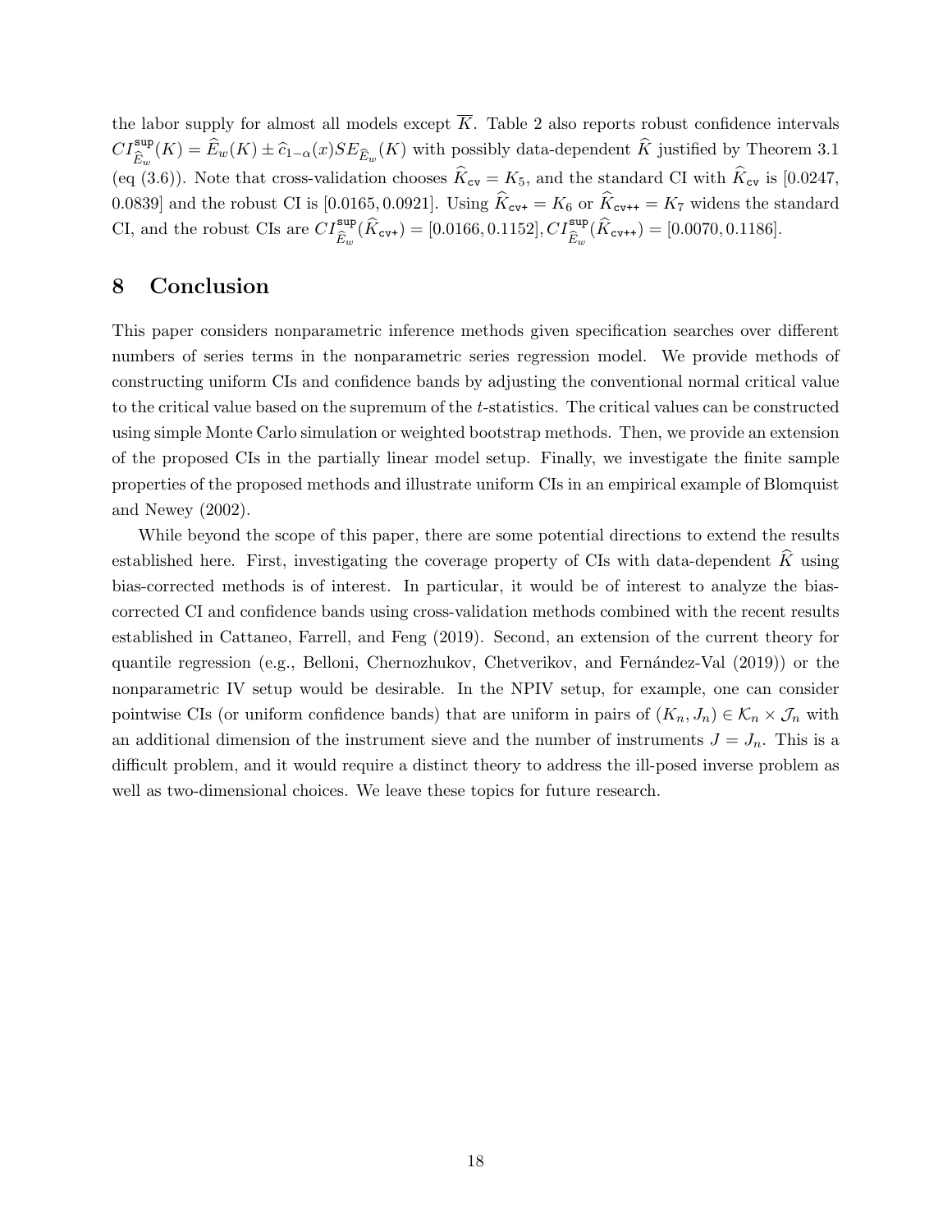the labor supply for almost all models except $\overline{K}$. Table 2 also reports robust confidence intervals $CI^{\mathtt{sup}}_{\widehat{E}_w}(K) = \widehat{E}_w(K) \pm \widehat{c}_{1-\alpha}(x) SE_{\widehat{E}_w}(K)$ with possibly data-dependent $\widehat{K}$ justified by Theorem 3.1 (eq (3.6)). Note that cross-validation chooses $\widehat{K}_{\mathtt{cv}} = K_5$, and the standard CI with $\widehat{K}_{\mathtt{cv}}$ is [0.0247, 0.0839] and the robust CI is $[0.0165, 0.0921]$. Using $\widehat{K}_{\mathtt{cv+}} = K_6$ or $\widehat{K}_{\mathtt{cv++}} = K_7$ widens the standard CI, and the robust CIs are $CI^{\mathtt{sup}}_{\widehat{E}_w}(\widehat{K}_{\mathtt{cv+}}) = [0.0166, 0.1152], CI^{\mathtt{sup}}_{\widehat{E}_w}(\widehat{K}_{\mathtt{cv++}}) = [0.0070, 0.1186]$.

# 8 Conclusion

This paper considers nonparametric inference methods given specification searches over different numbers of series terms in the nonparametric series regression model. We provide methods of constructing uniform CIs and confidence bands by adjusting the conventional normal critical value to the critical value based on the supremum of the $t$-statistics. The critical values can be constructed using simple Monte Carlo simulation or weighted bootstrap methods. Then, we provide an extension of the proposed CIs in the partially linear model setup. Finally, we investigate the finite sample properties of the proposed methods and illustrate uniform CIs in an empirical example of Blomquist and Newey (2002).

While beyond the scope of this paper, there are some potential directions to extend the results established here. First, investigating the coverage property of CIs with data-dependent $\widehat{K}$ using bias-corrected methods is of interest. In particular, it would be of interest to analyze the bias-corrected CI and confidence bands using cross-validation methods combined with the recent results established in Cattaneo, Farrell, and Feng (2019). Second, an extension of the current theory for quantile regression (e.g., Belloni, Chernozhukov, Chetverikov, and Fernández-Val (2019)) or the nonparametric IV setup would be desirable. In the NPIV setup, for example, one can consider pointwise CIs (or uniform confidence bands) that are uniform in pairs of $(K_n, J_n) \in \mathcal{K}_n \times \mathcal{J}_n$ with an additional dimension of the instrument sieve and the number of instruments $J = J_n$. This is a difficult problem, and it would require a distinct theory to address the ill-posed inverse problem as well as two-dimensional choices. We leave these topics for future research.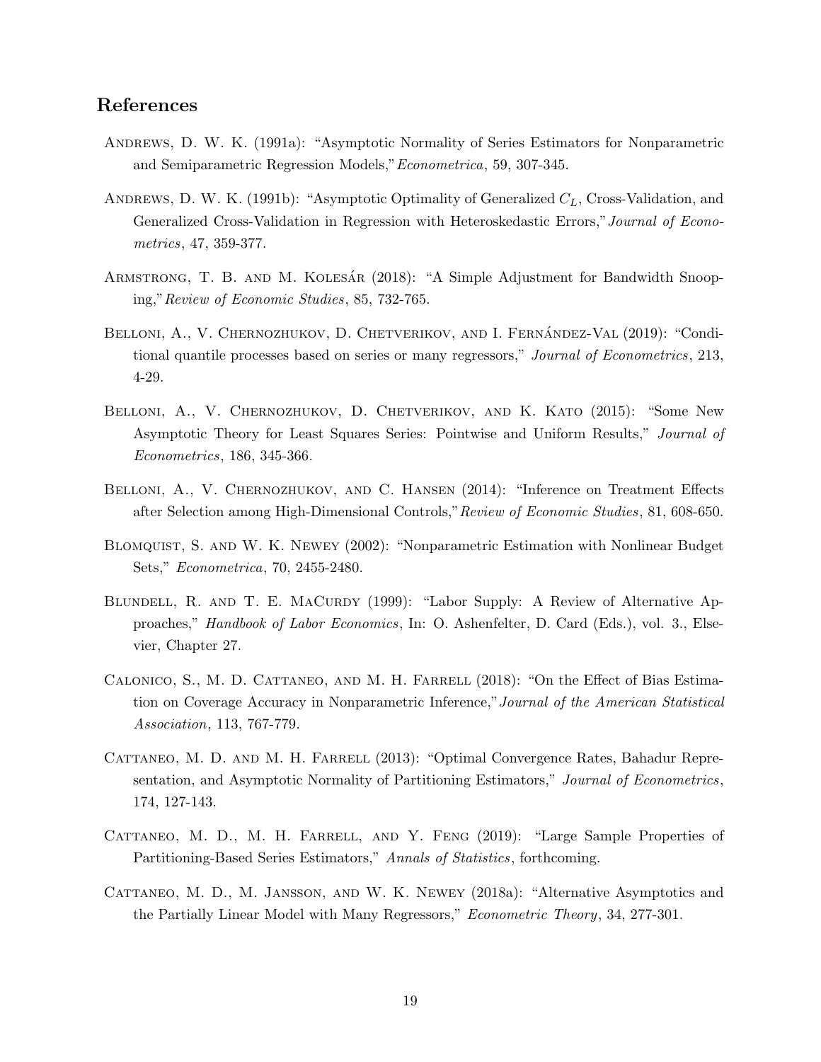## References

Andrews, D. W. K. (1991a): "Asymptotic Normality of Series Estimators for Nonparametric and Semiparametric Regression Models," *Econometrica*, 59, 307-345.

Andrews, D. W. K. (1991b): "Asymptotic Optimality of Generalized $C_L$, Cross-Validation, and Generalized Cross-Validation in Regression with Heteroskedastic Errors," *Journal of Econometrics*, 47, 359-377.

Armstrong, T. B. and M. Kolesár (2018): "A Simple Adjustment for Bandwidth Snooping," *Review of Economic Studies*, 85, 732-765.

Belloni, A., V. Chernozhukov, D. Chetverikov, and I. Fernández-Val (2019): "Conditional quantile processes based on series or many regressors," *Journal of Econometrics*, 213, 4-29.

Belloni, A., V. Chernozhukov, D. Chetverikov, and K. Kato (2015): "Some New Asymptotic Theory for Least Squares Series: Pointwise and Uniform Results," *Journal of Econometrics*, 186, 345-366.

Belloni, A., V. Chernozhukov, and C. Hansen (2014): "Inference on Treatment Effects after Selection among High-Dimensional Controls," *Review of Economic Studies*, 81, 608-650.

Blomquist, S. and W. K. Newey (2002): "Nonparametric Estimation with Nonlinear Budget Sets," *Econometrica*, 70, 2455-2480.

Blundell, R. and T. E. MaCurdy (1999): "Labor Supply: A Review of Alternative Approaches," *Handbook of Labor Economics*, In: O. Ashenfelter, D. Card (Eds.), vol. 3., Elsevier, Chapter 27.

Calonico, S., M. D. Cattaneo, and M. H. Farrell (2018): "On the Effect of Bias Estimation on Coverage Accuracy in Nonparametric Inference," *Journal of the American Statistical Association*, 113, 767-779.

Cattaneo, M. D. and M. H. Farrell (2013): "Optimal Convergence Rates, Bahadur Representation, and Asymptotic Normality of Partitioning Estimators," *Journal of Econometrics*, 174, 127-143.

Cattaneo, M. D., M. H. Farrell, and Y. Feng (2019): "Large Sample Properties of Partitioning-Based Series Estimators," *Annals of Statistics*, forthcoming.

Cattaneo, M. D., M. Jansson, and W. K. Newey (2018a): "Alternative Asymptotics and the Partially Linear Model with Many Regressors," *Econometric Theory*, 34, 277-301.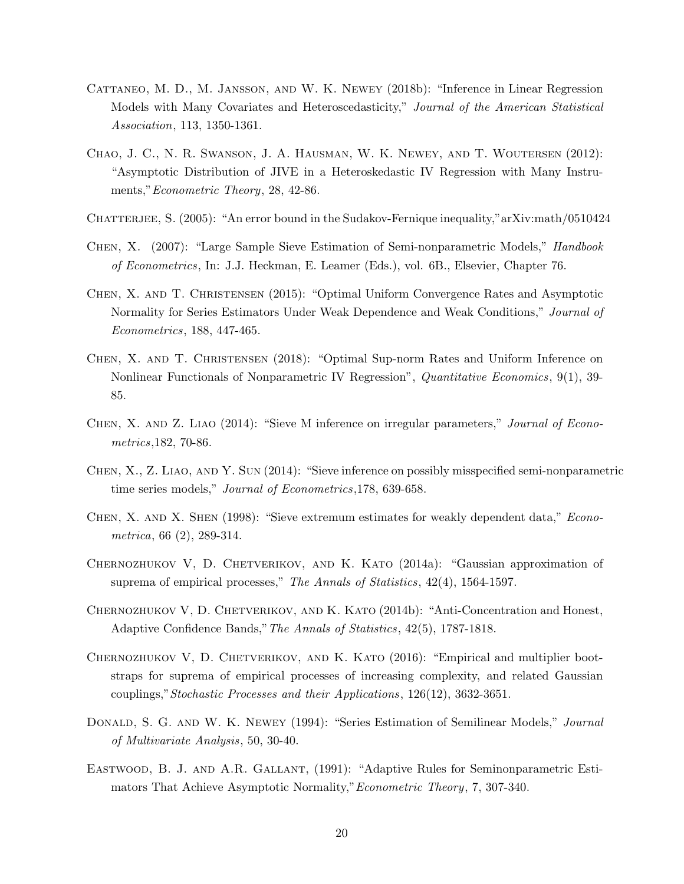Cattaneo, M. D., M. Jansson, and W. K. Newey (2018b): "Inference in Linear Regression Models with Many Covariates and Heteroscedasticity," *Journal of the American Statistical Association*, 113, 1350-1361.

Chao, J. C., N. R. Swanson, J. A. Hausman, W. K. Newey, and T. Woutersen (2012): "Asymptotic Distribution of JIVE in a Heteroskedastic IV Regression with Many Instruments,"*Econometric Theory*, 28, 42-86.

Chatterjee, S. (2005): "An error bound in the Sudakov-Fernique inequality,"arXiv:math/0510424

Chen, X. (2007): "Large Sample Sieve Estimation of Semi-nonparametric Models," *Handbook of Econometrics*, In: J.J. Heckman, E. Leamer (Eds.), vol. 6B., Elsevier, Chapter 76.

Chen, X. and T. Christensen (2015): "Optimal Uniform Convergence Rates and Asymptotic Normality for Series Estimators Under Weak Dependence and Weak Conditions," *Journal of Econometrics*, 188, 447-465.

Chen, X. and T. Christensen (2018): "Optimal Sup-norm Rates and Uniform Inference on Nonlinear Functionals of Nonparametric IV Regression", *Quantitative Economics*, 9(1), 39-85.

Chen, X. and Z. Liao (2014): "Sieve M inference on irregular parameters," *Journal of Econometrics*,182, 70-86.

Chen, X., Z. Liao, and Y. Sun (2014): "Sieve inference on possibly misspecified semi-nonparametric time series models," *Journal of Econometrics*,178, 639-658.

Chen, X. and X. Shen (1998): "Sieve extremum estimates for weakly dependent data," *Econometrica*, 66 (2), 289-314.

Chernozhukov V, D. Chetverikov, and K. Kato (2014a): "Gaussian approximation of suprema of empirical processes," *The Annals of Statistics*, 42(4), 1564-1597.

Chernozhukov V, D. Chetverikov, and K. Kato (2014b): "Anti-Concentration and Honest, Adaptive Confidence Bands,"*The Annals of Statistics*, 42(5), 1787-1818.

Chernozhukov V, D. Chetverikov, and K. Kato (2016): "Empirical and multiplier bootstraps for suprema of empirical processes of increasing complexity, and related Gaussian couplings,"*Stochastic Processes and their Applications*, 126(12), 3632-3651.

Donald, S. G. and W. K. Newey (1994): "Series Estimation of Semilinear Models," *Journal of Multivariate Analysis*, 50, 30-40.

Eastwood, B. J. and A.R. Gallant, (1991): "Adaptive Rules for Seminonparametric Estimators That Achieve Asymptotic Normality,"*Econometric Theory*, 7, 307-340.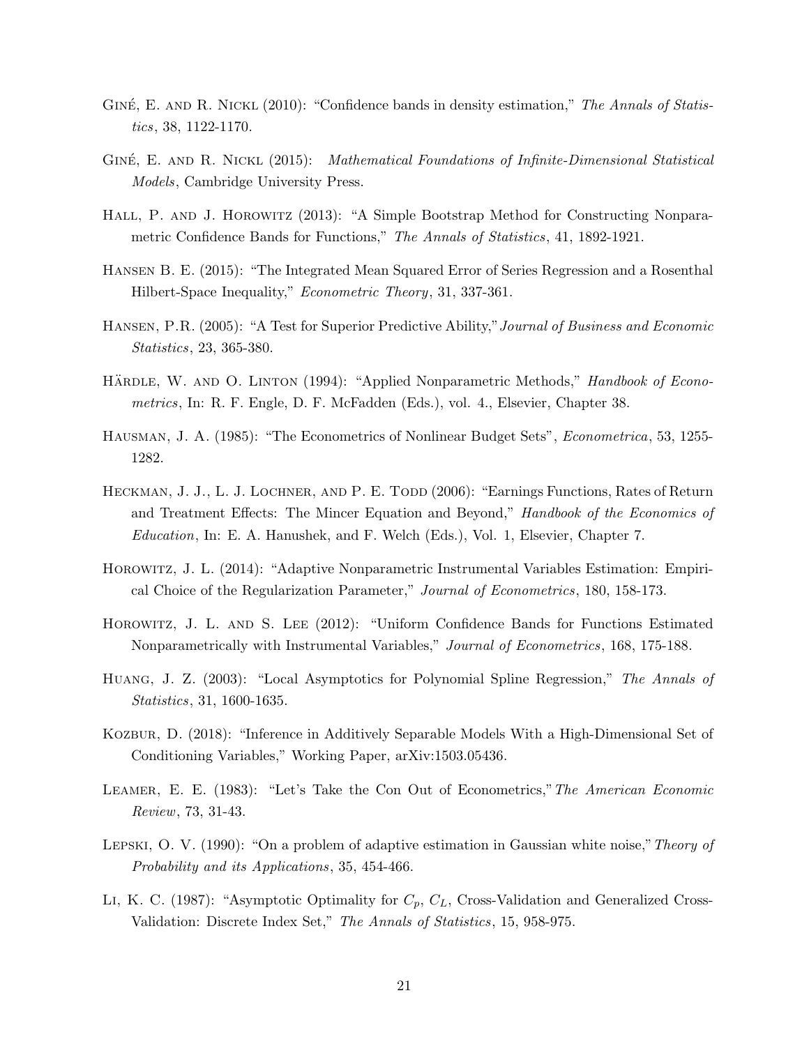Giné, E. and R. Nickl (2010): "Confidence bands in density estimation," *The Annals of Statistics*, 38, 1122-1170.

Giné, E. and R. Nickl (2015): *Mathematical Foundations of Infinite-Dimensional Statistical Models*, Cambridge University Press.

Hall, P. and J. Horowitz (2013): "A Simple Bootstrap Method for Constructing Nonparametric Confidence Bands for Functions," *The Annals of Statistics*, 41, 1892-1921.

Hansen B. E. (2015): "The Integrated Mean Squared Error of Series Regression and a Rosenthal Hilbert-Space Inequality," *Econometric Theory*, 31, 337-361.

Hansen, P.R. (2005): "A Test for Superior Predictive Ability," *Journal of Business and Economic Statistics*, 23, 365-380.

Härdle, W. and O. Linton (1994): "Applied Nonparametric Methods," *Handbook of Econometrics*, In: R. F. Engle, D. F. McFadden (Eds.), vol. 4., Elsevier, Chapter 38.

Hausman, J. A. (1985): "The Econometrics of Nonlinear Budget Sets", *Econometrica*, 53, 1255-1282.

Heckman, J. J., L. J. Lochner, and P. E. Todd (2006): "Earnings Functions, Rates of Return and Treatment Effects: The Mincer Equation and Beyond," *Handbook of the Economics of Education*, In: E. A. Hanushek, and F. Welch (Eds.), Vol. 1, Elsevier, Chapter 7.

Horowitz, J. L. (2014): "Adaptive Nonparametric Instrumental Variables Estimation: Empirical Choice of the Regularization Parameter," *Journal of Econometrics*, 180, 158-173.

Horowitz, J. L. and S. Lee (2012): "Uniform Confidence Bands for Functions Estimated Nonparametrically with Instrumental Variables," *Journal of Econometrics*, 168, 175-188.

Huang, J. Z. (2003): "Local Asymptotics for Polynomial Spline Regression," *The Annals of Statistics*, 31, 1600-1635.

Kozbur, D. (2018): "Inference in Additively Separable Models With a High-Dimensional Set of Conditioning Variables," Working Paper, arXiv:1503.05436.

Leamer, E. E. (1983): "Let's Take the Con Out of Econometrics," *The American Economic Review*, 73, 31-43.

Lepski, O. V. (1990): "On a problem of adaptive estimation in Gaussian white noise," *Theory of Probability and its Applications*, 35, 454-466.

Li, K. C. (1987): "Asymptotic Optimality for $C_p$, $C_L$, Cross-Validation and Generalized Cross-Validation: Discrete Index Set," *The Annals of Statistics*, 15, 958-975.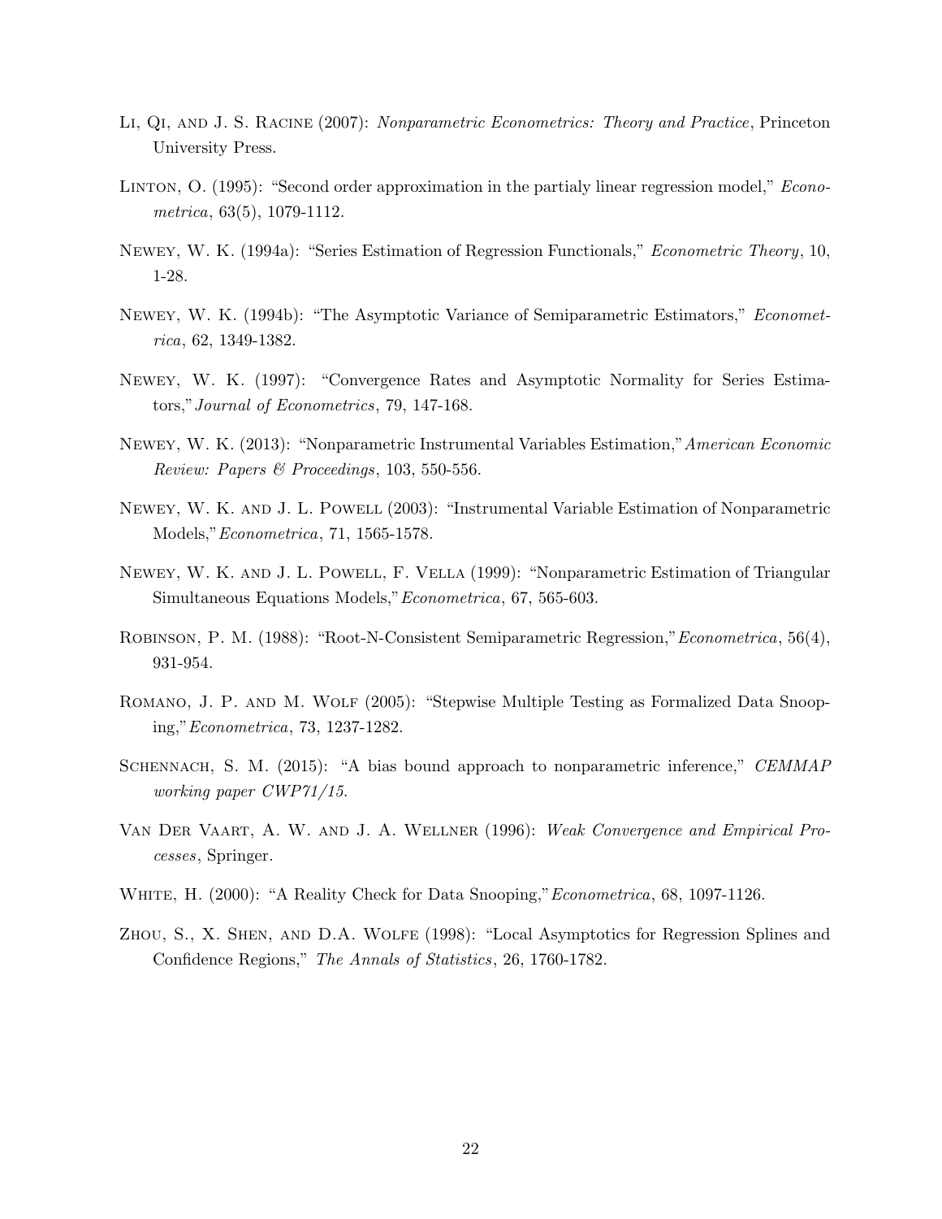Li, Qi, and J. S. Racine (2007): *Nonparametric Econometrics: Theory and Practice*, Princeton University Press.

Linton, O. (1995): "Second order approximation in the partialy linear regression model," *Econometrica*, 63(5), 1079-1112.

Newey, W. K. (1994a): "Series Estimation of Regression Functionals," *Econometric Theory*, 10, 1-28.

Newey, W. K. (1994b): "The Asymptotic Variance of Semiparametric Estimators," *Econometrica*, 62, 1349-1382.

Newey, W. K. (1997): "Convergence Rates and Asymptotic Normality for Series Estimators,"*Journal of Econometrics*, 79, 147-168.

Newey, W. K. (2013): "Nonparametric Instrumental Variables Estimation,"*American Economic Review: Papers & Proceedings*, 103, 550-556.

Newey, W. K. and J. L. Powell (2003): "Instrumental Variable Estimation of Nonparametric Models,"*Econometrica*, 71, 1565-1578.

Newey, W. K. and J. L. Powell, F. Vella (1999): "Nonparametric Estimation of Triangular Simultaneous Equations Models,"*Econometrica*, 67, 565-603.

Robinson, P. M. (1988): "Root-N-Consistent Semiparametric Regression,"*Econometrica*, 56(4), 931-954.

Romano, J. P. and M. Wolf (2005): "Stepwise Multiple Testing as Formalized Data Snooping,"*Econometrica*, 73, 1237-1282.

Schennach, S. M. (2015): "A bias bound approach to nonparametric inference," *CEMMAP working paper CWP71/15.*

Van Der Vaart, A. W. and J. A. Wellner (1996): *Weak Convergence and Empirical Processes*, Springer.

White, H. (2000): "A Reality Check for Data Snooping,"*Econometrica*, 68, 1097-1126.

Zhou, S., X. Shen, and D.A. Wolfe (1998): "Local Asymptotics for Regression Splines and Confidence Regions," *The Annals of Statistics*, 26, 1760-1782.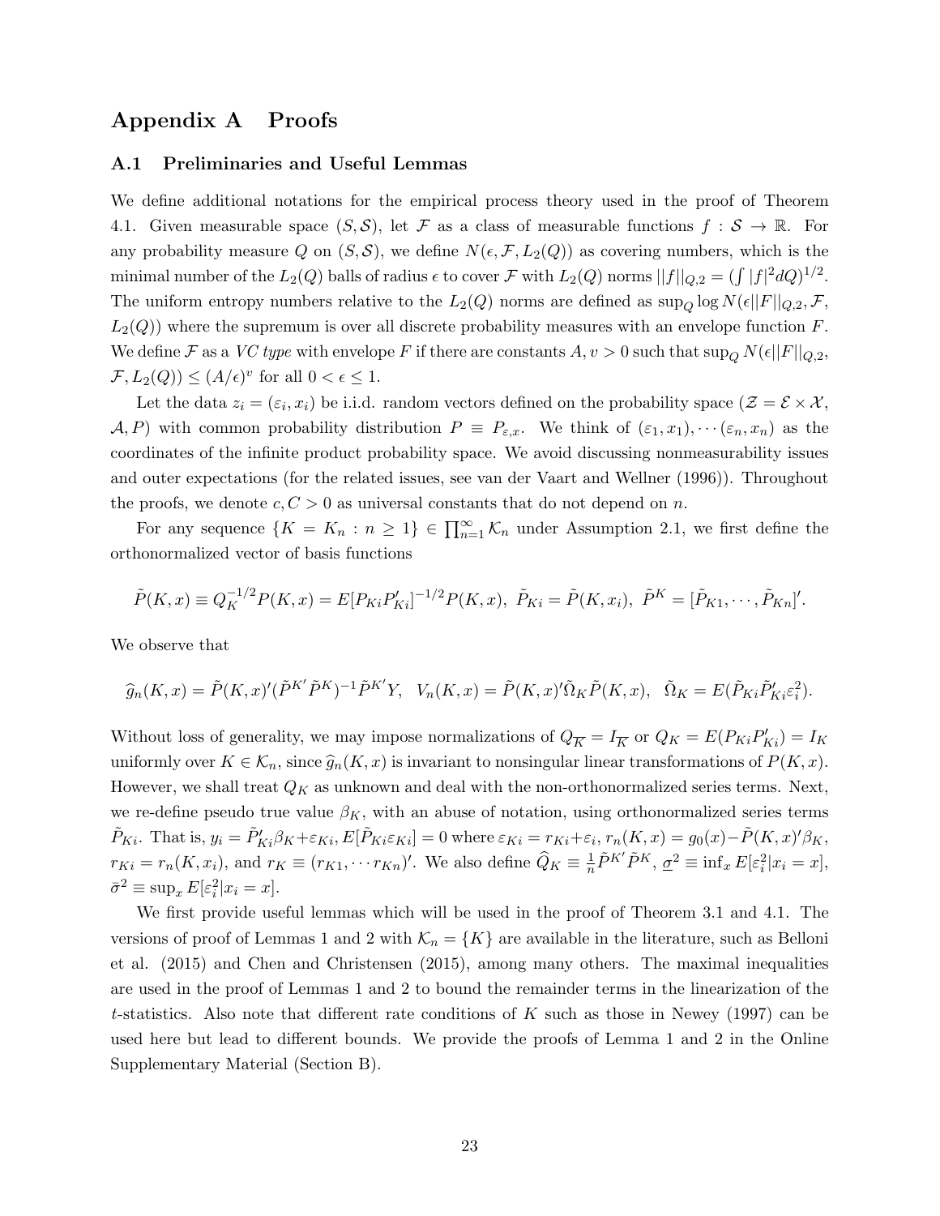# Appendix A Proofs

## A.1 Preliminaries and Useful Lemmas

We define additional notations for the empirical process theory used in the proof of Theorem 4.1. Given measurable space $(S, \mathcal{S})$, let $\mathcal{F}$ as a class of measurable functions $f : \mathcal{S} \to \mathbb{R}$. For any probability measure $Q$ on $(S, \mathcal{S})$, we define $N(\epsilon, \mathcal{F}, L_2(Q))$ as covering numbers, which is the minimal number of the $L_2(Q)$ balls of radius $\epsilon$ to cover $\mathcal{F}$ with $L_2(Q)$ norms $||f||_{Q,2} = (\int |f|^2 dQ)^{1/2}$. The uniform entropy numbers relative to the $L_2(Q)$ norms are defined as $\sup_Q \log N(\epsilon||F||_{Q,2}, \mathcal{F}, L_2(Q))$ where the supremum is over all discrete probability measures with an envelope function $F$. We define $\mathcal{F}$ as a *VC type* with envelope $F$ if there are constants $A, v > 0$ such that $\sup_Q N(\epsilon||F||_{Q,2}, \mathcal{F}, L_2(Q)) \leq (A/\epsilon)^v$ for all $0 < \epsilon \leq 1$.

Let the data $z_i = (\varepsilon_i, x_i)$ be i.i.d. random vectors defined on the probability space $(\mathcal{Z} = \mathcal{E} \times \mathcal{X}, \mathcal{A}, P)$ with common probability distribution $P \equiv P_{\varepsilon,x}$. We think of $(\varepsilon_1, x_1), \cdots (\varepsilon_n, x_n)$ as the coordinates of the infinite product probability space. We avoid discussing nonmeasurability issues and outer expectations (for the related issues, see van der Vaart and Wellner (1996)). Throughout the proofs, we denote $c, C > 0$ as universal constants that do not depend on $n$.

For any sequence $\{K = K_n : n \geq 1\} \in \prod_{n=1}^{\infty} \mathcal{K}_n$ under Assumption 2.1, we first define the orthonormalized vector of basis functions

$$\tilde{P}(K, x) \equiv Q_K^{-1/2} P(K, x) = E[P_{Ki} P_{Ki}']^{-1/2} P(K, x), \; \tilde{P}_{Ki} = \tilde{P}(K, x_i), \; \tilde{P}^K = [\tilde{P}_{K1}, \cdots, \tilde{P}_{Kn}]'.$$

We observe that

$$\widehat{g}_n(K, x) = \tilde{P}(K, x)'(\tilde{P}^{K'}\tilde{P}^K)^{-1}\tilde{P}^{K'}Y, \;\; V_n(K, x) = \tilde{P}(K, x)'\tilde{\Omega}_K \tilde{P}(K, x), \;\; \tilde{\Omega}_K = E(\tilde{P}_{Ki}\tilde{P}_{Ki}'\varepsilon_i^2).$$

Without loss of generality, we may impose normalizations of $Q_{\overline{K}} = I_{\overline{K}}$ or $Q_K = E(P_{Ki}P_{Ki}') = I_K$ uniformly over $K \in \mathcal{K}_n$, since $\widehat{g}_n(K, x)$ is invariant to nonsingular linear transformations of $P(K, x)$. However, we shall treat $Q_K$ as unknown and deal with the non-orthonormalized series terms. Next, we re-define pseudo true value $\beta_K$, with an abuse of notation, using orthonormalized series terms $\tilde{P}_{Ki}$. That is, $y_i = \tilde{P}_{Ki}'\beta_K + \varepsilon_{Ki}$, $E[\tilde{P}_{Ki}\varepsilon_{Ki}] = 0$ where $\varepsilon_{Ki} = r_{Ki} + \varepsilon_i$, $r_n(K, x) = g_0(x) - \tilde{P}(K, x)'\beta_K$, $r_{Ki} = r_n(K, x_i)$, and $r_K \equiv (r_{K1}, \cdots r_{Kn})'$. We also define $\widehat{Q}_K \equiv \frac{1}{n}\tilde{P}^{K'}\tilde{P}^K$, $\underline{\sigma}^2 \equiv \inf_x E[\varepsilon_i^2 | x_i = x]$, $\bar{\sigma}^2 \equiv \sup_x E[\varepsilon_i^2 | x_i = x]$.

We first provide useful lemmas which will be used in the proof of Theorem 3.1 and 4.1. The versions of proof of Lemmas 1 and 2 with $\mathcal{K}_n = \{K\}$ are available in the literature, such as Belloni et al. (2015) and Chen and Christensen (2015), among many others. The maximal inequalities are used in the proof of Lemmas 1 and 2 to bound the remainder terms in the linearization of the $t$-statistics. Also note that different rate conditions of $K$ such as those in Newey (1997) can be used here but lead to different bounds. We provide the proofs of Lemma 1 and 2 in the Online Supplementary Material (Section B).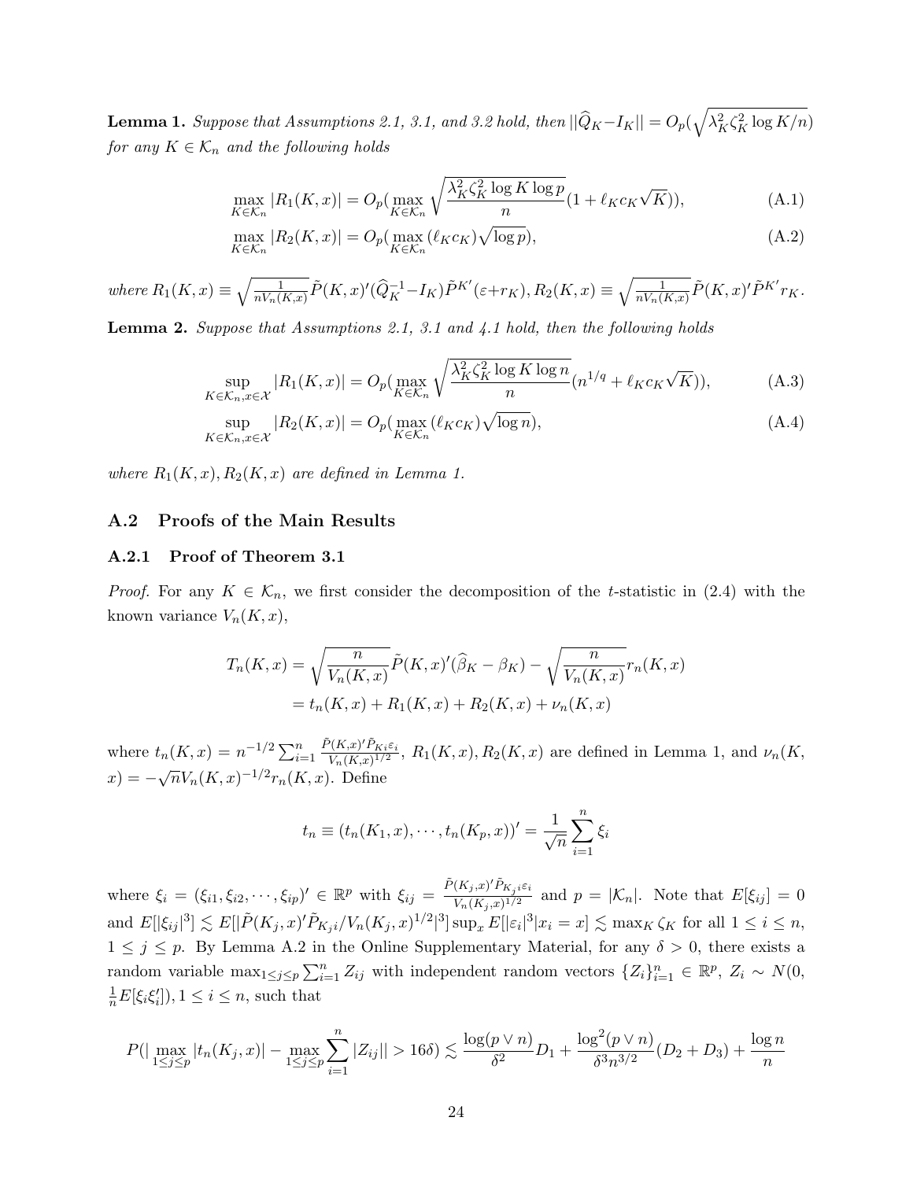**Lemma 1.** *Suppose that Assumptions 2.1, 3.1, and 3.2 hold, then* $||\widehat{Q}_K - I_K|| = O_p(\sqrt{\lambda_K^2 \zeta_K^2 \log K/n})$ *for any* $K \in \mathcal{K}_n$ *and the following holds*

$$\max_{K\in\mathcal{K}_n} |R_1(K,x)| = O_p(\max_{K\in\mathcal{K}_n} \sqrt{\frac{\lambda_K^2\zeta_K^2 \log K \log p}{n}}(1+\ell_K c_K\sqrt{K})), \tag{A.1}$$

$$\max_{K\in\mathcal{K}_n} |R_2(K,x)| = O_p(\max_{K\in\mathcal{K}_n}(\ell_K c_K)\sqrt{\log p}), \tag{A.2}$$

*where* $R_1(K,x) \equiv \sqrt{\frac{1}{nV_n(K,x)}}\tilde{P}(K,x)'(\widehat{Q}_K^{-1} - I_K)\tilde{P}^{K'}(\varepsilon + r_K)$, $R_2(K,x) \equiv \sqrt{\frac{1}{nV_n(K,x)}}\tilde{P}(K,x)'\tilde{P}^{K'}r_K$.

**Lemma 2.** *Suppose that Assumptions 2.1, 3.1 and 4.1 hold, then the following holds*

$$\sup_{K\in\mathcal{K}_n, x\in\mathcal{X}} |R_1(K,x)| = O_p(\max_{K\in\mathcal{K}_n} \sqrt{\frac{\lambda_K^2\zeta_K^2 \log K \log n}{n}}(n^{1/q}+\ell_K c_K\sqrt{K})), \tag{A.3}$$

$$\sup_{K\in\mathcal{K}_n, x\in\mathcal{X}} |R_2(K,x)| = O_p(\max_{K\in\mathcal{K}_n}(\ell_K c_K)\sqrt{\log n}), \tag{A.4}$$

*where* $R_1(K,x), R_2(K,x)$ *are defined in Lemma 1.*

## A.2 Proofs of the Main Results

### A.2.1 Proof of Theorem 3.1

*Proof.* For any $K \in \mathcal{K}_n$, we first consider the decomposition of the $t$-statistic in (2.4) with the known variance $V_n(K,x)$,

$$\begin{aligned} T_n(K,x) &= \sqrt{\frac{n}{V_n(K,x)}}\tilde{P}(K,x)'(\widehat{\beta}_K - \beta_K) - \sqrt{\frac{n}{V_n(K,x)}}r_n(K,x) \\ &= t_n(K,x) + R_1(K,x) + R_2(K,x) + \nu_n(K,x) \end{aligned}$$

where $t_n(K,x) = n^{-1/2}\sum_{i=1}^n \frac{\tilde{P}(K,x)'\tilde{P}_{Ki}\varepsilon_i}{V_n(K,x)^{1/2}}$, $R_1(K,x), R_2(K,x)$ are defined in Lemma 1, and $\nu_n(K, x) = -\sqrt{n}V_n(K,x)^{-1/2}r_n(K,x)$. Define

$$t_n \equiv (t_n(K_1,x), \cdots, t_n(K_p,x))' = \frac{1}{\sqrt{n}}\sum_{i=1}^n \xi_i$$

where $\xi_i = (\xi_{i1}, \xi_{i2}, \cdots, \xi_{ip})' \in \mathbb{R}^p$ with $\xi_{ij} = \frac{\tilde{P}(K_j,x)'\tilde{P}_{K_j i}\varepsilon_i}{V_n(K_j,x)^{1/2}}$ and $p = |\mathcal{K}_n|$. Note that $E[\xi_{ij}] = 0$ and $E[|\xi_{ij}|^3] \lesssim E[|\tilde{P}(K_j,x)'\tilde{P}_{K_j i}/V_n(K_j,x)^{1/2}|^3]\sup_x E[|\varepsilon_i|^3|x_i = x] \lesssim \max_K \zeta_K$ for all $1 \le i \le n$, $1 \le j \le p$. By Lemma A.2 in the Online Supplementary Material, for any $\delta > 0$, there exists a random variable $\max_{1\le j\le p}\sum_{i=1}^n Z_{ij}$ with independent random vectors $\{Z_i\}_{i=1}^n \in \mathbb{R}^p$, $Z_i \sim N(0, \frac{1}{n}E[\xi_i\xi_i'])$, $1 \le i \le n$, such that

$$P(|\max_{1\le j\le p}|t_n(K_j,x)| - \max_{1\le j\le p}\sum_{i=1}^n |Z_{ij}|| > 16\delta) \lesssim \frac{\log(p\vee n)}{\delta^2}D_1 + \frac{\log^2(p\vee n)}{\delta^3 n^{3/2}}(D_2+D_3) + \frac{\log n}{n}$$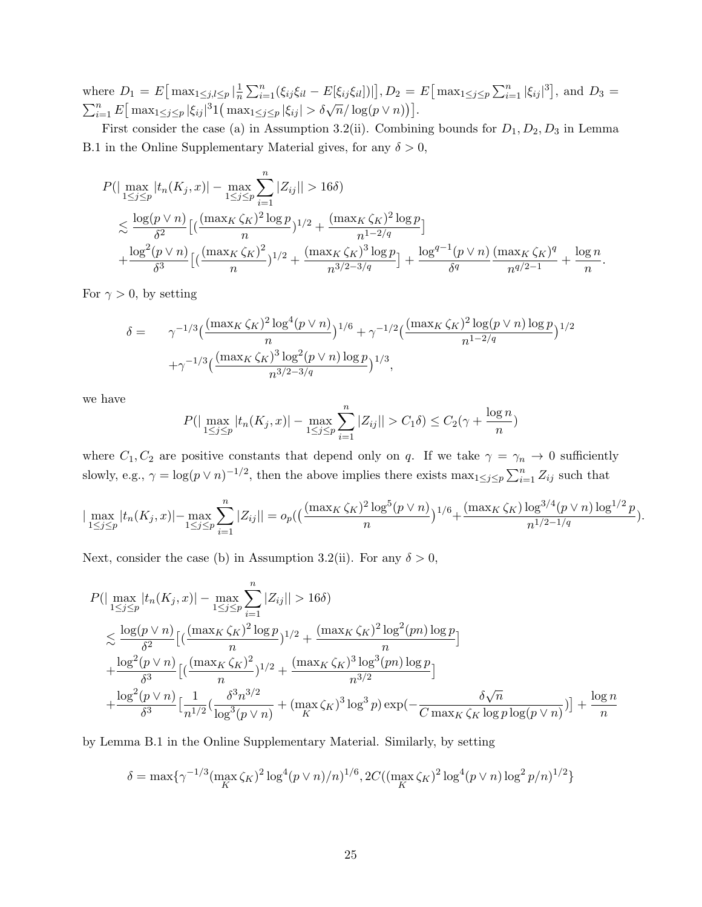where $D_1 = E\big[\max_{1\le j,l\le p} |\frac{1}{n}\sum_{i=1}^n (\xi_{ij}\xi_{il} - E[\xi_{ij}\xi_{il}])|\big]$, $D_2 = E\big[\max_{1\le j\le p}\sum_{i=1}^n |\xi_{ij}|^3\big]$, and $D_3 = \sum_{i=1}^n E\big[\max_{1\le j\le p}|\xi_{ij}|^3 1\big(\max_{1\le j\le p}|\xi_{ij}| > \delta\sqrt{n}/\log(p\vee n)\big)\big]$.

First consider the case (a) in Assumption 3.2(ii). Combining bounds for $D_1, D_2, D_3$ in Lemma B.1 in the Online Supplementary Material gives, for any $\delta > 0$,

$$
\begin{aligned}
&P(|\max_{1\le j\le p}|t_n(K_j,x)| - \max_{1\le j\le p}\sum_{i=1}^n |Z_{ij}|| > 16\delta) \\
&\lesssim \frac{\log(p\vee n)}{\delta^2}\big[(\frac{(\max_K \zeta_K)^2\log p}{n})^{1/2} + \frac{(\max_K \zeta_K)^2\log p}{n^{1-2/q}}\big] \\
&+\frac{\log^2(p\vee n)}{\delta^3}\big[(\frac{(\max_K \zeta_K)^2}{n})^{1/2} + \frac{(\max_K \zeta_K)^3\log p}{n^{3/2-3/q}}\big] + \frac{\log^{q-1}(p\vee n)}{\delta^q}\frac{(\max_K \zeta_K)^q}{n^{q/2-1}} + \frac{\log n}{n}.
\end{aligned}
$$

For $\gamma > 0$, by setting

$$
\begin{aligned}
\delta = \quad &\gamma^{-1/3}\big(\frac{(\max_K \zeta_K)^2\log^4(p\vee n)}{n}\big)^{1/6} + \gamma^{-1/2}\big(\frac{(\max_K \zeta_K)^2\log(p\vee n)\log p}{n^{1-2/q}}\big)^{1/2} \\
&+\gamma^{-1/3}\big(\frac{(\max_K \zeta_K)^3\log^2(p\vee n)\log p}{n^{3/2-3/q}}\big)^{1/3},
\end{aligned}
$$

we have

$$
P(|\max_{1\le j\le p}|t_n(K_j,x)| - \max_{1\le j\le p}\sum_{i=1}^n |Z_{ij}|| > C_1\delta) \le C_2(\gamma + \frac{\log n}{n})
$$

where $C_1, C_2$ are positive constants that depend only on $q$. If we take $\gamma = \gamma_n \to 0$ sufficiently slowly, e.g., $\gamma = \log(p\vee n)^{-1/2}$, then the above implies there exists $\max_{1\le j\le p}\sum_{i=1}^n Z_{ij}$ such that

$$
|\max_{1\le j\le p}|t_n(K_j,x)| - \max_{1\le j\le p}\sum_{i=1}^n |Z_{ij}|| = o_p\big(\big(\frac{(\max_K \zeta_K)^2\log^5(p\vee n)}{n}\big)^{1/6} + \frac{(\max_K \zeta_K)\log^{3/4}(p\vee n)\log^{1/2}p}{n^{1/2-1/q}}\big).
$$

Next, consider the case (b) in Assumption 3.2(ii). For any $\delta > 0$,

$$
\begin{aligned}
&P(|\max_{1\le j\le p}|t_n(K_j,x)| - \max_{1\le j\le p}\sum_{i=1}^n |Z_{ij}|| > 16\delta) \\
&\lesssim \frac{\log(p\vee n)}{\delta^2}\big[(\frac{(\max_K \zeta_K)^2\log p}{n})^{1/2} + \frac{(\max_K \zeta_K)^2\log^2(pn)\log p}{n}\big] \\
&+\frac{\log^2(p\vee n)}{\delta^3}\big[(\frac{(\max_K \zeta_K)^2}{n})^{1/2} + \frac{(\max_K \zeta_K)^3\log^3(pn)\log p}{n^{3/2}}\big] \\
&+\frac{\log^2(p\vee n)}{\delta^3}\big[\frac{1}{n^{1/2}}\big(\frac{\delta^3 n^{3/2}}{\log^3(p\vee n)} + (\max_K \zeta_K)^3\log^3 p\big)\exp\big(-\frac{\delta\sqrt{n}}{C\max_K \zeta_K\log p\log(p\vee n)}\big)\big] + \frac{\log n}{n}
\end{aligned}
$$

by Lemma B.1 in the Online Supplementary Material. Similarly, by setting

$$
\delta = \max\{\gamma^{-1/3}(\max_K \zeta_K)^2\log^4(p\vee n)/n)^{1/6}, 2C((\max_K \zeta_K)^2\log^4(p\vee n)\log^2 p/n)^{1/2}\}
$$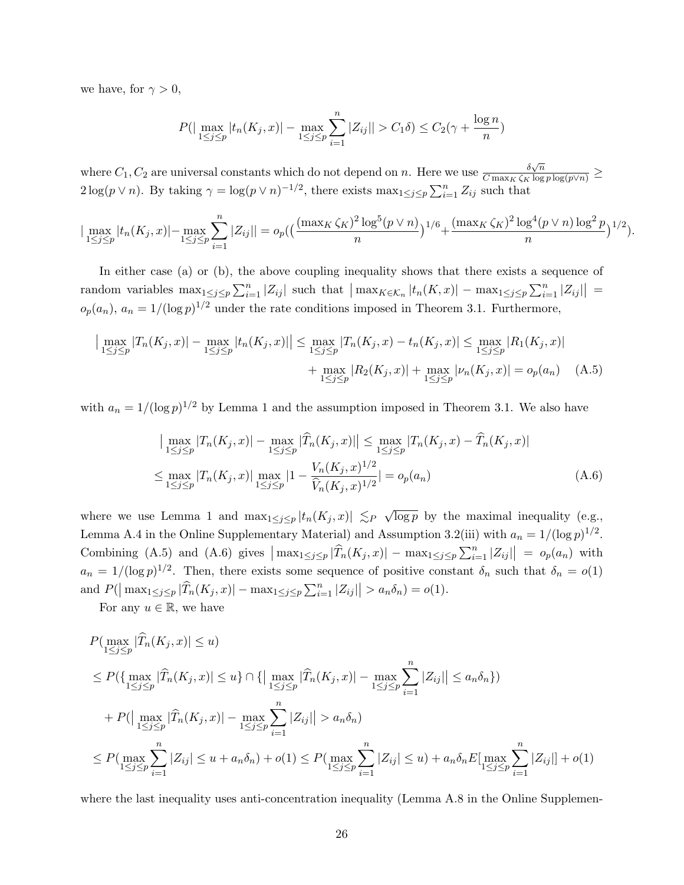we have, for $\gamma > 0$,

$$P(|\max_{1\le j\le p}|t_n(K_j,x)| - \max_{1\le j\le p}\sum_{i=1}^n |Z_{ij}|| > C_1\delta) \le C_2(\gamma + \frac{\log n}{n})$$

where $C_1, C_2$ are universal constants which do not depend on $n$. Here we use $\frac{\delta\sqrt{n}}{C\max_K \zeta_K \log p \log(p\vee n)} \ge 2\log(p\vee n)$. By taking $\gamma = \log(p\vee n)^{-1/2}$, there exists $\max_{1\le j\le p}\sum_{i=1}^n Z_{ij}$ such that

$$|\max_{1\le j\le p}|t_n(K_j,x)| - \max_{1\le j\le p}\sum_{i=1}^n |Z_{ij}|| = o_p\Big(\Big(\frac{(\max_K \zeta_K)^2\log^5(p\vee n)}{n}\Big)^{1/6} + \Big(\frac{(\max_K \zeta_K)^2 \log^4(p\vee n)\log^2 p}{n}\Big)^{1/2}\Big).$$

In either case (a) or (b), the above coupling inequality shows that there exists a sequence of random variables $\max_{1\le j\le p}\sum_{i=1}^n |Z_{ij}|$ such that $\big|\max_{K\in\mathcal{K}_n}|t_n(K,x)| - \max_{1\le j\le p}\sum_{i=1}^n |Z_{ij}|\big| = o_p(a_n)$, $a_n = 1/(\log p)^{1/2}$ under the rate conditions imposed in Theorem 3.1. Furthermore,

$$\begin{aligned}\big|\max_{1\le j\le p}|T_n(K_j,x)| - \max_{1\le j\le p}|t_n(K_j,x)|\big| &\le \max_{1\le j\le p}|T_n(K_j,x) - t_n(K_j,x)| \le \max_{1\le j\le p}|R_1(K_j,x)| \\ &+ \max_{1\le j\le p}|R_2(K_j,x)| + \max_{1\le j\le p}|\nu_n(K_j,x)| = o_p(a_n) \quad \text{(A.5)}\end{aligned}$$

with $a_n = 1/(\log p)^{1/2}$ by Lemma 1 and the assumption imposed in Theorem 3.1. We also have

$$\begin{aligned}&\big|\max_{1\le j\le p}|T_n(K_j,x)| - \max_{1\le j\le p}|\widehat{T}_n(K_j,x)|\big| \le \max_{1\le j\le p}|T_n(K_j,x) - \widehat{T}_n(K_j,x)| \\ &\le \max_{1\le j\le p}|T_n(K_j,x)|\max_{1\le j\le p}|1 - \frac{V_n(K_j,x)^{1/2}}{\widehat{V}_n(K_j,x)^{1/2}}| = o_p(a_n) \quad \text{(A.6)}\end{aligned}$$

where we use Lemma 1 and $\max_{1\le j\le p}|t_n(K_j,x)| \lesssim_P \sqrt{\log p}$ by the maximal inequality (e.g., Lemma A.4 in the Online Supplementary Material) and Assumption 3.2(iii) with $a_n = 1/(\log p)^{1/2}$. Combining (A.5) and (A.6) gives $\big|\max_{1\le j\le p}|\widehat{T}_n(K_j,x)| - \max_{1\le j\le p}\sum_{i=1}^n |Z_{ij}|\big| = o_p(a_n)$ with $a_n = 1/(\log p)^{1/2}$. Then, there exists some sequence of positive constant $\delta_n$ such that $\delta_n = o(1)$ and $P(\big|\max_{1\le j\le p}|\widehat{T}_n(K_j,x)| - \max_{1\le j\le p}\sum_{i=1}^n |Z_{ij}|\big| > a_n\delta_n) = o(1)$.

For any $u\in\mathbb{R}$, we have

$$\begin{aligned}&P(\max_{1\le j\le p}|\widehat{T}_n(K_j,x)| \le u) \\ &\le P(\{\max_{1\le j\le p}|\widehat{T}_n(K_j,x)| \le u\} \cap \{\big|\max_{1\le j\le p}|\widehat{T}_n(K_j,x)| - \max_{1\le j\le p}\sum_{i=1}^n |Z_{ij}|\big| \le a_n\delta_n\}) \\ &\quad + P(\big|\max_{1\le j\le p}|\widehat{T}_n(K_j,x)| - \max_{1\le j\le p}\sum_{i=1}^n |Z_{ij}|\big| > a_n\delta_n) \\ &\le P(\max_{1\le j\le p}\sum_{i=1}^n |Z_{ij}| \le u + a_n\delta_n) + o(1) \le P(\max_{1\le j\le p}\sum_{i=1}^n |Z_{ij}| \le u) + a_n\delta_n E[\max_{1\le j\le p}\sum_{i=1}^n |Z_{ij}|] + o(1)\end{aligned}$$

where the last inequality uses anti-concentration inequality (Lemma A.8 in the Online Supplemen-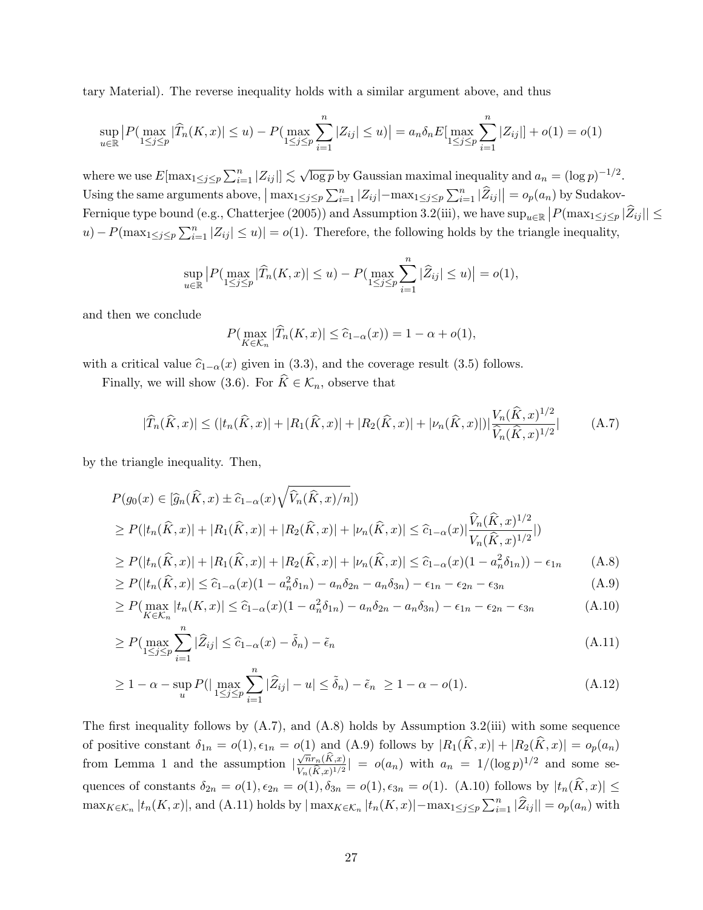tary Material). The reverse inequality holds with a similar argument above, and thus

$$\sup_{u\in\mathbb{R}}\big|P(\max_{1\le j\le p}|\widehat{T}_n(K,x)|\le u)-P(\max_{1\le j\le p}\sum_{i=1}^n|Z_{ij}|\le u)\big|=a_n\delta_nE[\max_{1\le j\le p}\sum_{i=1}^n|Z_{ij}|]+o(1)=o(1)$$

where we use $E[\max_{1\le j\le p}\sum_{i=1}^n|Z_{ij}|]\lesssim\sqrt{\log p}$ by Gaussian maximal inequality and $a_n=(\log p)^{-1/2}$. Using the same arguments above, $\big|\max_{1\le j\le p}\sum_{i=1}^n|Z_{ij}|-\max_{1\le j\le p}\sum_{i=1}^n|\widehat{Z}_{ij}|\big|=o_p(a_n)$ by Sudakov-Fernique type bound (e.g., Chatterjee (2005)) and Assumption 3.2(iii), we have $\sup_{u\in\mathbb{R}}\big|P(\max_{1\le j\le p}|\widehat{Z}_{ij}||\le u)-P(\max_{1\le j\le p}\sum_{i=1}^n|Z_{ij}|\le u)\big|=o(1)$. Therefore, the following holds by the triangle inequality,

$$\sup_{u\in\mathbb{R}}\big|P(\max_{1\le j\le p}|\widehat{T}_n(K,x)|\le u)-P(\max_{1\le j\le p}\sum_{i=1}^n|\widehat{Z}_{ij}|\le u)\big|=o(1),$$

and then we conclude

$$P(\max_{K\in\mathcal{K}_n}|\widehat{T}_n(K,x)|\le\widehat{c}_{1-\alpha}(x))=1-\alpha+o(1),$$

with a critical value $\widehat{c}_{1-\alpha}(x)$ given in (3.3), and the coverage result (3.5) follows.

Finally, we will show (3.6). For $\widehat{K}\in\mathcal{K}_n$, observe that

$$|\widehat{T}_n(\widehat{K},x)|\le(|t_n(\widehat{K},x)|+|R_1(\widehat{K},x)|+|R_2(\widehat{K},x)|+|\nu_n(\widehat{K},x)|)|\frac{V_n(\widehat{K},x)^{1/2}}{\widehat{V}_n(\widehat{K},x)^{1/2}}| \tag{A.7}$$

by the triangle inequality. Then,

$$\begin{aligned}
&P(g_0(x)\in[\widehat{g}_n(\widehat{K},x)\pm\widehat{c}_{1-\alpha}(x)\sqrt{\widehat{V}_n(\widehat{K},x)/n}])\\
&\ge P(|t_n(\widehat{K},x)|+|R_1(\widehat{K},x)|+|R_2(\widehat{K},x)|+|\nu_n(\widehat{K},x)|\le\widehat{c}_{1-\alpha}(x)|\frac{\widehat{V}_n(\widehat{K},x)^{1/2}}{V_n(\widehat{K},x)^{1/2}}|)\\
&\ge P(|t_n(\widehat{K},x)|+|R_1(\widehat{K},x)|+|R_2(\widehat{K},x)|+|\nu_n(\widehat{K},x)|\le\widehat{c}_{1-\alpha}(x)(1-a_n^2\delta_{1n}))-\epsilon_{1n} &\text{(A.8)}\\
&\ge P(|t_n(\widehat{K},x)|\le\widehat{c}_{1-\alpha}(x)(1-a_n^2\delta_{1n})-a_n\delta_{2n}-a_n\delta_{3n})-\epsilon_{1n}-\epsilon_{2n}-\epsilon_{3n} &\text{(A.9)}\\
&\ge P(\max_{K\in\mathcal{K}_n}|t_n(K,x)|\le\widehat{c}_{1-\alpha}(x)(1-a_n^2\delta_{1n})-a_n\delta_{2n}-a_n\delta_{3n})-\epsilon_{1n}-\epsilon_{2n}-\epsilon_{3n} &\text{(A.10)}\\
&\ge P(\max_{1\le j\le p}\sum_{i=1}^n|\widehat{Z}_{ij}|\le\widehat{c}_{1-\alpha}(x)-\tilde{\delta}_n)-\tilde{\epsilon}_n &\text{(A.11)}\\
&\ge 1-\alpha-\sup_u P(|\max_{1\le j\le p}\sum_{i=1}^n|\widehat{Z}_{ij}|-u|\le\tilde{\delta}_n)-\tilde{\epsilon}_n\ \ge 1-\alpha-o(1). &\text{(A.12)}
\end{aligned}$$

The first inequality follows by (A.7), and (A.8) holds by Assumption 3.2(iii) with some sequence of positive constant $\delta_{1n}=o(1),\epsilon_{1n}=o(1)$ and (A.9) follows by $|R_1(\widehat{K},x)|+|R_2(\widehat{K},x)|=o_p(a_n)$ from Lemma 1 and the assumption $|\frac{\sqrt{n}r_n(\widehat{K},x)}{V_n(\widehat{K},x)^{1/2}}|=o(a_n)$ with $a_n=1/(\log p)^{1/2}$ and some sequences of constants $\delta_{2n}=o(1),\epsilon_{2n}=o(1),\delta_{3n}=o(1),\epsilon_{3n}=o(1)$. (A.10) follows by $|t_n(\widehat{K},x)|\le\max_{K\in\mathcal{K}_n}|t_n(K,x)|$, and (A.11) holds by $|\max_{K\in\mathcal{K}_n}|t_n(K,x)|-\max_{1\le j\le p}\sum_{i=1}^n|\widehat{Z}_{ij}||=o_p(a_n)$ with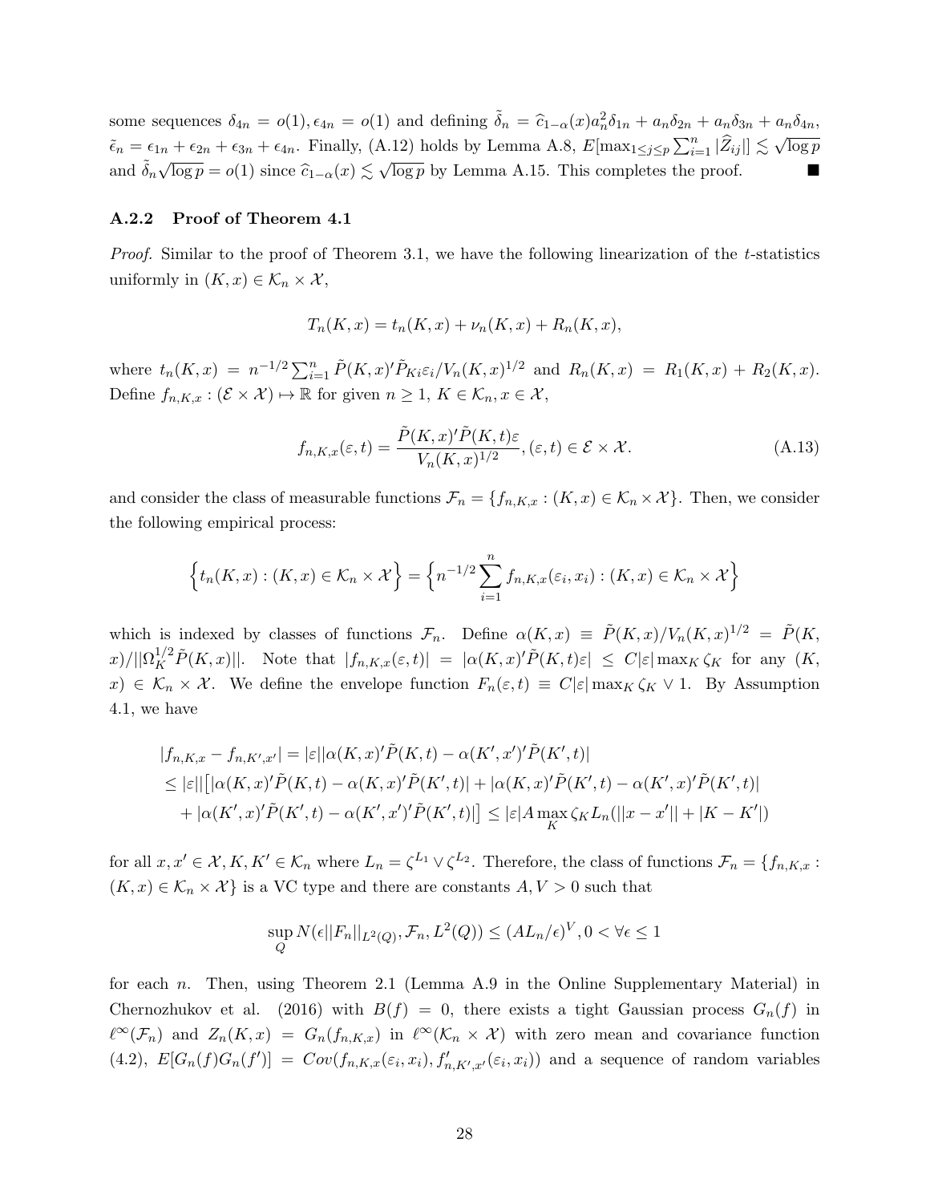some sequences $\delta_{4n} = o(1), \epsilon_{4n} = o(1)$ and defining $\tilde{\tilde{\delta}}_n = \widehat{c}_{1-\alpha}(x) a_n^2 \delta_{1n} + a_n \delta_{2n} + a_n \delta_{3n} + a_n \delta_{4n}$, $\tilde{\epsilon}_n = \epsilon_{1n} + \epsilon_{2n} + \epsilon_{3n} + \epsilon_{4n}$. Finally, (A.12) holds by Lemma A.8, $E[\max_{1\leq j \leq p} \sum_{i=1}^n |\widehat{Z}_{ij}|] \lesssim \sqrt{\log p}$ and $\tilde{\tilde{\delta}}_n \sqrt{\log p} = o(1)$ since $\widehat{c}_{1-\alpha}(x) \lesssim \sqrt{\log p}$ by Lemma A.15. This completes the proof. ■

### A.2.2 Proof of Theorem 4.1

*Proof.* Similar to the proof of Theorem 3.1, we have the following linearization of the $t$-statistics uniformly in $(K, x) \in \mathcal{K}_n \times \mathcal{X}$,

$$T_n(K,x) = t_n(K,x) + \nu_n(K,x) + R_n(K,x),$$

where $t_n(K,x) = n^{-1/2} \sum_{i=1}^n \tilde{P}(K,x)' \tilde{P}_{Ki} \varepsilon_i / V_n(K,x)^{1/2}$ and $R_n(K,x) = R_1(K,x) + R_2(K,x)$. Define $f_{n,K,x} : (\mathcal{E} \times \mathcal{X}) \mapsto \mathbb{R}$ for given $n \geq 1$, $K \in \mathcal{K}_n, x \in \mathcal{X}$,

$$f_{n,K,x}(\varepsilon, t) = \frac{\tilde{P}(K,x)' \tilde{P}(K,t) \varepsilon}{V_n(K,x)^{1/2}}, (\varepsilon, t) \in \mathcal{E} \times \mathcal{X}. \tag{A.13}$$

and consider the class of measurable functions $\mathcal{F}_n = \{f_{n,K,x} : (K,x) \in \mathcal{K}_n \times \mathcal{X}\}$. Then, we consider the following empirical process:

$$\Big\{ t_n(K,x) : (K,x) \in \mathcal{K}_n \times \mathcal{X} \Big\} = \Big\{ n^{-1/2} \sum_{i=1}^n f_{n,K,x}(\varepsilon_i, x_i) : (K,x) \in \mathcal{K}_n \times \mathcal{X} \Big\}$$

which is indexed by classes of functions $\mathcal{F}_n$. Define $\alpha(K,x) \equiv \tilde{P}(K,x)/V_n(K,x)^{1/2} = \tilde{P}(K, x)/||\Omega_K^{1/2} \tilde{P}(K,x)||$. Note that $|f_{n,K,x}(\varepsilon, t)| = |\alpha(K,x)' \tilde{P}(K,t) \varepsilon| \leq C|\varepsilon| \max_K \zeta_K$ for any $(K, x) \in \mathcal{K}_n \times \mathcal{X}$. We define the envelope function $F_n(\varepsilon, t) \equiv C|\varepsilon| \max_K \zeta_K \vee 1$. By Assumption 4.1, we have

$$\begin{aligned}
&|f_{n,K,x} - f_{n,K',x'}| = |\varepsilon||\alpha(K,x)'\tilde{P}(K,t) - \alpha(K',x')'\tilde{P}(K',t)| \\
&\leq |\varepsilon|| \big[ |\alpha(K,x)'\tilde{P}(K,t) - \alpha(K,x)'\tilde{P}(K',t)| + |\alpha(K,x)'\tilde{P}(K',t) - \alpha(K',x)'\tilde{P}(K',t)| \\
&\quad + |\alpha(K',x)'\tilde{P}(K',t) - \alpha(K',x')'\tilde{P}(K',t)| \big] \leq |\varepsilon| A \max_K \zeta_K L_n(||x - x'|| + |K - K'|)
\end{aligned}$$

for all $x, x' \in \mathcal{X}, K, K' \in \mathcal{K}_n$ where $L_n = \zeta^{L_1} \vee \zeta^{L_2}$. Therefore, the class of functions $\mathcal{F}_n = \{f_{n,K,x} : (K,x) \in \mathcal{K}_n \times \mathcal{X}\}$ is a VC type and there are constants $A, V > 0$ such that

$$\sup_Q N(\epsilon ||F_n||_{L^2(Q)}, \mathcal{F}_n, L^2(Q)) \leq (AL_n/\epsilon)^V, 0 < \forall \epsilon \leq 1$$

for each $n$. Then, using Theorem 2.1 (Lemma A.9 in the Online Supplementary Material) in Chernozhukov et al. (2016) with $B(f) = 0$, there exists a tight Gaussian process $G_n(f)$ in $\ell^\infty(\mathcal{F}_n)$ and $Z_n(K,x) = G_n(f_{n,K,x})$ in $\ell^\infty(\mathcal{K}_n \times \mathcal{X})$ with zero mean and covariance function (4.2), $E[G_n(f)G_n(f')] = Cov(f_{n,K,x}(\varepsilon_i, x_i), f'_{n,K',x'}(\varepsilon_i, x_i))$ and a sequence of random variables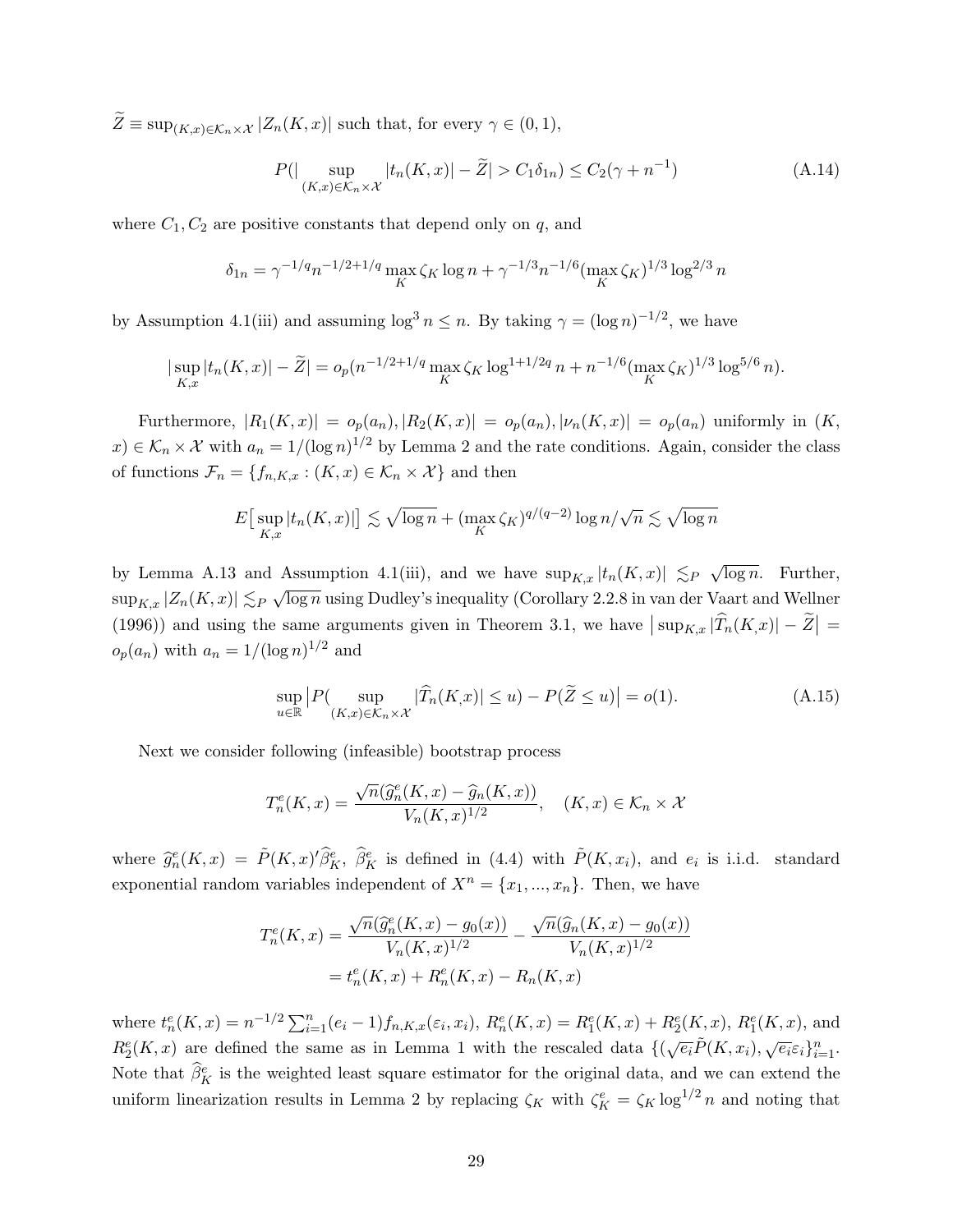$\widetilde{Z} \equiv \sup_{(K,x)\in\mathcal{K}_n\times\mathcal{X}} |Z_n(K,x)|$ such that, for every $\gamma \in (0,1)$,

$$P(|\sup_{(K,x)\in\mathcal{K}_n\times\mathcal{X}} |t_n(K,x)| - \widetilde{Z}| > C_1\delta_{1n}) \le C_2(\gamma + n^{-1}) \tag{A.14}$$

where $C_1, C_2$ are positive constants that depend only on $q$, and

$$\delta_{1n} = \gamma^{-1/q} n^{-1/2+1/q} \max_K \zeta_K \log n + \gamma^{-1/3} n^{-1/6} (\max_K \zeta_K)^{1/3} \log^{2/3} n$$

by Assumption 4.1(iii) and assuming $\log^3 n \le n$. By taking $\gamma = (\log n)^{-1/2}$, we have

$$|\sup_{K,x} |t_n(K,x)| - \widetilde{Z}| = o_p(n^{-1/2+1/q} \max_K \zeta_K \log^{1+1/2q} n + n^{-1/6} (\max_K \zeta_K)^{1/3} \log^{5/6} n).$$

Furthermore, $|R_1(K,x)| = o_p(a_n), |R_2(K,x)| = o_p(a_n), |\nu_n(K,x)| = o_p(a_n)$ uniformly in $(K, x) \in \mathcal{K}_n \times \mathcal{X}$ with $a_n = 1/(\log n)^{1/2}$ by Lemma 2 and the rate conditions. Again, consider the class of functions $\mathcal{F}_n = \{f_{n,K,x} : (K,x) \in \mathcal{K}_n \times \mathcal{X}\}$ and then

$$E\big[\sup_{K,x} |t_n(K,x)|\big] \lesssim \sqrt{\log n} + (\max_K \zeta_K)^{q/(q-2)} \log n / \sqrt{n} \lesssim \sqrt{\log n}$$

by Lemma A.13 and Assumption 4.1(iii), and we have $\sup_{K,x} |t_n(K,x)| \lesssim_P \sqrt{\log n}$. Further, $\sup_{K,x} |Z_n(K,x)| \lesssim_P \sqrt{\log n}$ using Dudley's inequality (Corollary 2.2.8 in van der Vaart and Wellner (1996)) and using the same arguments given in Theorem 3.1, we have $\big|\sup_{K,x} |\widehat{T}_n(K,x)| - \widetilde{Z}\big| = o_p(a_n)$ with $a_n = 1/(\log n)^{1/2}$ and

$$\sup_{u\in\mathbb{R}} \big|P(\sup_{(K,x)\in\mathcal{K}_n\times\mathcal{X}} |\widehat{T}_n(K,x)| \le u) - P(\widetilde{Z} \le u)\big| = o(1). \tag{A.15}$$

Next we consider following (infeasible) bootstrap process

$$T_n^e(K,x) = \frac{\sqrt{n}(\widehat{g}_n^e(K,x) - \widehat{g}_n(K,x))}{V_n(K,x)^{1/2}}, \quad (K,x) \in \mathcal{K}_n \times \mathcal{X}$$

where $\widehat{g}_n^e(K,x) = \tilde{P}(K,x)'\widehat{\beta}_K^e$, $\widehat{\beta}_K^e$ is defined in (4.4) with $\tilde{P}(K,x_i)$, and $e_i$ is i.i.d. standard exponential random variables independent of $X^n = \{x_1, ..., x_n\}$. Then, we have

$$\begin{aligned}
T_n^e(K,x) &= \frac{\sqrt{n}(\widehat{g}_n^e(K,x) - g_0(x))}{V_n(K,x)^{1/2}} - \frac{\sqrt{n}(\widehat{g}_n(K,x) - g_0(x))}{V_n(K,x)^{1/2}} \\
&= t_n^e(K,x) + R_n^e(K,x) - R_n(K,x)
\end{aligned}$$

where $t_n^e(K,x) = n^{-1/2}\sum_{i=1}^n (e_i - 1) f_{n,K,x}(\varepsilon_i, x_i)$, $R_n^e(K,x) = R_1^e(K,x) + R_2^e(K,x)$, $R_1^e(K,x)$, and $R_2^e(K,x)$ are defined the same as in Lemma 1 with the rescaled data $\{(\sqrt{e_i}\tilde{P}(K,x_i), \sqrt{e_i}\varepsilon_i\}_{i=1}^n$. Note that $\widehat{\beta}_K^e$ is the weighted least square estimator for the original data, and we can extend the uniform linearization results in Lemma 2 by replacing $\zeta_K$ with $\zeta_K^e = \zeta_K \log^{1/2} n$ and noting that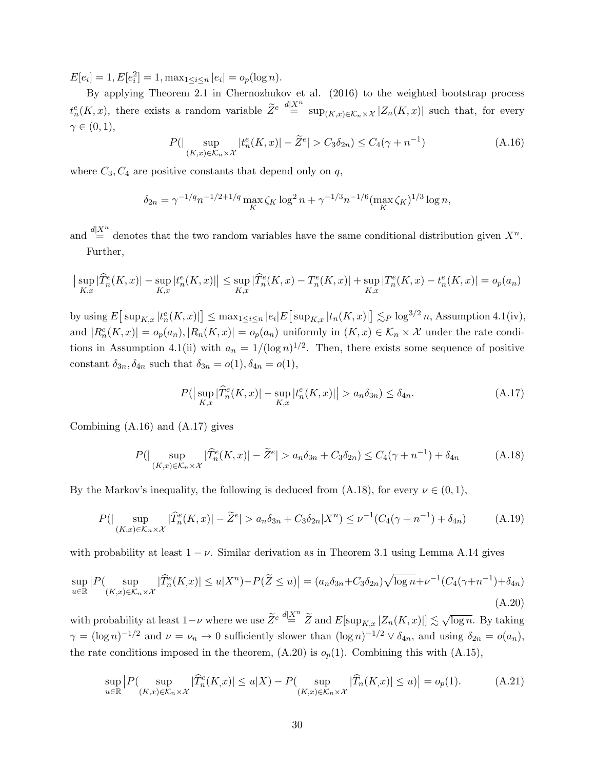$E[e_i] = 1, E[e_i^2] = 1, \max_{1\leq i\leq n} |e_i| = o_p(\log n)$.

By applying Theorem 2.1 in Chernozhukov et al. (2016) to the weighted bootstrap process $t_n^e(K,x)$, there exists a random variable $\widetilde{Z}^e \overset{d|X^n}{=} \sup_{(K,x)\in\mathcal{K}_n\times\mathcal{X}} |Z_n(K,x)|$ such that, for every $\gamma \in (0,1)$,

$$P(|\sup_{(K,x)\in\mathcal{K}_n\times\mathcal{X}} |t_n^e(K,x)| - \widetilde{Z}^e| > C_3\delta_{2n}) \leq C_4(\gamma + n^{-1}) \tag{A.16}$$

where $C_3, C_4$ are positive constants that depend only on $q$,

$$\delta_{2n} = \gamma^{-1/q} n^{-1/2+1/q} \max_K \zeta_K \log^2 n + \gamma^{-1/3} n^{-1/6} (\max_K \zeta_K)^{1/3} \log n,$$

and $\overset{d|X^n}{=}$ denotes that the two random variables have the same conditional distribution given $X^n$.

Further,

$$\big|\sup_{K,x} |\widehat{T}_n^e(K,x)| - \sup_{K,x} |t_n^e(K,x)|\big| \leq \sup_{K,x} |\widehat{T}_n^e(K,x) - T_n^e(K,x)| + \sup_{K,x} |T_n^e(K,x) - t_n^e(K,x)| = o_p(a_n)$$

by using $E\big[\sup_{K,x} |t_n^e(K,x)|\big] \leq \max_{1\leq i\leq n} |e_i| E\big[\sup_{K,x} |t_n(K,x)|\big] \lesssim_P \log^{3/2} n$, Assumption 4.1(iv), and $|R_n^e(K,x)| = o_p(a_n), |R_n(K,x)| = o_p(a_n)$ uniformly in $(K,x) \in \mathcal{K}_n \times \mathcal{X}$ under the rate conditions in Assumption 4.1(ii) with $a_n = 1/(\log n)^{1/2}$. Then, there exists some sequence of positive constant $\delta_{3n}, \delta_{4n}$ such that $\delta_{3n} = o(1), \delta_{4n} = o(1)$,

$$P(\big|\sup_{K,x} |\widehat{T}_n^e(K,x)| - \sup_{K,x} |t_n^e(K,x)|\big| > a_n\delta_{3n}) \leq \delta_{4n}. \tag{A.17}$$

Combining (A.16) and (A.17) gives

$$P(|\sup_{(K,x)\in\mathcal{K}_n\times\mathcal{X}} |\widehat{T}_n^e(K,x)| - \widetilde{Z}^e| > a_n\delta_{3n} + C_3\delta_{2n}) \leq C_4(\gamma + n^{-1}) + \delta_{4n} \tag{A.18}$$

By the Markov's inequality, the following is deduced from (A.18), for every $\nu \in (0,1)$,

$$P(|\sup_{(K,x)\in\mathcal{K}_n\times\mathcal{X}} |\widehat{T}_n^e(K,x)| - \widetilde{Z}^e| > a_n\delta_{3n} + C_3\delta_{2n}|X^n) \leq \nu^{-1}(C_4(\gamma + n^{-1}) + \delta_{4n}) \tag{A.19}$$

with probability at least $1-\nu$. Similar derivation as in Theorem 3.1 using Lemma A.14 gives

$$\sup_{u\in\mathbb{R}} \big|P(\sup_{(K,x)\in\mathcal{K}_n\times\mathcal{X}} |\widehat{T}_n^e(K,x)| \leq u|X^n) - P(\widetilde{Z} \leq u)\big| = (a_n\delta_{3n} + C_3\delta_{2n})\sqrt{\log n} + \nu^{-1}(C_4(\gamma+n^{-1}) + \delta_{4n}) \tag{A.20}$$

with probability at least $1-\nu$ where we use $\widetilde{Z}^e \overset{d|X^n}{=} \widetilde{Z}$ and $E[\sup_{K,x} |Z_n(K,x)|] \lesssim \sqrt{\log n}$. By taking $\gamma = (\log n)^{-1/2}$ and $\nu = \nu_n \to 0$ sufficiently slower than $(\log n)^{-1/2} \vee \delta_{4n}$, and using $\delta_{2n} = o(a_n)$, the rate conditions imposed in the theorem, (A.20) is $o_p(1)$. Combining this with (A.15),

$$\sup_{u\in\mathbb{R}} \big|P(\sup_{(K,x)\in\mathcal{K}_n\times\mathcal{X}} |\widehat{T}_n^e(K,x)| \leq u|X) - P(\sup_{(K,x)\in\mathcal{K}_n\times\mathcal{X}} |\widehat{T}_n(K,x)| \leq u)\big| = o_p(1). \tag{A.21}$$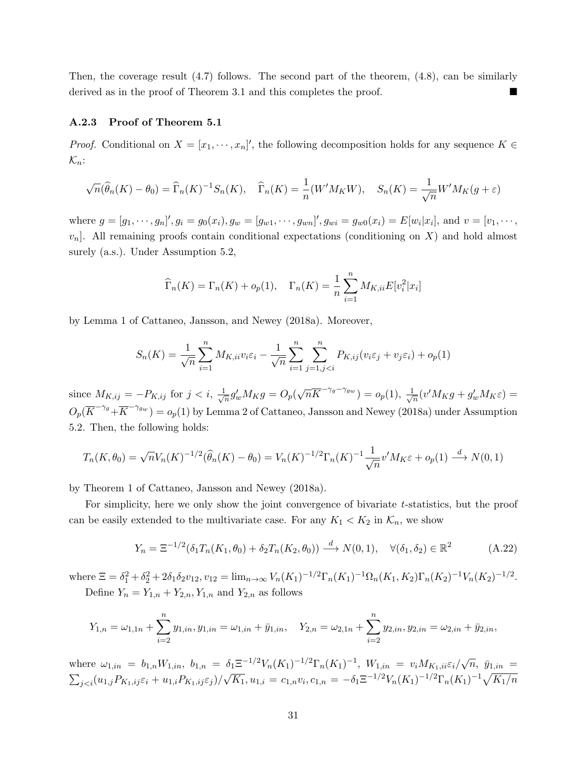Then, the coverage result (4.7) follows. The second part of the theorem, (4.8), can be similarly derived as in the proof of Theorem 3.1 and this completes the proof. ∎

### A.2.3 Proof of Theorem 5.1

*Proof.* Conditional on $X = [x_1, \cdots, x_n]'$, the following decomposition holds for any sequence $K \in \mathcal{K}_n$:

$$\sqrt{n}(\widehat{\theta}_n(K) - \theta_0) = \widehat{\Gamma}_n(K)^{-1} S_n(K), \quad \widehat{\Gamma}_n(K) = \frac{1}{n}(W' M_K W), \quad S_n(K) = \frac{1}{\sqrt{n}} W' M_K (g + \varepsilon)$$

where $g = [g_1, \cdots, g_n]', g_i = g_0(x_i), g_w = [g_{w1}, \cdots, g_{wn}]', g_{wi} = g_{w0}(x_i) = E[w_i|x_i]$, and $v = [v_1, \cdots, v_n]$. All remaining proofs contain conditional expectations (conditioning on $X$) and hold almost surely (a.s.). Under Assumption 5.2,

$$\widehat{\Gamma}_n(K) = \Gamma_n(K) + o_p(1), \quad \Gamma_n(K) = \frac{1}{n}\sum_{i=1}^{n} M_{K,ii} E[v_i^2|x_i]$$

by Lemma 1 of Cattaneo, Jansson, and Newey (2018a). Moreover,

$$S_n(K) = \frac{1}{\sqrt{n}}\sum_{i=1}^{n} M_{K,ii} v_i \varepsilon_i - \frac{1}{\sqrt{n}}\sum_{i=1}^{n}\sum_{j=1, j<i}^{n} P_{K,ij}(v_i\varepsilon_j + v_j\varepsilon_i) + o_p(1)$$

since $M_{K,ij} = -P_{K,ij}$ for $j < i$, $\frac{1}{\sqrt{n}} g_w' M_K g = O_p(\sqrt{n}\overline{K}^{-\gamma_g - \gamma_{gw}}) = o_p(1)$, $\frac{1}{\sqrt{n}}(v' M_K g + g_w' M_K \varepsilon) = O_p(\overline{K}^{-\gamma_g} + \overline{K}^{-\gamma_{gw}}) = o_p(1)$ by Lemma 2 of Cattaneo, Jansson and Newey (2018a) under Assumption 5.2. Then, the following holds:

$$T_n(K, \theta_0) = \sqrt{n} V_n(K)^{-1/2}(\widehat{\theta}_n(K) - \theta_0) = V_n(K)^{-1/2}\Gamma_n(K)^{-1}\frac{1}{\sqrt{n}} v' M_K \varepsilon + o_p(1) \xrightarrow{d} N(0,1)$$

by Theorem 1 of Cattaneo, Jansson and Newey (2018a).

For simplicity, here we only show the joint convergence of bivariate $t$-statistics, but the proof can be easily extended to the multivariate case. For any $K_1 < K_2$ in $\mathcal{K}_n$, we show

$$Y_n = \Xi^{-1/2}(\delta_1 T_n(K_1, \theta_0) + \delta_2 T_n(K_2, \theta_0)) \xrightarrow{d} N(0,1), \quad \forall (\delta_1, \delta_2) \in \mathbb{R}^2 \tag{A.22}$$

where $\Xi = \delta_1^2 + \delta_2^2 + 2\delta_1\delta_2 v_{12}$, $v_{12} = \lim_{n\to\infty} V_n(K_1)^{-1/2}\Gamma_n(K_1)^{-1}\Omega_n(K_1, K_2)\Gamma_n(K_2)^{-1}V_n(K_2)^{-1/2}$.

Define $Y_n = Y_{1,n} + Y_{2,n}$, $Y_{1,n}$ and $Y_{2,n}$ as follows

$$Y_{1,n} = \omega_{1,1n} + \sum_{i=2}^{n} y_{1,in}, y_{1,in} = \omega_{1,in} + \bar{y}_{1,in}, \quad Y_{2,n} = \omega_{2,1n} + \sum_{i=2}^{n} y_{2,in}, y_{2,in} = \omega_{2,in} + \bar{y}_{2,in},$$

where $\omega_{1,in} = b_{1,n} W_{1,in}$, $b_{1,n} = \delta_1 \Xi^{-1/2} V_n(K_1)^{-1/2}\Gamma_n(K_1)^{-1}$, $W_{1,in} = v_i M_{K_1,ii}\varepsilon_i/\sqrt{n}$, $\bar{y}_{1,in} = \sum_{j<i}(u_{1,j} P_{K_1,ij}\varepsilon_i + u_{1,i} P_{K_1,ij}\varepsilon_j)/\sqrt{K_1}$, $u_{1,i} = c_{1,n} v_i$, $c_{1,n} = -\delta_1 \Xi^{-1/2} V_n(K_1)^{-1/2}\Gamma_n(K_1)^{-1}\sqrt{K_1/n}$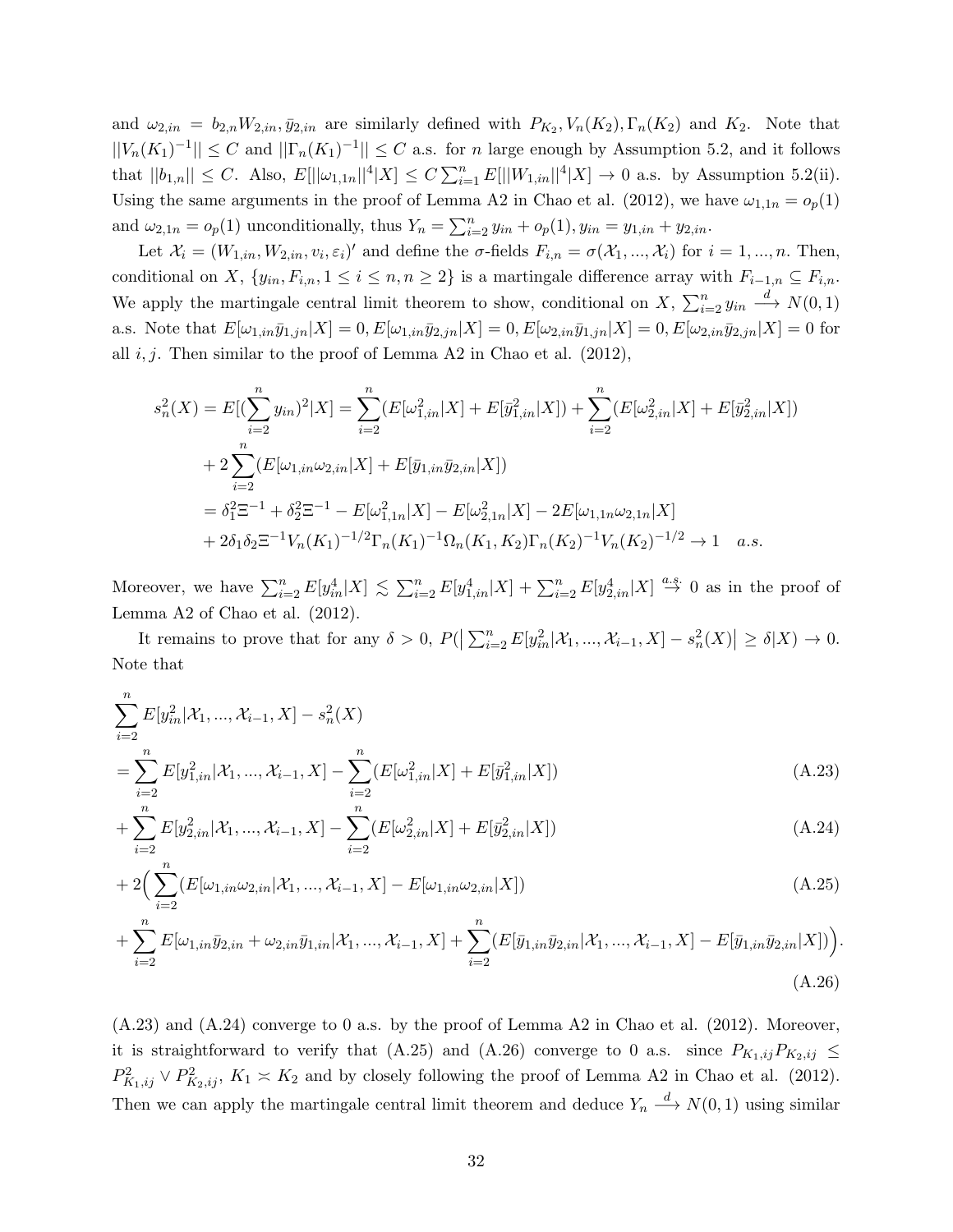and $\omega_{2,in} = b_{2,n}W_{2,in}, \bar{y}_{2,in}$ are similarly defined with $P_{K_2}, V_n(K_2), \Gamma_n(K_2)$ and $K_2$. Note that $||V_n(K_1)^{-1}|| \leq C$ and $||\Gamma_n(K_1)^{-1}|| \leq C$ a.s. for $n$ large enough by Assumption 5.2, and it follows that $||b_{1,n}|| \leq C$. Also, $E[||\omega_{1,1n}||^4|X] \leq C\sum_{i=1}^n E[||W_{1,in}||^4|X] \to 0$ a.s. by Assumption 5.2(ii). Using the same arguments in the proof of Lemma A2 in Chao et al. (2012), we have $\omega_{1,1n} = o_p(1)$ and $\omega_{2,1n} = o_p(1)$ unconditionally, thus $Y_n = \sum_{i=2}^n y_{in} + o_p(1), y_{in} = y_{1,in} + y_{2,in}$.

Let $\mathcal{X}_i = (W_{1,in}, W_{2,in}, v_i, \varepsilon_i)'$ and define the $\sigma$-fields $F_{i,n} = \sigma(\mathcal{X}_1, ..., \mathcal{X}_i)$ for $i = 1, ..., n$. Then, conditional on $X$, $\{y_{in}, F_{i,n}, 1 \leq i \leq n, n \geq 2\}$ is a martingale difference array with $F_{i-1,n} \subseteq F_{i,n}$. We apply the martingale central limit theorem to show, conditional on $X$, $\sum_{i=2}^n y_{in} \xrightarrow{d} N(0,1)$ a.s. Note that $E[\omega_{1,in}\bar{y}_{1,jn}|X] = 0, E[\omega_{1,in}\bar{y}_{2,jn}|X] = 0, E[\omega_{2,in}\bar{y}_{1,jn}|X] = 0, E[\omega_{2,in}\bar{y}_{2,jn}|X] = 0$ for all $i, j$. Then similar to the proof of Lemma A2 in Chao et al. (2012),

$$
\begin{aligned}
s_n^2(X) = E[(\sum_{i=2}^n y_{in})^2|X] &= \sum_{i=2}^n (E[\omega_{1,in}^2|X] + E[\bar{y}_{1,in}^2|X]) + \sum_{i=2}^n (E[\omega_{2,in}^2|X] + E[\bar{y}_{2,in}^2|X]) \\
&+ 2\sum_{i=2}^n (E[\omega_{1,in}\omega_{2,in}|X] + E[\bar{y}_{1,in}\bar{y}_{2,in}|X]) \\
&= \delta_1^2\Xi^{-1} + \delta_2^2\Xi^{-1} - E[\omega_{1,1n}^2|X] - E[\omega_{2,1n}^2|X] - 2E[\omega_{1,1n}\omega_{2,1n}|X] \\
&+ 2\delta_1\delta_2\Xi^{-1}V_n(K_1)^{-1/2}\Gamma_n(K_1)^{-1}\Omega_n(K_1,K_2)\Gamma_n(K_2)^{-1}V_n(K_2)^{-1/2} \to 1 \quad a.s.
\end{aligned}
$$

Moreover, we have $\sum_{i=2}^n E[y_{in}^4|X] \lesssim \sum_{i=2}^n E[y_{1,in}^4|X] + \sum_{i=2}^n E[y_{2,in}^4|X] \overset{a.s.}{\to} 0$ as in the proof of Lemma A2 of Chao et al. (2012).

It remains to prove that for any $\delta > 0$, $P(\big|\sum_{i=2}^n E[y_{in}^2|\mathcal{X}_1, ..., \mathcal{X}_{i-1}, X] - s_n^2(X)\big| \geq \delta|X) \to 0$. Note that

$$
\begin{aligned}
&\sum_{i=2}^n E[y_{in}^2|\mathcal{X}_1, ..., \mathcal{X}_{i-1}, X] - s_n^2(X) \\
&= \sum_{i=2}^n E[y_{1,in}^2|\mathcal{X}_1, ..., \mathcal{X}_{i-1}, X] - \sum_{i=2}^n (E[\omega_{1,in}^2|X] + E[\bar{y}_{1,in}^2|X]) &\text{(A.23)} \\
&+ \sum_{i=2}^n E[y_{2,in}^2|\mathcal{X}_1, ..., \mathcal{X}_{i-1}, X] - \sum_{i=2}^n (E[\omega_{2,in}^2|X] + E[\bar{y}_{2,in}^2|X]) &\text{(A.24)} \\
&+ 2\Big(\sum_{i=2}^n (E[\omega_{1,in}\omega_{2,in}|\mathcal{X}_1, ..., \mathcal{X}_{i-1}, X] - E[\omega_{1,in}\omega_{2,in}|X]) &\text{(A.25)} \\
&+ \sum_{i=2}^n E[\omega_{1,in}\bar{y}_{2,in} + \omega_{2,in}\bar{y}_{1,in}|\mathcal{X}_1, ..., \mathcal{X}_{i-1}, X] + \sum_{i=2}^n (E[\bar{y}_{1,in}\bar{y}_{2,in}|\mathcal{X}_1, ..., \mathcal{X}_{i-1}, X] - E[\bar{y}_{1,in}\bar{y}_{2,in}|X])\Big). &\text{(A.26)}
\end{aligned}
$$

(A.23) and (A.24) converge to 0 a.s. by the proof of Lemma A2 in Chao et al. (2012). Moreover, it is straightforward to verify that (A.25) and (A.26) converge to 0 a.s. since $P_{K_1,ij}P_{K_2,ij} \leq P_{K_1,ij}^2 \vee P_{K_2,ij}^2$, $K_1 \asymp K_2$ and by closely following the proof of Lemma A2 in Chao et al. (2012). Then we can apply the martingale central limit theorem and deduce $Y_n \xrightarrow{d} N(0,1)$ using similar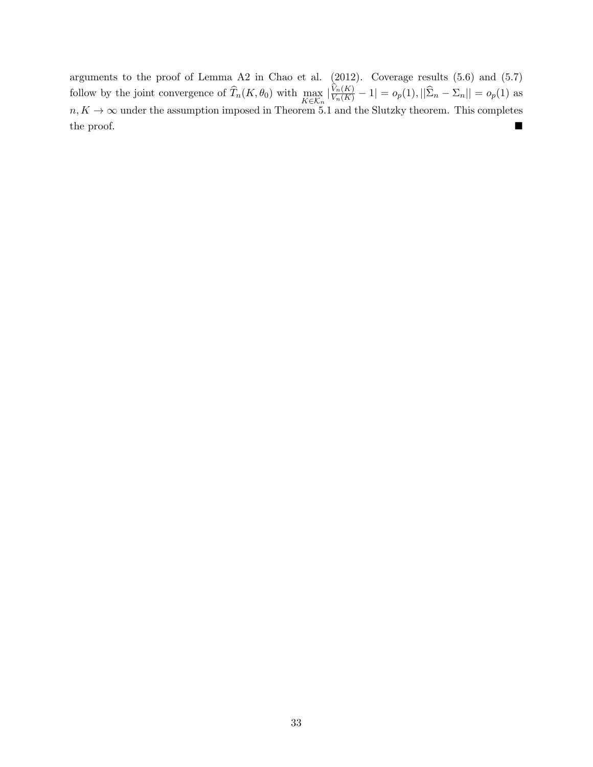arguments to the proof of Lemma A2 in Chao et al. (2012). Coverage results (5.6) and (5.7) follow by the joint convergence of $\widehat{T}_n(K, \theta_0)$ with $\max\limits_{K \in \mathcal{K}_n} |\frac{\widehat{V}_n(K)}{V_n(K)} - 1| = o_p(1), ||\widehat{\Sigma}_n - \Sigma_n|| = o_p(1)$ as $n, K \to \infty$ under the assumption imposed in Theorem 5.1 and the Slutzky theorem. This completes the proof. ■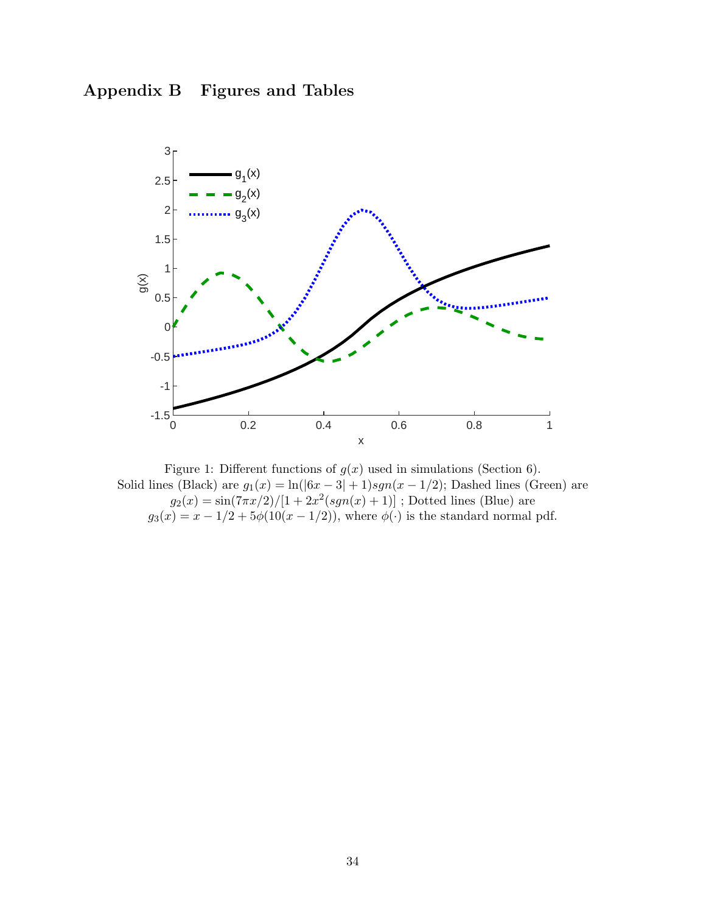# Appendix B Figures and Tables

3
2.5
2
1.5
1
0.5
0
-0.5
-1
-1.5
g(x)
0
0.2
0.4
0.6
0.8
1
x
$g_1(x)$
$g_2(x)$
$g_3(x)$

Figure 1: Different functions of $g(x)$ used in simulations (Section 6).
Solid lines (Black) are $g_1(x) = \ln(|6x - 3| + 1)sgn(x - 1/2)$; Dashed lines (Green) are
$g_2(x) = \sin(7\pi x/2)/[1 + 2x^2(sgn(x) + 1)]$ ; Dotted lines (Blue) are
$g_3(x) = x - 1/2 + 5\phi(10(x - 1/2))$, where $\phi(\cdot)$ is the standard normal pdf.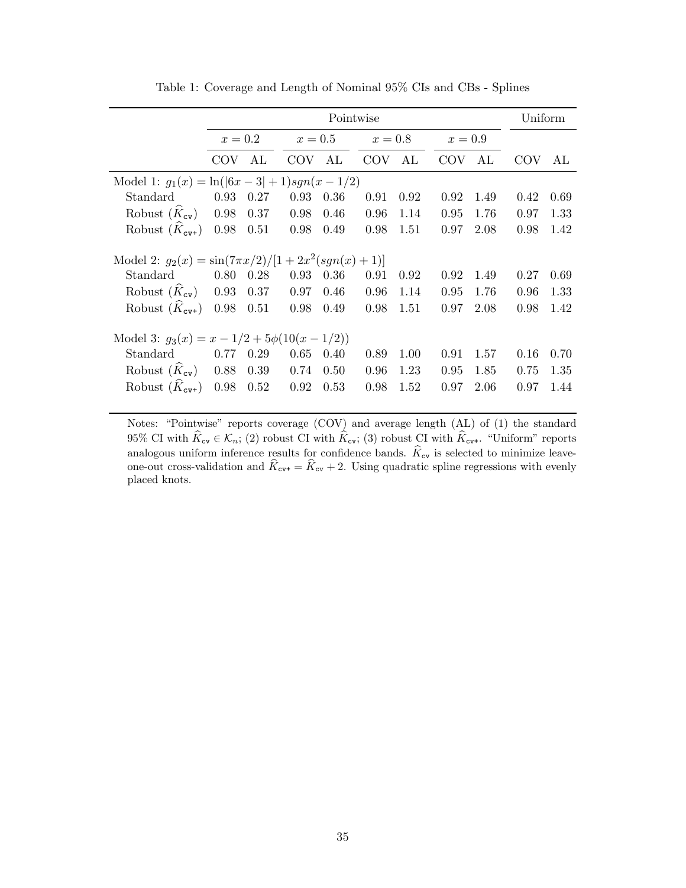Table 1: Coverage and Length of Nominal 95% CIs and CBs - Splines

| | Pointwise | | | | | | | | Uniform | |
|---|---|---|---|---|---|---|---|---|---|---|
| | $x = 0.2$ | | $x = 0.5$ | | $x = 0.8$ | | $x = 0.9$ | | | |
| | COV | AL | COV | AL | COV | AL | COV | AL | COV | AL |
| Model 1: $g_1(x) = \ln(\lvert 6x - 3\rvert + 1)sgn(x - 1/2)$ | | | | | | | | | | |
| Standard | 0.93 | 0.27 | 0.93 | 0.36 | 0.91 | 0.92 | 0.92 | 1.49 | 0.42 | 0.69 |
| Robust ($\widehat{K}_{\mathtt{cv}}$) | 0.98 | 0.37 | 0.98 | 0.46 | 0.96 | 1.14 | 0.95 | 1.76 | 0.97 | 1.33 |
| Robust ($\widehat{K}_{\mathtt{cv+}}$) | 0.98 | 0.51 | 0.98 | 0.49 | 0.98 | 1.51 | 0.97 | 2.08 | 0.98 | 1.42 |
| Model 2: $g_2(x) = \sin(7\pi x/2)/[1 + 2x^2(sgn(x) + 1)]$ | | | | | | | | | | |
| Standard | 0.80 | 0.28 | 0.93 | 0.36 | 0.91 | 0.92 | 0.92 | 1.49 | 0.27 | 0.69 |
| Robust ($\widehat{K}_{\mathtt{cv}}$) | 0.93 | 0.37 | 0.97 | 0.46 | 0.96 | 1.14 | 0.95 | 1.76 | 0.96 | 1.33 |
| Robust ($\widehat{K}_{\mathtt{cv+}}$) | 0.98 | 0.51 | 0.98 | 0.49 | 0.98 | 1.51 | 0.97 | 2.08 | 0.98 | 1.42 |
| Model 3: $g_3(x) = x - 1/2 + 5\phi(10(x - 1/2))$ | | | | | | | | | | |
| Standard | 0.77 | 0.29 | 0.65 | 0.40 | 0.89 | 1.00 | 0.91 | 1.57 | 0.16 | 0.70 |
| Robust ($\widehat{K}_{\mathtt{cv}}$) | 0.88 | 0.39 | 0.74 | 0.50 | 0.96 | 1.23 | 0.95 | 1.85 | 0.75 | 1.35 |
| Robust ($\widehat{K}_{\mathtt{cv+}}$) | 0.98 | 0.52 | 0.92 | 0.53 | 0.98 | 1.52 | 0.97 | 2.06 | 0.97 | 1.44 |

Notes: "Pointwise" reports coverage (COV) and average length (AL) of (1) the standard 95% CI with $\widehat{K}_{\mathtt{cv}} \in \mathcal{K}_n$; (2) robust CI with $\widehat{K}_{\mathtt{cv}}$; (3) robust CI with $\widehat{K}_{\mathtt{cv+}}$. "Uniform" reports analogous uniform inference results for confidence bands. $\widehat{K}_{\mathtt{cv}}$ is selected to minimize leave-one-out cross-validation and $\widehat{K}_{\mathtt{cv+}} = \widehat{K}_{\mathtt{cv}} + 2$. Using quadratic spline regressions with evenly placed knots.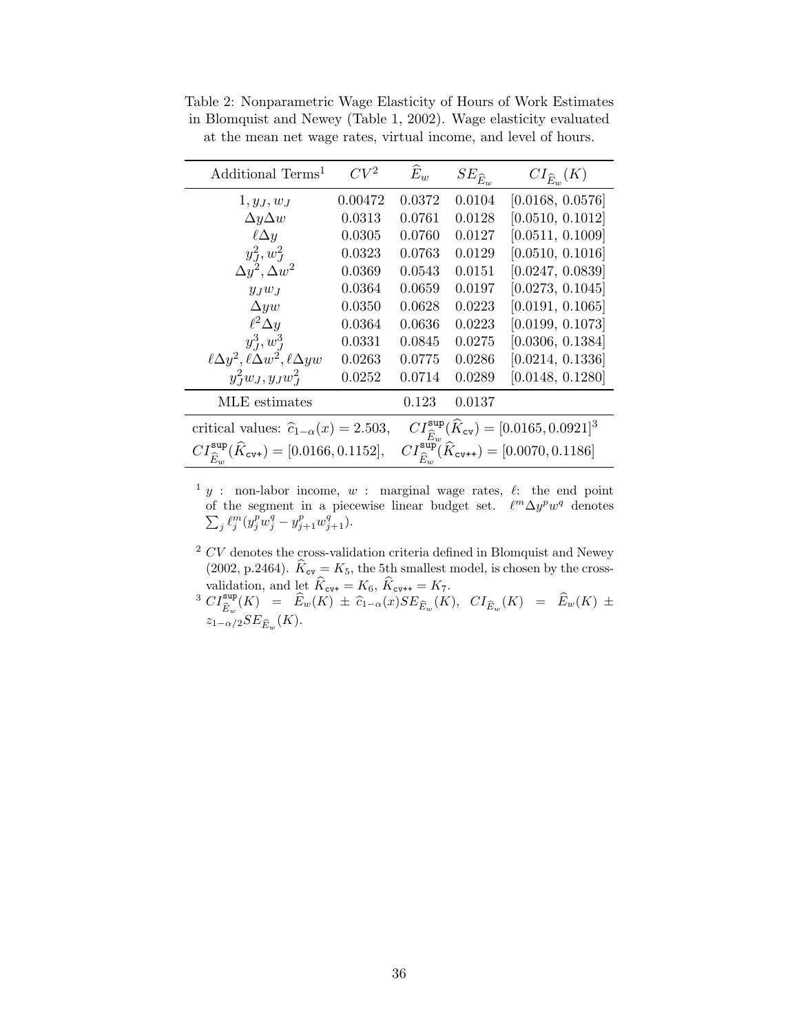Table 2: Nonparametric Wage Elasticity of Hours of Work Estimates in Blomquist and Newey (Table 1, 2002). Wage elasticity evaluated at the mean net wage rates, virtual income, and level of hours.

| Additional Terms[1] | $CV^2$ | $\widehat{E}_w$ | $SE_{\widehat{E}_w}$ | $CI_{\widehat{E}_w}(K)$ |
|---|---|---|---|---|
| $1, y_J, w_J$ | 0.00472 | 0.0372 | 0.0104 | [0.0168, 0.0576] |
| $\Delta y \Delta w$ | 0.0313 | 0.0761 | 0.0128 | [0.0510, 0.1012] |
| $\ell \Delta y$ | 0.0305 | 0.0760 | 0.0127 | [0.0511, 0.1009] |
| $y_J^2, w_J^2$ | 0.0323 | 0.0763 | 0.0129 | [0.0510, 0.1016] |
| $\Delta y^2, \Delta w^2$ | 0.0369 | 0.0543 | 0.0151 | [0.0247, 0.0839] |
| $y_J w_J$ | 0.0364 | 0.0659 | 0.0197 | [0.0273, 0.1045] |
| $\Delta yw$ | 0.0350 | 0.0628 | 0.0223 | [0.0191, 0.1065] |
| $\ell^2 \Delta y$ | 0.0364 | 0.0636 | 0.0223 | [0.0199, 0.1073] |
| $y_J^3, w_J^3$ | 0.0331 | 0.0845 | 0.0275 | [0.0306, 0.1384] |
| $\ell \Delta y^2, \ell \Delta w^2, \ell \Delta yw$ | 0.0263 | 0.0775 | 0.0286 | [0.0214, 0.1336] |
| $y_J^2 w_J, y_J w_J^2$ | 0.0252 | 0.0714 | 0.0289 | [0.0148, 0.1280] |
| MLE estimates | | 0.123 | 0.0137 | |

critical values: $\widehat{c}_{1-\alpha}(x) = 2.503$, $CI^{\mathtt{sup}}_{\widehat{E}_w}(\widehat{K}_{\mathtt{cv}}) = [0.0165, 0.0921]$[3]

$CI^{\mathtt{sup}}_{\widehat{E}_w}(\widehat{K}_{\mathtt{cv+}}) = [0.0166, 0.1152]$, $CI^{\mathtt{sup}}_{\widehat{E}_w}(\widehat{K}_{\mathtt{cv++}}) = [0.0070, 0.1186]$

[1] $y$ : non-labor income, $w$ : marginal wage rates, $\ell$: the end point of the segment in a piecewise linear budget set. $\ell^m \Delta y^p w^q$ denotes $\sum_j \ell_j^m (y_j^p w_j^q - y_{j+1}^p w_{j+1}^q)$.

[2] $CV$ denotes the cross-validation criteria defined in Blomquist and Newey (2002, p.2464). $\widehat{K}_{\mathtt{cv}} = K_5$, the 5th smallest model, is chosen by the cross-validation, and let $\widehat{K}_{\mathtt{cv+}} = K_6$, $\widehat{K}_{\mathtt{cv++}} = K_7$.

[3] $CI^{\mathtt{sup}}_{\widehat{E}_w}(K) = \widehat{E}_w(K) \pm \widehat{c}_{1-\alpha}(x) SE_{\widehat{E}_w}(K)$, $CI_{\widehat{E}_w}(K) = \widehat{E}_w(K) \pm z_{1-\alpha/2} SE_{\widehat{E}_w}(K)$.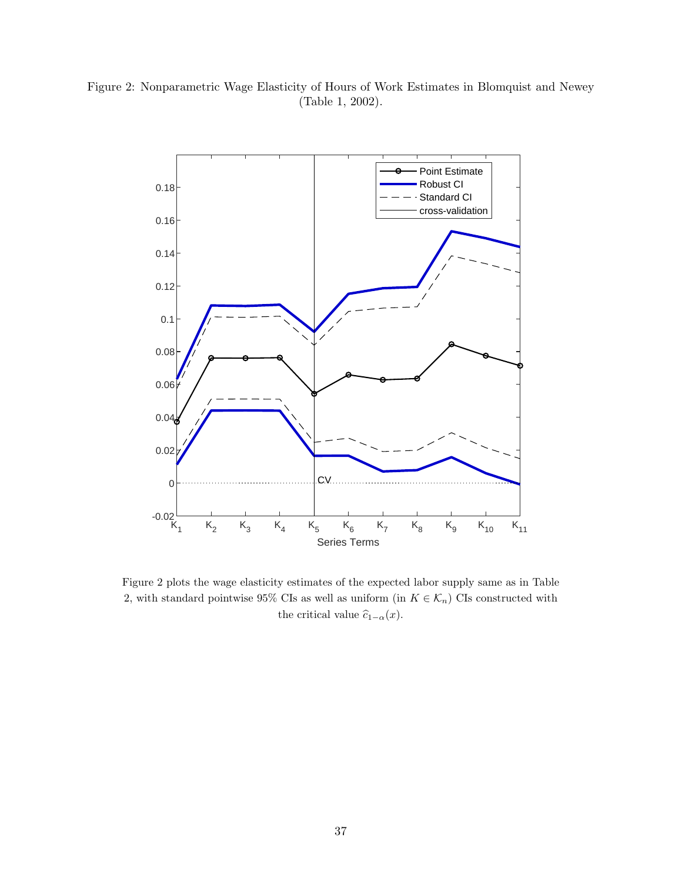Figure 2: Nonparametric Wage Elasticity of Hours of Work Estimates in Blomquist and Newey (Table 1, 2002).

Point Estimate
Robust CI
Standard CI
cross-validation

0.18
0.16
0.14
0.12
0.1
0.08
0.06
0.04
0.02
0
-0.02

CV

$K_1$ $K_2$ $K_3$ $K_4$ $K_5$ $K_6$ $K_7$ $K_8$ $K_9$ $K_{10}$ $K_{11}$

Series Terms

Figure 2 plots the wage elasticity estimates of the expected labor supply same as in Table 2, with standard pointwise 95% CIs as well as uniform (in $K \in \mathcal{K}_n$) CIs constructed with the critical value $\widehat{c}_{1-\alpha}(x)$.